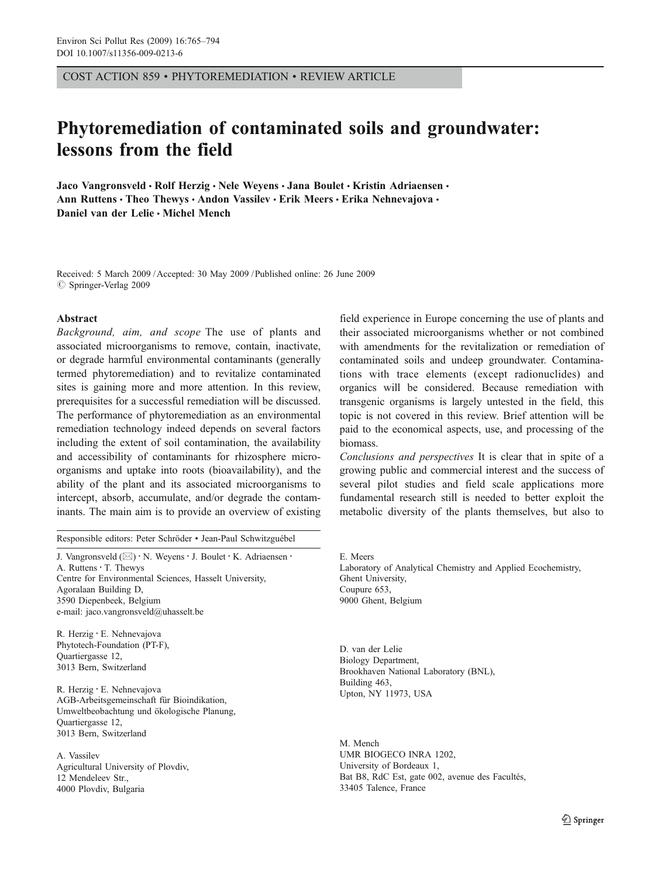COST ACTION 859 • PHYTOREMEDIATION • REVIEW ARTICLE

# Phytoremediation of contaminated soils and groundwater: lessons from the field

Jaco Vangronsveld · Rolf Herzig · Nele Weyens · Jana Boulet · Kristin Adriaensen · Ann Ruttens · Theo Thewys · Andon Vassilev · Erik Meers · Erika Nehnevajova · Daniel van der Lelie · Michel Mench

Received: 5 March 2009 / Accepted: 30 May 2009 / Published online: 26 June 2009
© Springer-Verlag 2009

## Abstract

*Background, aim, and scope* The use of plants and associated microorganisms to remove, contain, inactivate, or degrade harmful environmental contaminants (generally termed phytoremediation) and to revitalize contaminated sites is gaining more and more attention. In this review, prerequisites for a successful remediation will be discussed. The performance of phytoremediation as an environmental remediation technology indeed depends on several factors including the extent of soil contamination, the availability and accessibility of contaminants for rhizosphere microorganisms and uptake into roots (bioavailability), and the ability of the plant and its associated microorganisms to intercept, absorb, accumulate, and/or degrade the contaminants. The main aim is to provide an overview of existing field experience in Europe concerning the use of plants and their associated microorganisms whether or not combined with amendments for the revitalization or remediation of contaminated soils and undeep groundwater. Contaminations with trace elements (except radionuclides) and organics will be considered. Because remediation with transgenic organisms is largely untested in the field, this topic is not covered in this review. Brief attention will be paid to the economical aspects, use, and processing of the biomass.

*Conclusions and perspectives* It is clear that in spite of a growing public and commercial interest and the success of several pilot studies and field scale applications more fundamental research still is needed to better exploit the metabolic diversity of the plants themselves, but also to

---

Responsible editors: Peter Schröder • Jean-Paul Schwitzguébel

J. Vangronsveld (✉) · N. Weyens · J. Boulet · K. Adriaensen · A. Ruttens · T. Thewys
Centre for Environmental Sciences, Hasselt University,
Agoralaan Building D,
3590 Diepenbeek, Belgium
e-mail: jaco.vangronsveld@uhasselt.be

R. Herzig · E. Nehnevajova
Phytotech-Foundation (PT-F),
Quartiergasse 12,
3013 Bern, Switzerland

R. Herzig · E. Nehnevajova
AGB-Arbeitsgemeinschaft für Bioindikation,
Umweltbeobachtung und ökologische Planung,
Quartiergasse 12,
3013 Bern, Switzerland

A. Vassilev
Agricultural University of Plovdiv,
12 Mendeleev Str.,
4000 Plovdiv, Bulgaria

E. Meers
Laboratory of Analytical Chemistry and Applied Ecochemistry,
Ghent University,
Coupure 653,
9000 Ghent, Belgium

D. van der Lelie
Biology Department,
Brookhaven National Laboratory (BNL),
Building 463,
Upton, NY 11973, USA

M. Mench
UMR BIOGECO INRA 1202,
University of Bordeaux 1,
Bat B8, RdC Est, gate 002, avenue des Facultés,
33405 Talence, France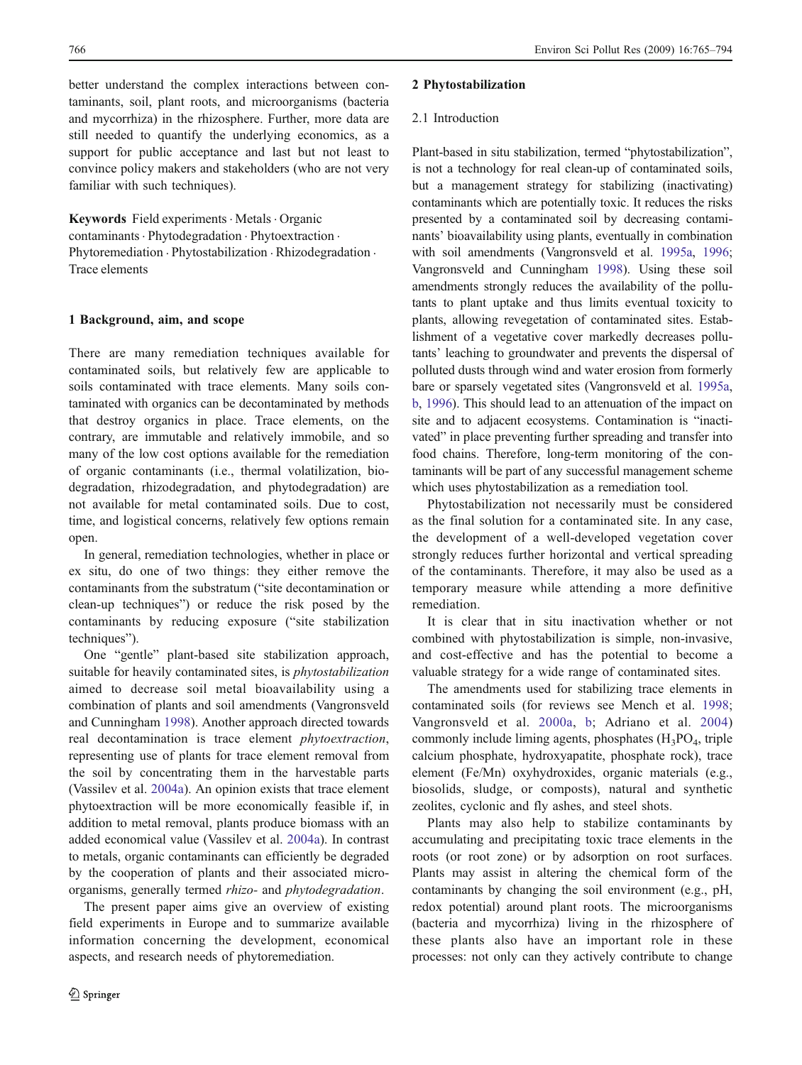better understand the complex interactions between contaminants, soil, plant roots, and microorganisms (bacteria and mycorrhiza) in the rhizosphere. Further, more data are still needed to quantify the underlying economics, as a support for public acceptance and last but not least to convince policy makers and stakeholders (who are not very familiar with such techniques).

**Keywords** Field experiments · Metals · Organic contaminants · Phytodegradation · Phytoextraction · Phytoremediation · Phytostabilization · Rhizodegradation · Trace elements

## 1 Background, aim, and scope

There are many remediation techniques available for contaminated soils, but relatively few are applicable to soils contaminated with trace elements. Many soils contaminated with organics can be decontaminated by methods that destroy organics in place. Trace elements, on the contrary, are immutable and relatively immobile, and so many of the low cost options available for the remediation of organic contaminants (i.e., thermal volatilization, biodegradation, rhizodegradation, and phytodegradation) are not available for metal contaminated soils. Due to cost, time, and logistical concerns, relatively few options remain open.

In general, remediation technologies, whether in place or ex situ, do one of two things: they either remove the contaminants from the substratum ("site decontamination or clean-up techniques") or reduce the risk posed by the contaminants by reducing exposure ("site stabilization techniques").

One "gentle" plant-based site stabilization approach, suitable for heavily contaminated sites, is *phytostabilization* aimed to decrease soil metal bioavailability using a combination of plants and soil amendments (Vangronsveld and Cunningham 1998). Another approach directed towards real decontamination is trace element *phytoextraction*, representing use of plants for trace element removal from the soil by concentrating them in the harvestable parts (Vassilev et al. 2004a). An opinion exists that trace element phytoextraction will be more economically feasible if, in addition to metal removal, plants produce biomass with an added economical value (Vassilev et al. 2004a). In contrast to metals, organic contaminants can efficiently be degraded by the cooperation of plants and their associated microorganisms, generally termed *rhizo-* and *phytodegradation*.

The present paper aims give an overview of existing field experiments in Europe and to summarize available information concerning the development, economical aspects, and research needs of phytoremediation.

## 2 Phytostabilization

### 2.1 Introduction

Plant-based in situ stabilization, termed "phytostabilization", is not a technology for real clean-up of contaminated soils, but a management strategy for stabilizing (inactivating) contaminants which are potentially toxic. It reduces the risks presented by a contaminated soil by decreasing contaminants' bioavailability using plants, eventually in combination with soil amendments (Vangronsveld et al. 1995a, 1996; Vangronsveld and Cunningham 1998). Using these soil amendments strongly reduces the availability of the pollutants to plant uptake and thus limits eventual toxicity to plants, allowing revegetation of contaminated sites. Establishment of a vegetative cover markedly decreases pollutants' leaching to groundwater and prevents the dispersal of polluted dusts through wind and water erosion from formerly bare or sparsely vegetated sites (Vangronsveld et al. 1995a, b, 1996). This should lead to an attenuation of the impact on site and to adjacent ecosystems. Contamination is "inactivated" in place preventing further spreading and transfer into food chains. Therefore, long-term monitoring of the contaminants will be part of any successful management scheme which uses phytostabilization as a remediation tool.

Phytostabilization not necessarily must be considered as the final solution for a contaminated site. In any case, the development of a well-developed vegetation cover strongly reduces further horizontal and vertical spreading of the contaminants. Therefore, it may also be used as a temporary measure while attending a more definitive remediation.

It is clear that in situ inactivation whether or not combined with phytostabilization is simple, non-invasive, and cost-effective and has the potential to become a valuable strategy for a wide range of contaminated sites.

The amendments used for stabilizing trace elements in contaminated soils (for reviews see Mench et al. 1998; Vangronsveld et al. 2000a, b; Adriano et al. 2004) commonly include liming agents, phosphates ($H_3PO_4$, triple calcium phosphate, hydroxyapatite, phosphate rock), trace element (Fe/Mn) oxyhydroxides, organic materials (e.g., biosolids, sludge, or composts), natural and synthetic zeolites, cyclonic and fly ashes, and steel shots.

Plants may also help to stabilize contaminants by accumulating and precipitating toxic trace elements in the roots (or root zone) or by adsorption on root surfaces. Plants may assist in altering the chemical form of the contaminants by changing the soil environment (e.g., pH, redox potential) around plant roots. The microorganisms (bacteria and mycorrhiza) living in the rhizosphere of these plants also have an important role in these processes: not only can they actively contribute to change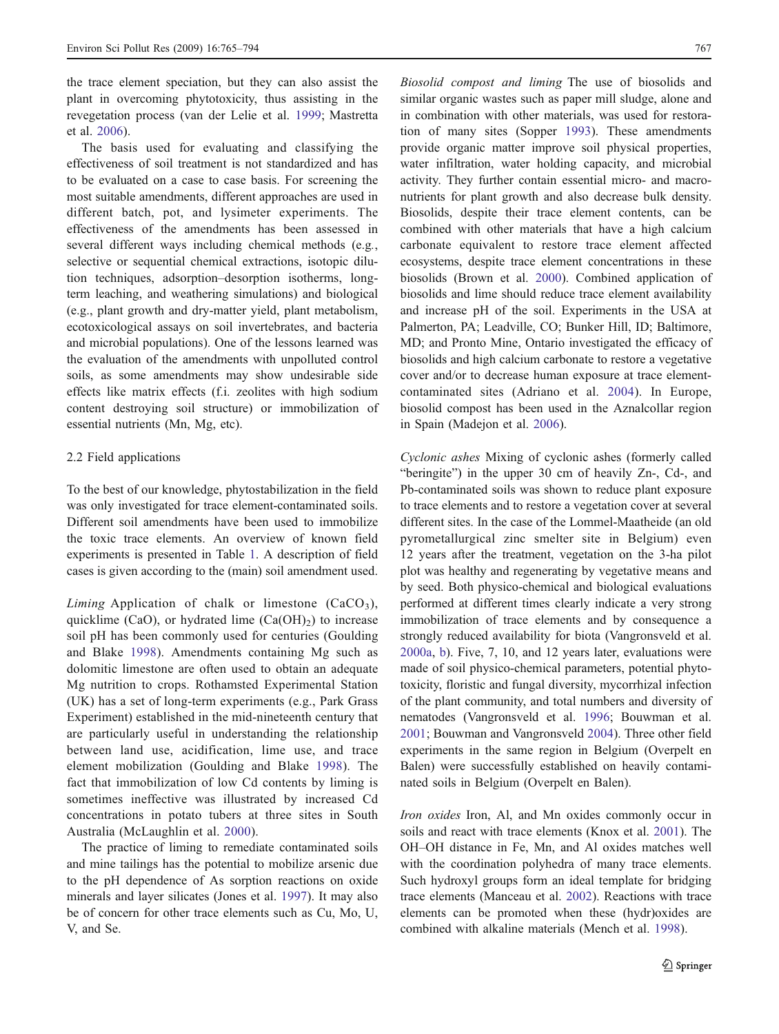the trace element speciation, but they can also assist the plant in overcoming phytotoxicity, thus assisting in the revegetation process (van der Lelie et al. 1999; Mastretta et al. 2006).

The basis used for evaluating and classifying the effectiveness of soil treatment is not standardized and has to be evaluated on a case to case basis. For screening the most suitable amendments, different approaches are used in different batch, pot, and lysimeter experiments. The effectiveness of the amendments has been assessed in several different ways including chemical methods (e.g., selective or sequential chemical extractions, isotopic dilution techniques, adsorption–desorption isotherms, long-term leaching, and weathering simulations) and biological (e.g., plant growth and dry-matter yield, plant metabolism, ecotoxicological assays on soil invertebrates, and bacteria and microbial populations). One of the lessons learned was the evaluation of the amendments with unpolluted control soils, as some amendments may show undesirable side effects like matrix effects (f.i. zeolites with high sodium content destroying soil structure) or immobilization of essential nutrients (Mn, Mg, etc).

### 2.2 Field applications

To the best of our knowledge, phytostabilization in the field was only investigated for trace element-contaminated soils. Different soil amendments have been used to immobilize the toxic trace elements. An overview of known field experiments is presented in Table 1. A description of field cases is given according to the (main) soil amendment used.

*Liming* Application of chalk or limestone ($CaCO_3$), quicklime ($CaO$), or hydrated lime ($Ca(OH)_2$) to increase soil pH has been commonly used for centuries (Goulding and Blake 1998). Amendments containing Mg such as dolomitic limestone are often used to obtain an adequate Mg nutrition to crops. Rothamsted Experimental Station (UK) has a set of long-term experiments (e.g., Park Grass Experiment) established in the mid-nineteenth century that are particularly useful in understanding the relationship between land use, acidification, lime use, and trace element mobilization (Goulding and Blake 1998). The fact that immobilization of low Cd contents by liming is sometimes ineffective was illustrated by increased Cd concentrations in potato tubers at three sites in South Australia (McLaughlin et al. 2000).

The practice of liming to remediate contaminated soils and mine tailings has the potential to mobilize arsenic due to the pH dependence of As sorption reactions on oxide minerals and layer silicates (Jones et al. 1997). It may also be of concern for other trace elements such as Cu, Mo, U, V, and Se.

*Biosolid compost and liming* The use of biosolids and similar organic wastes such as paper mill sludge, alone and in combination with other materials, was used for restoration of many sites (Sopper 1993). These amendments provide organic matter improve soil physical properties, water infiltration, water holding capacity, and microbial activity. They further contain essential micro- and macronutrients for plant growth and also decrease bulk density. Biosolids, despite their trace element contents, can be combined with other materials that have a high calcium carbonate equivalent to restore trace element affected ecosystems, despite trace element concentrations in these biosolids (Brown et al. 2000). Combined application of biosolids and lime should reduce trace element availability and increase pH of the soil. Experiments in the USA at Palmerton, PA; Leadville, CO; Bunker Hill, ID; Baltimore, MD; and Pronto Mine, Ontario investigated the efficacy of biosolids and high calcium carbonate to restore a vegetative cover and/or to decrease human exposure at trace element-contaminated sites (Adriano et al. 2004). In Europe, biosolid compost has been used in the Aznalcollar region in Spain (Madejon et al. 2006).

*Cyclonic ashes* Mixing of cyclonic ashes (formerly called "beringite") in the upper 30 cm of heavily Zn-, Cd-, and Pb-contaminated soils was shown to reduce plant exposure to trace elements and to restore a vegetation cover at several different sites. In the case of the Lommel-Maatheide (an old pyrometallurgical zinc smelter site in Belgium) even 12 years after the treatment, vegetation on the 3-ha pilot plot was healthy and regenerating by vegetative means and by seed. Both physico-chemical and biological evaluations performed at different times clearly indicate a very strong immobilization of trace elements and by consequence a strongly reduced availability for biota (Vangronsveld et al. 2000a, b). Five, 7, 10, and 12 years later, evaluations were made of soil physico-chemical parameters, potential phytotoxicity, floristic and fungal diversity, mycorrhizal infection of the plant community, and total numbers and diversity of nematodes (Vangronsveld et al. 1996; Bouwman et al. 2001; Bouwman and Vangronsveld 2004). Three other field experiments in the same region in Belgium (Overpelt en Balen) were successfully established on heavily contaminated soils in Belgium (Overpelt en Balen).

*Iron oxides* Iron, Al, and Mn oxides commonly occur in soils and react with trace elements (Knox et al. 2001). The OH–OH distance in Fe, Mn, and Al oxides matches well with the coordination polyhedra of many trace elements. Such hydroxyl groups form an ideal template for bridging trace elements (Manceau et al. 2002). Reactions with trace elements can be promoted when these (hydr)oxides are combined with alkaline materials (Mench et al. 1998).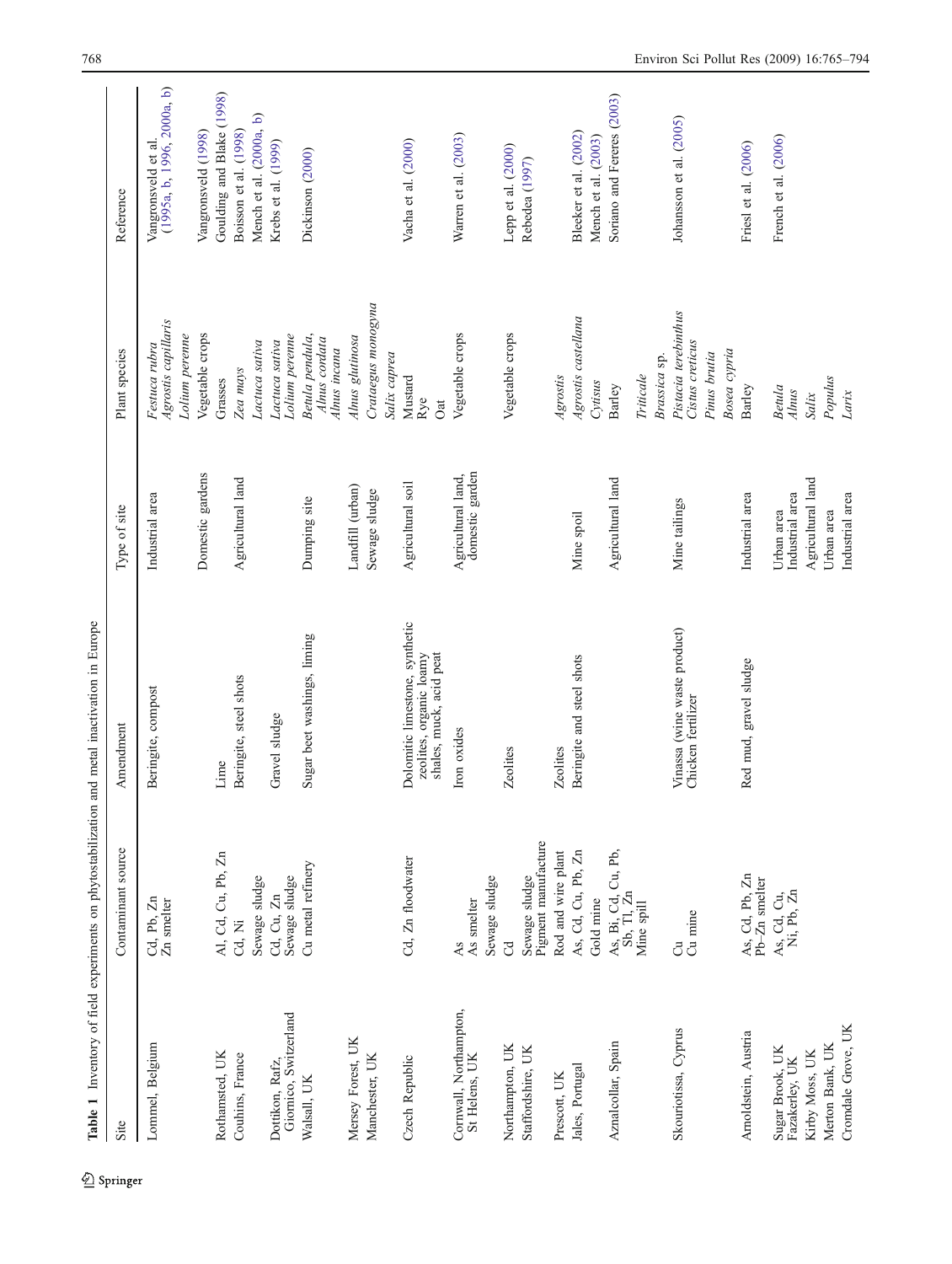**Table 1** Inventory of field experiments on phytostabilization and metal inactivation in Europe

| Site | Contaminant source | Amendment | Type of site | Plant species | Reference |
|---|---|---|---|---|---|
| Lommel, Belgium | Cd, Pb, Zn<br>Zn smelter | Beringite, compost | Industrial area | *Festuca rubra*<br>*Agrostis capillaris*<br>*Lolium perenne* | Vangronsveld et al. (1995a, b, 1996, 2000a, b) |
| | | | Domestic gardens | Vegetable crops | Vangronsveld (1998) |
| Rothamsted, UK | Al, Cd, Cu, Pb, Zn | Lime | | Grasses | Goulding and Blake (1998) |
| Couhins, France | Cd, Ni<br>Sewage sludge | Beringite, steel shots | Agricultural land | *Zea mays*<br>*Lactuca sativa* | Boisson et al. (1998)<br>Mench et al. (2000a, b) |
| Dottikon, Rafz, Giornico, Switzerland | Cd, Cu, Zn<br>Sewage sludge | Gravel sludge | | *Lactuca sativa*<br>*Lolium perenne* | Krebs et al. (1999) |
| Walsall, UK | Cu metal refinery | Sugar beet washings, liming | Dumping site | *Betula pendula*,<br>*Alnus cordata*<br>*Alnus incana* | Dickinson (2000) |
| Mersey Forest, UK | | | Landfill (urban) | *Alnus glutinosa* | |
| Manchester, UK | | | Sewage sludge | *Crataegus monogyna*<br>*Salix caprea* | |
| Czech Republic | Cd, Zn floodwater | Dolomitic limestone, synthetic zeolites, organic loamy shales, muck, acid peat | Agricultural soil | Mustard<br>Rye<br>Oat | Vacha et al. (2000) |
| Cornwall, Northampton, St Helens, UK | As<br>As smelter<br>Sewage sludge | Iron oxides | Agricultural land, domestic garden | Vegetable crops | Warren et al. (2003) |
| Northampton, UK | Cd | Zeolites | | Vegetable crops | Lepp et al. (2000) |
| Staffordshire, UK | Sewage sludge<br>Pigment manufacture | | | | Rebedea (1997) |
| Prescott, UK | Rod and wire plant | Zeolites | | *Agrostis* | |
| Jales, Portugal | As, Cd, Cu, Pb, Zn<br>Gold mine | Beringite and steel shots | Mine spoil | *Agrostis castellana*<br>*Cytisus* | Bleeker et al. (2002)<br>Mench et al. (2003) |
| Aznalcollar, Spain | As, Bi, Cd, Cu, Pb, Sb, Tl, Zn<br>Mine spill | | Agricultural land | Barley<br>*Triticale*<br>*Brassica* sp. | Soriano and Fereres (2003) |
| Skouriotissa, Cyprus | Cu<br>Cu mine | Vinassa (wine waste product)<br>Chicken fertilizer | Mine tailings | *Pistacia terebinthus*<br>*Cistus creticus*<br>*Pinus brutia*<br>*Bosea cypria* | Johansson et al. (2005) |
| Arnoldstein, Austria | As, Cd, Pb, Zn<br>Pb–Zn smelter | Red mud, gravel sludge | Industrial area | Barley | Friesl et al. (2006) |
| Sugar Brook, UK | As, Cd, Cu, Ni, Pb, Zn | | Urban area | *Betula* | French et al. (2006) |
| Fazakerley, UK | | | Industrial area | *Alnus* | |
| Kirby Moss, UK | | | Agricultural land | *Salix* | |
| Merton Bank, UK | | | Urban area | *Populus* | |
| Cromdale Grove, UK | | | Industrial area | *Larix* | |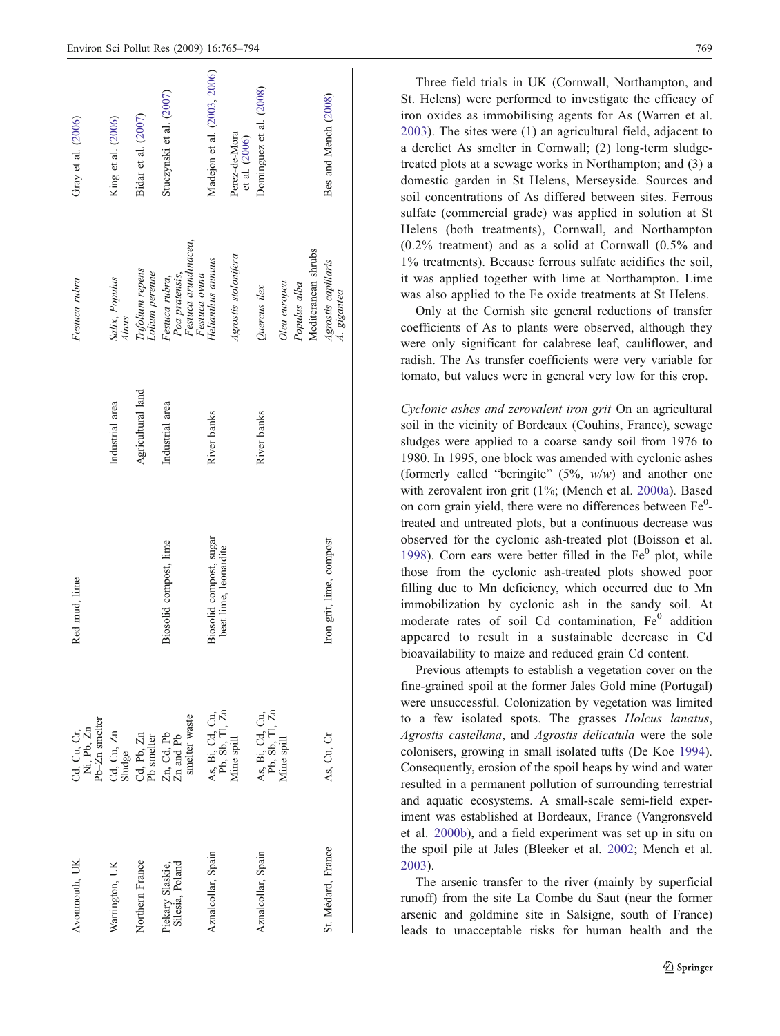| Avonmouth, UK | Cd, Cu, Cr, Ni, Pb, Zn Pb–Zn smelter | Red mud, lime | | *Festuca rubra* | Gray et al. (2006) |
|---|---|---|---|---|---|
| Warrington, UK | Cd, Cu, Zn Sludge | | Industrial area | *Salix*, *Populus* *Alnus* | King et al. (2006) |
| Northern France | Cd, Pb, Zn Pb smelter | | Agricultural land | *Trifolium repens* *Lolium perenne* | Bidar et al. (2007) |
| Piekary Slaskie, Silesia, Poland | Zn, Cd, Pb Zn and Pb smelter waste | Biosolid compost, lime | Industrial area | *Festuca rubra*, *Poa pratensis*, *Festuca arundinacea*, *Festuca ovina* | Stuczynski et al. (2007) |
| Aznalcollar, Spain | As, Bi, Cd, Cu, Pb, Sb, Tl, Zn Mine spill | Biosolid compost, sugar beet lime, leonardite | River banks | *Helianthus annuus* | Madejon et al. (2003, 2006) |
| | | | | *Agrostis stolonifera* | Perez-de-Mora et al. (2006) |
| Aznalcollar, Spain | As, Bi, Cd, Cu, Pb, Sb, Tl, Zn Mine spill | | River banks | *Quercus ilex* *Olea europea* *Populus alba* Mediteranean shrubs | Dominguez et al. (2008) |
| St. Médard, France | As, Cu, Cr | Iron grit, lime, compost | | *Agrostis capillaris* *A. gigantea* | Bes and Mench (2008) |

Three field trials in UK (Cornwall, Northampton, and St. Helens) were performed to investigate the efficacy of iron oxides as immobilising agents for As (Warren et al. 2003). The sites were (1) an agricultural field, adjacent to a derelict As smelter in Cornwall; (2) long-term sludge-treated plots at a sewage works in Northampton; and (3) a domestic garden in St Helens, Merseyside. Sources and soil concentrations of As differed between sites. Ferrous sulfate (commercial grade) was applied in solution at St Helens (both treatments), Cornwall, and Northampton (0.2% treatment) and as a solid at Cornwall (0.5% and 1% treatments). Because ferrous sulfate acidifies the soil, it was applied together with lime at Northampton. Lime was also applied to the Fe oxide treatments at St Helens.

Only at the Cornish site general reductions of transfer coefficients of As to plants were observed, although they were only significant for calabrese leaf, cauliflower, and radish. The As transfer coefficients were very variable for tomato, but values were in general very low for this crop.

*Cyclonic ashes and zerovalent iron grit* On an agricultural soil in the vicinity of Bordeaux (Couhins, France), sewage sludges were applied to a coarse sandy soil from 1976 to 1980. In 1995, one block was amended with cyclonic ashes (formerly called "beringite" (5%, *w/w*) and another one with zerovalent iron grit (1%; (Mench et al. 2000a). Based on corn grain yield, there were no differences between $Fe^0$-treated and untreated plots, but a continuous decrease was observed for the cyclonic ash-treated plot (Boisson et al. 1998). Corn ears were better filled in the $Fe^0$ plot, while those from the cyclonic ash-treated plots showed poor filling due to Mn deficiency, which occurred due to Mn immobilization by cyclonic ash in the sandy soil. At moderate rates of soil Cd contamination, $Fe^0$ addition appeared to result in a sustainable decrease in Cd bioavailability to maize and reduced grain Cd content.

Previous attempts to establish a vegetation cover on the fine-grained spoil at the former Jales Gold mine (Portugal) were unsuccessful. Colonization by vegetation was limited to a few isolated spots. The grasses *Holcus lanatus*, *Agrostis castellana*, and *Agrostis delicatula* were the sole colonisers, growing in small isolated tufts (De Koe 1994). Consequently, erosion of the spoil heaps by wind and water resulted in a permanent pollution of surrounding terrestrial and aquatic ecosystems. A small-scale semi-field experiment was established at Bordeaux, France (Vangronsveld et al. 2000b), and a field experiment was set up in situ on the spoil pile at Jales (Bleeker et al. 2002; Mench et al. 2003).

The arsenic transfer to the river (mainly by superficial runoff) from the site La Combe du Saut (near the former arsenic and goldmine site in Salsigne, south of France) leads to unacceptable risks for human health and the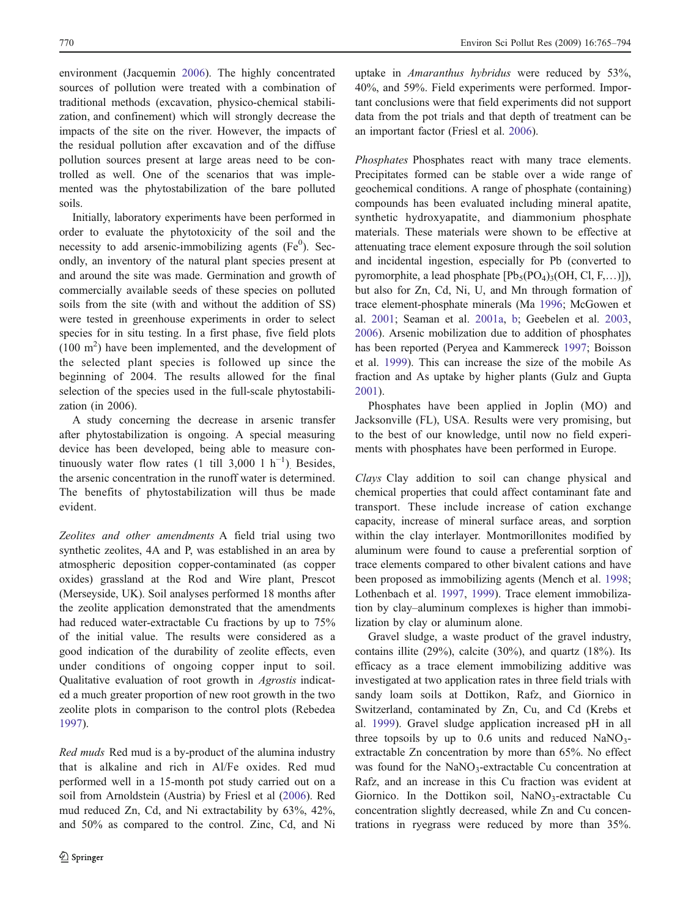environment (Jacquemin 2006). The highly concentrated sources of pollution were treated with a combination of traditional methods (excavation, physico-chemical stabilization, and confinement) which will strongly decrease the impacts of the site on the river. However, the impacts of the residual pollution after excavation and of the diffuse pollution sources present at large areas need to be controlled as well. One of the scenarios that was implemented was the phytostabilization of the bare polluted soils.

Initially, laboratory experiments have been performed in order to evaluate the phytotoxicity of the soil and the necessity to add arsenic-immobilizing agents ($Fe^0$). Secondly, an inventory of the natural plant species present at and around the site was made. Germination and growth of commercially available seeds of these species on polluted soils from the site (with and without the addition of SS) were tested in greenhouse experiments in order to select species for in situ testing. In a first phase, five field plots (100 $m^2$) have been implemented, and the development of the selected plant species is followed up since the beginning of 2004. The results allowed for the final selection of the species used in the full-scale phytostabilization (in 2006).

A study concerning the decrease in arsenic transfer after phytostabilization is ongoing. A special measuring device has been developed, being able to measure continuously water flow rates (1 till 3,000 l $h^{-1}$). Besides, the arsenic concentration in the runoff water is determined. The benefits of phytostabilization will thus be made evident.

*Zeolites and other amendments* A field trial using two synthetic zeolites, 4A and P, was established in an area by atmospheric deposition copper-contaminated (as copper oxides) grassland at the Rod and Wire plant, Prescot (Merseyside, UK). Soil analyses performed 18 months after the zeolite application demonstrated that the amendments had reduced water-extractable Cu fractions by up to 75% of the initial value. The results were considered as a good indication of the durability of zeolite effects, even under conditions of ongoing copper input to soil. Qualitative evaluation of root growth in *Agrostis* indicated a much greater proportion of new root growth in the two zeolite plots in comparison to the control plots (Rebedea 1997).

*Red muds* Red mud is a by-product of the alumina industry that is alkaline and rich in Al/Fe oxides. Red mud performed well in a 15-month pot study carried out on a soil from Arnoldstein (Austria) by Friesl et al (2006). Red mud reduced Zn, Cd, and Ni extractability by 63%, 42%, and 50% as compared to the control. Zinc, Cd, and Ni uptake in *Amaranthus hybridus* were reduced by 53%, 40%, and 59%. Field experiments were performed. Important conclusions were that field experiments did not support data from the pot trials and that depth of treatment can be an important factor (Friesl et al. 2006).

*Phosphates* Phosphates react with many trace elements. Precipitates formed can be stable over a wide range of geochemical conditions. A range of phosphate (containing) compounds has been evaluated including mineral apatite, synthetic hydroxyapatite, and diammonium phosphate materials. These materials were shown to be effective at attenuating trace element exposure through the soil solution and incidental ingestion, especially for Pb (converted to pyromorphite, a lead phosphate [$Pb_5(PO_4)_3(OH, Cl, F,\ldots)$]), but also for Zn, Cd, Ni, U, and Mn through formation of trace element-phosphate minerals (Ma 1996; McGowen et al. 2001; Seaman et al. 2001a, b; Geebelen et al. 2003, 2006). Arsenic mobilization due to addition of phosphates has been reported (Peryea and Kammereck 1997; Boisson et al. 1999). This can increase the size of the mobile As fraction and As uptake by higher plants (Gulz and Gupta 2001).

Phosphates have been applied in Joplin (MO) and Jacksonville (FL), USA. Results were very promising, but to the best of our knowledge, until now no field experiments with phosphates have been performed in Europe.

*Clays* Clay addition to soil can change physical and chemical properties that could affect contaminant fate and transport. These include increase of cation exchange capacity, increase of mineral surface areas, and sorption within the clay interlayer. Montmorillonites modified by aluminum were found to cause a preferential sorption of trace elements compared to other bivalent cations and have been proposed as immobilizing agents (Mench et al. 1998; Lothenbach et al. 1997, 1999). Trace element immobilization by clay–aluminum complexes is higher than immobilization by clay or aluminum alone.

Gravel sludge, a waste product of the gravel industry, contains illite (29%), calcite (30%), and quartz (18%). Its efficacy as a trace element immobilizing additive was investigated at two application rates in three field trials with sandy loam soils at Dottikon, Rafz, and Giornico in Switzerland, contaminated by Zn, Cu, and Cd (Krebs et al. 1999). Gravel sludge application increased pH in all three topsoils by up to 0.6 units and reduced $NaNO_3$-extractable Zn concentration by more than 65%. No effect was found for the $NaNO_3$-extractable Cu concentration at Rafz, and an increase in this Cu fraction was evident at Giornico. In the Dottikon soil, $NaNO_3$-extractable Cu concentration slightly decreased, while Zn and Cu concentrations in ryegrass were reduced by more than 35%.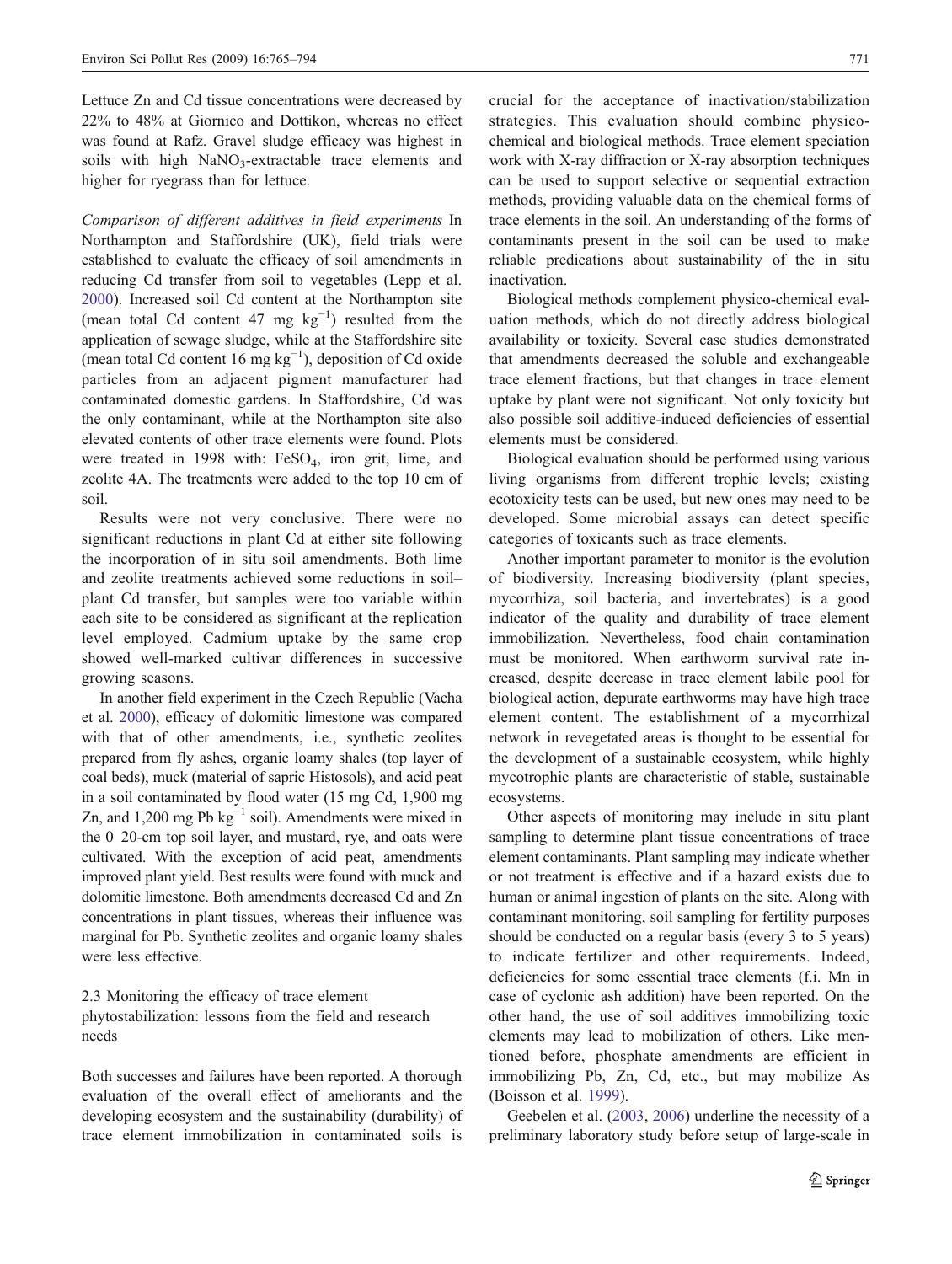Lettuce Zn and Cd tissue concentrations were decreased by 22% to 48% at Giornico and Dottikon, whereas no effect was found at Rafz. Gravel sludge efficacy was highest in soils with high $NaNO_3$-extractable trace elements and higher for ryegrass than for lettuce.

*Comparison of different additives in field experiments* In Northampton and Staffordshire (UK), field trials were established to evaluate the efficacy of soil amendments in reducing Cd transfer from soil to vegetables (Lepp et al. 2000). Increased soil Cd content at the Northampton site (mean total Cd content 47 mg $kg^{-1}$) resulted from the application of sewage sludge, while at the Staffordshire site (mean total Cd content 16 mg $kg^{-1}$), deposition of Cd oxide particles from an adjacent pigment manufacturer had contaminated domestic gardens. In Staffordshire, Cd was the only contaminant, while at the Northampton site also elevated contents of other trace elements were found. Plots were treated in 1998 with: $FeSO_4$, iron grit, lime, and zeolite 4A. The treatments were added to the top 10 cm of soil.

Results were not very conclusive. There were no significant reductions in plant Cd at either site following the incorporation of in situ soil amendments. Both lime and zeolite treatments achieved some reductions in soil–plant Cd transfer, but samples were too variable within each site to be considered as significant at the replication level employed. Cadmium uptake by the same crop showed well-marked cultivar differences in successive growing seasons.

In another field experiment in the Czech Republic (Vacha et al. 2000), efficacy of dolomitic limestone was compared with that of other amendments, i.e., synthetic zeolites prepared from fly ashes, organic loamy shales (top layer of coal beds), muck (material of sapric Histosols), and acid peat in a soil contaminated by flood water (15 mg Cd, 1,900 mg Zn, and 1,200 mg Pb $kg^{-1}$ soil). Amendments were mixed in the 0–20-cm top soil layer, and mustard, rye, and oats were cultivated. With the exception of acid peat, amendments improved plant yield. Best results were found with muck and dolomitic limestone. Both amendments decreased Cd and Zn concentrations in plant tissues, whereas their influence was marginal for Pb. Synthetic zeolites and organic loamy shales were less effective.

### 2.3 Monitoring the efficacy of trace element phytostabilization: lessons from the field and research needs

Both successes and failures have been reported. A thorough evaluation of the overall effect of ameliorants and the developing ecosystem and the sustainability (durability) of trace element immobilization in contaminated soils is crucial for the acceptance of inactivation/stabilization strategies. This evaluation should combine physico-chemical and biological methods. Trace element speciation work with X-ray diffraction or X-ray absorption techniques can be used to support selective or sequential extraction methods, providing valuable data on the chemical forms of trace elements in the soil. An understanding of the forms of contaminants present in the soil can be used to make reliable predications about sustainability of the in situ inactivation.

Biological methods complement physico-chemical evaluation methods, which do not directly address biological availability or toxicity. Several case studies demonstrated that amendments decreased the soluble and exchangeable trace element fractions, but that changes in trace element uptake by plant were not significant. Not only toxicity but also possible soil additive-induced deficiencies of essential elements must be considered.

Biological evaluation should be performed using various living organisms from different trophic levels; existing ecotoxicity tests can be used, but new ones may need to be developed. Some microbial assays can detect specific categories of toxicants such as trace elements.

Another important parameter to monitor is the evolution of biodiversity. Increasing biodiversity (plant species, mycorrhiza, soil bacteria, and invertebrates) is a good indicator of the quality and durability of trace element immobilization. Nevertheless, food chain contamination must be monitored. When earthworm survival rate increased, despite decrease in trace element labile pool for biological action, depurate earthworms may have high trace element content. The establishment of a mycorrhizal network in revegetated areas is thought to be essential for the development of a sustainable ecosystem, while highly mycotrophic plants are characteristic of stable, sustainable ecosystems.

Other aspects of monitoring may include in situ plant sampling to determine plant tissue concentrations of trace element contaminants. Plant sampling may indicate whether or not treatment is effective and if a hazard exists due to human or animal ingestion of plants on the site. Along with contaminant monitoring, soil sampling for fertility purposes should be conducted on a regular basis (every 3 to 5 years) to indicate fertilizer and other requirements. Indeed, deficiencies for some essential trace elements (f.i. Mn in case of cyclonic ash addition) have been reported. On the other hand, the use of soil additives immobilizing toxic elements may lead to mobilization of others. Like mentioned before, phosphate amendments are efficient in immobilizing Pb, Zn, Cd, etc., but may mobilize As (Boisson et al. 1999).

Geebelen et al. (2003, 2006) underline the necessity of a preliminary laboratory study before setup of large-scale in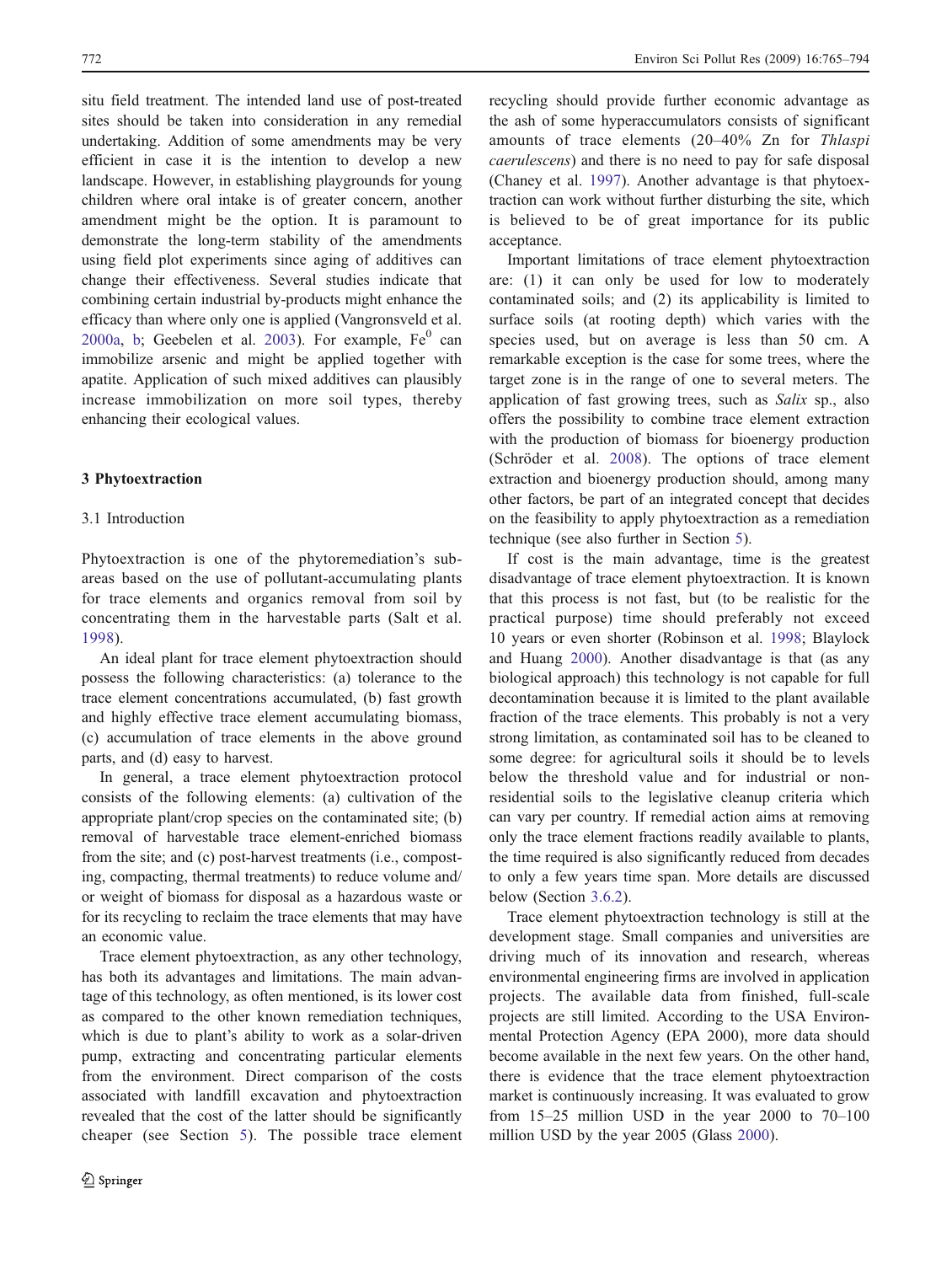situ field treatment. The intended land use of post-treated sites should be taken into consideration in any remedial undertaking. Addition of some amendments may be very efficient in case it is the intention to develop a new landscape. However, in establishing playgrounds for young children where oral intake is of greater concern, another amendment might be the option. It is paramount to demonstrate the long-term stability of the amendments using field plot experiments since aging of additives can change their effectiveness. Several studies indicate that combining certain industrial by-products might enhance the efficacy than where only one is applied (Vangronsveld et al. 2000a, b; Geebelen et al. 2003). For example, $Fe^0$ can immobilize arsenic and might be applied together with apatite. Application of such mixed additives can plausibly increase immobilization on more soil types, thereby enhancing their ecological values.

## 3 Phytoextraction

### 3.1 Introduction

Phytoextraction is one of the phytoremediation's sub-areas based on the use of pollutant-accumulating plants for trace elements and organics removal from soil by concentrating them in the harvestable parts (Salt et al. 1998).

An ideal plant for trace element phytoextraction should possess the following characteristics: (a) tolerance to the trace element concentrations accumulated, (b) fast growth and highly effective trace element accumulating biomass, (c) accumulation of trace elements in the above ground parts, and (d) easy to harvest.

In general, a trace element phytoextraction protocol consists of the following elements: (a) cultivation of the appropriate plant/crop species on the contaminated site; (b) removal of harvestable trace element-enriched biomass from the site; and (c) post-harvest treatments (i.e., composting, compacting, thermal treatments) to reduce volume and/or weight of biomass for disposal as a hazardous waste or for its recycling to reclaim the trace elements that may have an economic value.

Trace element phytoextraction, as any other technology, has both its advantages and limitations. The main advantage of this technology, as often mentioned, is its lower cost as compared to the other known remediation techniques, which is due to plant's ability to work as a solar-driven pump, extracting and concentrating particular elements from the environment. Direct comparison of the costs associated with landfill excavation and phytoextraction revealed that the cost of the latter should be significantly cheaper (see Section 5). The possible trace element recycling should provide further economic advantage as the ash of some hyperaccumulators consists of significant amounts of trace elements (20–40% Zn for *Thlaspi caerulescens*) and there is no need to pay for safe disposal (Chaney et al. 1997). Another advantage is that phytoextraction can work without further disturbing the site, which is believed to be of great importance for its public acceptance.

Important limitations of trace element phytoextraction are: (1) it can only be used for low to moderately contaminated soils; and (2) its applicability is limited to surface soils (at rooting depth) which varies with the species used, but on average is less than 50 cm. A remarkable exception is the case for some trees, where the target zone is in the range of one to several meters. The application of fast growing trees, such as *Salix* sp., also offers the possibility to combine trace element extraction with the production of biomass for bioenergy production (Schröder et al. 2008). The options of trace element extraction and bioenergy production should, among many other factors, be part of an integrated concept that decides on the feasibility to apply phytoextraction as a remediation technique (see also further in Section 5).

If cost is the main advantage, time is the greatest disadvantage of trace element phytoextraction. It is known that this process is not fast, but (to be realistic for the practical purpose) time should preferably not exceed 10 years or even shorter (Robinson et al. 1998; Blaylock and Huang 2000). Another disadvantage is that (as any biological approach) this technology is not capable for full decontamination because it is limited to the plant available fraction of the trace elements. This probably is not a very strong limitation, as contaminated soil has to be cleaned to some degree: for agricultural soils it should be to levels below the threshold value and for industrial or non-residential soils to the legislative cleanup criteria which can vary per country. If remedial action aims at removing only the trace element fractions readily available to plants, the time required is also significantly reduced from decades to only a few years time span. More details are discussed below (Section 3.6.2).

Trace element phytoextraction technology is still at the development stage. Small companies and universities are driving much of its innovation and research, whereas environmental engineering firms are involved in application projects. The available data from finished, full-scale projects are still limited. According to the USA Environmental Protection Agency (EPA 2000), more data should become available in the next few years. On the other hand, there is evidence that the trace element phytoextraction market is continuously increasing. It was evaluated to grow from 15–25 million USD in the year 2000 to 70–100 million USD by the year 2005 (Glass 2000).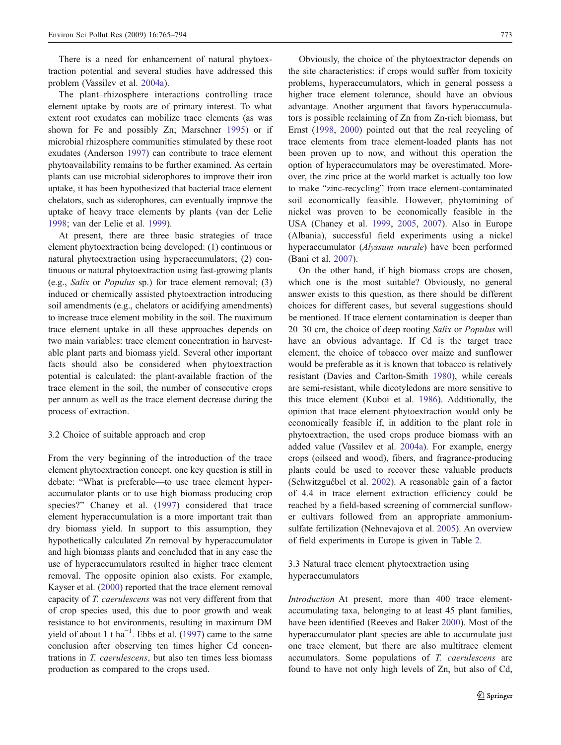There is a need for enhancement of natural phytoextraction potential and several studies have addressed this problem (Vassilev et al. 2004a).

The plant–rhizosphere interactions controlling trace element uptake by roots are of primary interest. To what extent root exudates can mobilize trace elements (as was shown for Fe and possibly Zn; Marschner 1995) or if microbial rhizosphere communities stimulated by these root exudates (Anderson 1997) can contribute to trace element phytoavailability remains to be further examined. As certain plants can use microbial siderophores to improve their iron uptake, it has been hypothesized that bacterial trace element chelators, such as siderophores, can eventually improve the uptake of heavy trace elements by plants (van der Lelie 1998; van der Lelie et al. 1999).

At present, there are three basic strategies of trace element phytoextraction being developed: (1) continuous or natural phytoextraction using hyperaccumulators; (2) continuous or natural phytoextraction using fast-growing plants (e.g., *Salix* or *Populus* sp.) for trace element removal; (3) induced or chemically assisted phytoextraction introducing soil amendments (e.g., chelators or acidifying amendments) to increase trace element mobility in the soil. The maximum trace element uptake in all these approaches depends on two main variables: trace element concentration in harvestable plant parts and biomass yield. Several other important facts should also be considered when phytoextraction potential is calculated: the plant-available fraction of the trace element in the soil, the number of consecutive crops per annum as well as the trace element decrease during the process of extraction.

### 3.2 Choice of suitable approach and crop

From the very beginning of the introduction of the trace element phytoextraction concept, one key question is still in debate: "What is preferable—to use trace element hyperaccumulator plants or to use high biomass producing crop species?" Chaney et al. (1997) considered that trace element hyperaccumulation is a more important trait than dry biomass yield. In support to this assumption, they hypothetically calculated Zn removal by hyperaccumulator and high biomass plants and concluded that in any case the use of hyperaccumulators resulted in higher trace element removal. The opposite opinion also exists. For example, Kayser et al. (2000) reported that the trace element removal capacity of *T. caerulescens* was not very different from that of crop species used, this due to poor growth and weak resistance to hot environments, resulting in maximum DM yield of about 1 t $ha^{-1}$. Ebbs et al. (1997) came to the same conclusion after observing ten times higher Cd concentrations in *T. caerulescens*, but also ten times less biomass production as compared to the crops used.

Obviously, the choice of the phytoextractor depends on the site characteristics: if crops would suffer from toxicity problems, hyperaccumulators, which in general possess a higher trace element tolerance, should have an obvious advantage. Another argument that favors hyperaccumulators is possible reclaiming of Zn from Zn-rich biomass, but Ernst (1998, 2000) pointed out that the real recycling of trace elements from trace element-loaded plants has not been proven up to now, and without this operation the option of hyperaccumulators may be overestimated. Moreover, the zinc price at the world market is actually too low to make "zinc-recycling" from trace element-contaminated soil economically feasible. However, phytomining of nickel was proven to be economically feasible in the USA (Chaney et al. 1999, 2005, 2007). Also in Europe (Albania), successful field experiments using a nickel hyperaccumulator (*Alyssum murale*) have been performed (Bani et al. 2007).

On the other hand, if high biomass crops are chosen, which one is the most suitable? Obviously, no general answer exists to this question, as there should be different choices for different cases, but several suggestions should be mentioned. If trace element contamination is deeper than 20–30 cm, the choice of deep rooting *Salix* or *Populus* will have an obvious advantage. If Cd is the target trace element, the choice of tobacco over maize and sunflower would be preferable as it is known that tobacco is relatively resistant (Davies and Carlton-Smith 1980), while cereals are semi-resistant, while dicotyledons are more sensitive to this trace element (Kuboi et al. 1986). Additionally, the opinion that trace element phytoextraction would only be economically feasible if, in addition to the plant role in phytoextraction, the used crops produce biomass with an added value (Vassilev et al. 2004a). For example, energy crops (oilseed and wood), fibers, and fragrance-producing plants could be used to recover these valuable products (Schwitzguébel et al. 2002). A reasonable gain of a factor of 4.4 in trace element extraction efficiency could be reached by a field-based screening of commercial sunflower cultivars followed from an appropriate ammonium-sulfate fertilization (Nehnevajova et al. 2005). An overview of field experiments in Europe is given in Table 2.

### 3.3 Natural trace element phytoextraction using hyperaccumulators

*Introduction* At present, more than 400 trace element-accumulating taxa, belonging to at least 45 plant families, have been identified (Reeves and Baker 2000). Most of the hyperaccumulator plant species are able to accumulate just one trace element, but there are also multitrace element accumulators. Some populations of *T. caerulescens* are found to have not only high levels of Zn, but also of Cd,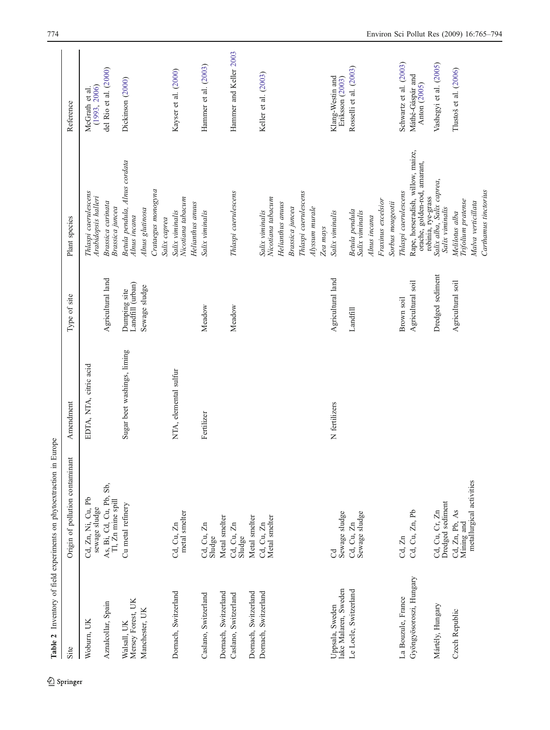**Table 2** Inventory of field experiments on phytoextraction in Europe

| Site | Origin of pollution contaminant | Amendment | Type of site | Plant species | Reference |
|---|---|---|---|---|---|
| Woburn, UK | Cd, Zn, Ni, Cu, Pb sewage sludge | EDTA, NTA, citric acid | | *Thlaspi caerulescens* *Arabidopsis halleri* | McGrath et al. (1993, 2006) |
| Aznalcollar, Spain | As, Bi, Cd, Cu, Pb, Sb, Tl, Zn mine spill | | Agricultural land | *Brassica carinata* *Brassica juncea* | del Rio et al. (2000) |
| Walsall, UK Mersey Forest, UK | Cu metal refinery | Sugar beet washings, liming | Dumping site Landfill (urban) | *Betula pendula, Alnus cordata* *Alnus incana* | Dickinson (2000) |
| Manchester, UK | | | Sewage sludge | *Alnus glutinosa* | |
| | | | | *Crataegus monogyna* | |
| | | | | *Salix caprea* | |
| Dornach, Switzerland | Cd, Cu, Zn metal smelter | NTA, elemental sulfur | | *Salix viminalis* *Nicotiana tabacum* | Kayser et al. (2000) |
| | | | | *Helianthus anuus* | |
| Caslano, Switzerland | Cd, Cu, Zn Sludge | Fertilizer | Meadow | *Salix viminalis* | Hammer et al. (2003) |
| Dornach, Switzerland | Metal smelter | | | | |
| Caslano, Switzerland | Cd, Cu, Zn Sludge | | Meadow | *Thlaspi caerulescens* | Hammer and Keller 2003 |
| Dornach, Switzerland | Metal smelter | | | | |
| Dornach, Switzerland | Cd, Cu, Zn Metal smelter | | | *Salix viminalis* *Nicotiana tabacum* | Keller et al. (2003) |
| | | | | *Helianthus anuus* | |
| | | | | *Brassica juncea* | |
| | | | | *Thlaspi caerulescens* | |
| | | | | *Alyssum murale* | |
| | | | | *Zea mays* | |
| Uppsala, Sweden lake Malaren, Sweden | Cd Sewage sludge | N fertilizers | Agricultural land | *Salix viminalis* | Klang-Westin and Eriksson (2003) |
| Le Locle, Switzerland | Cd, Cu, Zn Sewage sludge | | Landfill | *Betula pendula* *Salix viminalis* | Rosselli et al. (2003) |
| | | | | *Alnus incana* | |
| | | | | *Fraxinus excelsior* | |
| | | | | *Sorbus mougeotii* | |
| La Bouzule, France | Cd, Zn | | Brown soil | *Thlaspi caerulescens* | Schwartz et al. (2003) |
| Gyöngyösoroszi, Hungary | Cd, Cu, Zn, Pb | | Agricultural soil | Rape, horseradish, willow, maize, orache, golden-rod, amarant, robinia, rye-grass | Máthé-Gáspár and Anton (2005) |
| Mártély, Hungary | Cd, Cu, Cr, Zn Dredged sediment | | Dredged sediment | *Salix alba*, *Salix caprea*, *Salix viminalis* | Vashegyi et al. (2005) |
| Czech Republic | Cd, Zn, Pb, As Mining and metallurgical activities | | Agricultural soil | *Melilotus alba* *Trifolium pratense* | Tlustoš et al. (2006) |
| | | | | *Malva verticillata* | |
| | | | | *Carthamus tinctorius* | |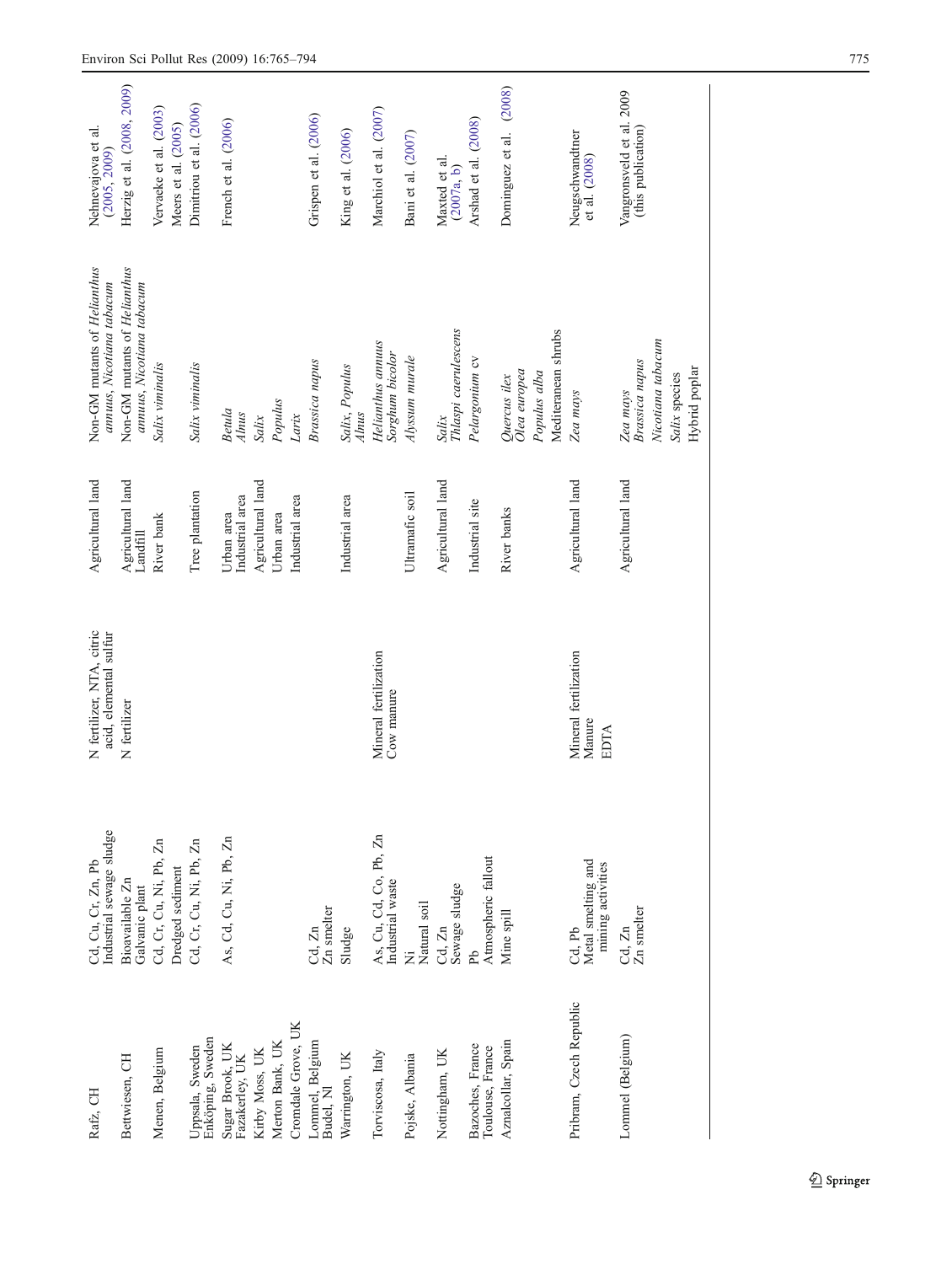| | | | | | |
|---|---|---|---|---|---|
| Rafz, CH | Cd, Cu, Cr, Zn, Pb<br>Industrial sewage sludge | N fertilizer, NTA, citric acid, elemental sulfur | Agricultural land | Non-GM mutants of *Helianthus annuus*, *Nicotiana tabacum* | Nehnevajova et al. (2005, 2009) |
| Bettwiesen, CH | Bioavailable Zn<br>Galvanic plant | N fertilizer | Agricultural land<br>Landfill | Non-GM mutants of *Helianthus annuus*, *Nicotiana tabacum* | Herzig et al. (2008, 2009) |
| Menen, Belgium | Cd, Cr, Cu, Ni, Pb, Zn<br>Dredged sediment | | River bank | *Salix viminalis* | Vervaeke et al. (2003)<br>Meers et al. (2005) |
| Uppsala, Sweden<br>Enköping, Sweden | Cd, Cr, Cu, Ni, Pb, Zn | | Tree plantation | *Salix viminalis* | Dimitriou et al. (2006) |
| Sugar Brook, UK<br>Fazakerley, UK<br>Kirby Moss, UK<br>Merton Bank, UK<br>Cromdale Grove, UK | As, Cd, Cu, Ni, Pb, Zn | | Urban area<br>Industrial area<br>Agricultural land<br>Urban area<br>Industrial area | *Betula*<br>*Alnus*<br>*Salix*<br>*Populus*<br>*Larix* | French et al. (2006) |
| Lommel, Belgium<br>Budel, Nl | Cd, Zn<br>Zn smelter | | | *Brassica napus* | Grispen et al. (2006) |
| Warrington, UK | Sludge | | Industrial area | *Salix*, *Populus*<br>*Alnus* | King et al. (2006) |
| Torviscosa, Italy | As, Cu, Cd, Co, Pb, Zn<br>Industrial waste | Mineral fertilization<br>Cow manure | | *Helianthus annuus*<br>*Sorghum bicolor* | Marchiol et al. (2007) |
| Pojske, Albania | Ni<br>Natural soil | | Ultramafic soil | *Alyssum murale* | Bani et al. (2007) |
| Nottingham, UK | Cd, Zn<br>Sewage sludge | | Agricultural land | *Salix*<br>*Thlaspi caerulescens* | Maxted et al. (2007a, b) |
| Bazoches, France<br>Toulouse, France | Pb<br>Atmospheric fallout | | Industrial site | *Pelargonium* cv | Arshad et al. (2008) |
| Aznalcollar, Spain | Mine spill | | River banks | *Quercus ilex*<br>*Olea europea*<br>*Populus alba*<br>Mediteranean shrubs | Dominguez et al. (2008) |
| Pribram, Czech Republic | Cd, Pb<br>Metal smelting and mining activities | Mineral fertilization<br>Manure<br>EDTA | Agricultural land | *Zea mays* | Neugschwandtner et al. (2008) |
| Lommel (Belgium) | Cd, Zn<br>Zn smelter | | Agricultural land | *Zea mays*<br>*Brassica napus*<br>*Nicotiana tabacum*<br>*Salix* species<br>Hybrid poplar | Vangronsveld et al. 2009 (this publication) |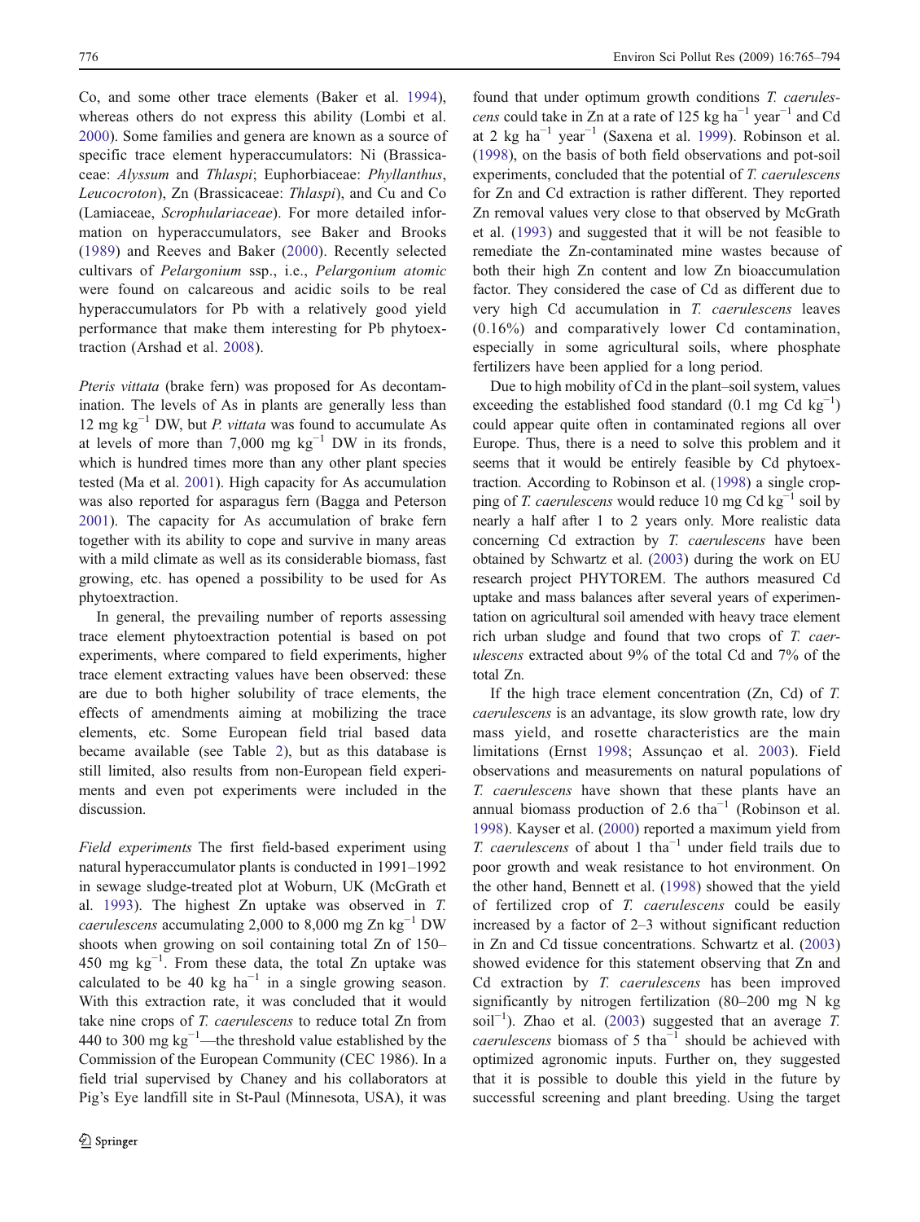Co, and some other trace elements (Baker et al. 1994), whereas others do not express this ability (Lombi et al. 2000). Some families and genera are known as a source of specific trace element hyperaccumulators: Ni (Brassicaceae: *Alyssum* and *Thlaspi*; Euphorbiaceae: *Phyllanthus*, *Leucocroton*), Zn (Brassicaceae: *Thlaspi*), and Cu and Co (Lamiaceae, *Scrophulariaceae*). For more detailed information on hyperaccumulators, see Baker and Brooks (1989) and Reeves and Baker (2000). Recently selected cultivars of *Pelargonium* ssp., i.e., *Pelargonium atomic* were found on calcareous and acidic soils to be real hyperaccumulators for Pb with a relatively good yield performance that make them interesting for Pb phytoextraction (Arshad et al. 2008).

*Pteris vittata* (brake fern) was proposed for As decontamination. The levels of As in plants are generally less than 12 mg kg$^{-1}$ DW, but *P. vittata* was found to accumulate As at levels of more than 7,000 mg kg$^{-1}$ DW in its fronds, which is hundred times more than any other plant species tested (Ma et al. 2001). High capacity for As accumulation was also reported for asparagus fern (Bagga and Peterson 2001). The capacity for As accumulation of brake fern together with its ability to cope and survive in many areas with a mild climate as well as its considerable biomass, fast growing, etc. has opened a possibility to be used for As phytoextraction.

In general, the prevailing number of reports assessing trace element phytoextraction potential is based on pot experiments, where compared to field experiments, higher trace element extracting values have been observed: these are due to both higher solubility of trace elements, the effects of amendments aiming at mobilizing the trace elements, etc. Some European field trial based data became available (see Table 2), but as this database is still limited, also results from non-European field experiments and even pot experiments were included in the discussion.

*Field experiments* The first field-based experiment using natural hyperaccumulator plants is conducted in 1991–1992 in sewage sludge-treated plot at Woburn, UK (McGrath et al. 1993). The highest Zn uptake was observed in *T. caerulescens* accumulating 2,000 to 8,000 mg Zn kg$^{-1}$ DW shoots when growing on soil containing total Zn of 150–450 mg kg$^{-1}$. From these data, the total Zn uptake was calculated to be 40 kg ha$^{-1}$ in a single growing season. With this extraction rate, it was concluded that it would take nine crops of *T. caerulescens* to reduce total Zn from 440 to 300 mg kg$^{-1}$—the threshold value established by the Commission of the European Community (CEC 1986). In a field trial supervised by Chaney and his collaborators at Pig's Eye landfill site in St-Paul (Minnesota, USA), it was found that under optimum growth conditions *T. caerulescens* could take in Zn at a rate of 125 kg ha$^{-1}$ year$^{-1}$ and Cd at 2 kg ha$^{-1}$ year$^{-1}$ (Saxena et al. 1999). Robinson et al. (1998), on the basis of both field observations and pot-soil experiments, concluded that the potential of *T. caerulescens* for Zn and Cd extraction is rather different. They reported Zn removal values very close to that observed by McGrath et al. (1993) and suggested that it will be not feasible to remediate the Zn-contaminated mine wastes because of both their high Zn content and low Zn bioaccumulation factor. They considered the case of Cd as different due to very high Cd accumulation in *T. caerulescens* leaves (0.16%) and comparatively lower Cd contamination, especially in some agricultural soils, where phosphate fertilizers have been applied for a long period.

Due to high mobility of Cd in the plant–soil system, values exceeding the established food standard (0.1 mg Cd kg$^{-1}$) could appear quite often in contaminated regions all over Europe. Thus, there is a need to solve this problem and it seems that it would be entirely feasible by Cd phytoextraction. According to Robinson et al. (1998) a single cropping of *T. caerulescens* would reduce 10 mg Cd kg$^{-1}$ soil by nearly a half after 1 to 2 years only. More realistic data concerning Cd extraction by *T. caerulescens* have been obtained by Schwartz et al. (2003) during the work on EU research project PHYTOREM. The authors measured Cd uptake and mass balances after several years of experimentation on agricultural soil amended with heavy trace element rich urban sludge and found that two crops of *T. caerulescens* extracted about 9% of the total Cd and 7% of the total Zn.

If the high trace element concentration (Zn, Cd) of *T. caerulescens* is an advantage, its slow growth rate, low dry mass yield, and rosette characteristics are the main limitations (Ernst 1998; Assunçao et al. 2003). Field observations and measurements on natural populations of *T. caerulescens* have shown that these plants have an annual biomass production of 2.6 tha$^{-1}$ (Robinson et al. 1998). Kayser et al. (2000) reported a maximum yield from *T. caerulescens* of about 1 tha$^{-1}$ under field trails due to poor growth and weak resistance to hot environment. On the other hand, Bennett et al. (1998) showed that the yield of fertilized crop of *T. caerulescens* could be easily increased by a factor of 2–3 without significant reduction in Zn and Cd tissue concentrations. Schwartz et al. (2003) showed evidence for this statement observing that Zn and Cd extraction by *T. caerulescens* has been improved significantly by nitrogen fertilization (80–200 mg N kg soil$^{-1}$). Zhao et al. (2003) suggested that an average *T. caerulescens* biomass of 5 tha$^{-1}$ should be achieved with optimized agronomic inputs. Further on, they suggested that it is possible to double this yield in the future by successful screening and plant breeding. Using the target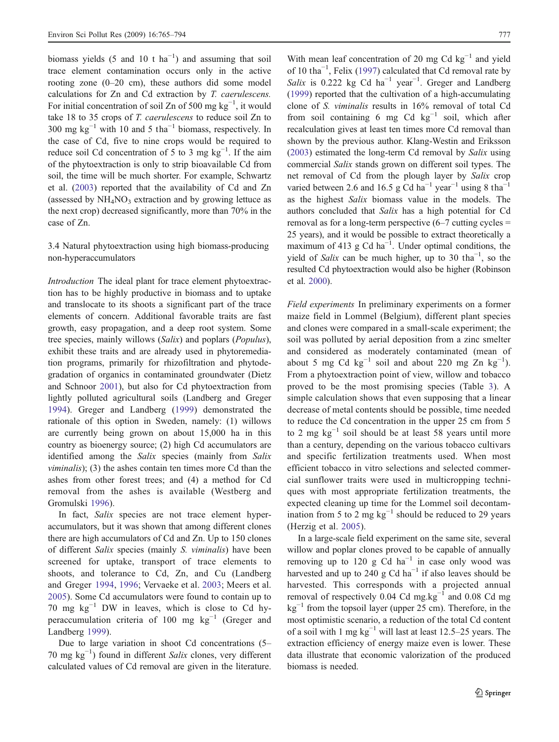biomass yields (5 and 10 t $ha^{-1}$) and assuming that soil trace element contamination occurs only in the active rooting zone (0–20 cm), these authors did some model calculations for Zn and Cd extraction by *T. caerulescens.* For initial concentration of soil Zn of 500 mg $kg^{-1}$, it would take 18 to 35 crops of *T. caerulescens* to reduce soil Zn to 300 mg $kg^{-1}$ with 10 and 5 $tha^{-1}$ biomass, respectively. In the case of Cd, five to nine crops would be required to reduce soil Cd concentration of 5 to 3 mg $kg^{-1}$. If the aim of the phytoextraction is only to strip bioavailable Cd from soil, the time will be much shorter. For example, Schwartz et al. (2003) reported that the availability of Cd and Zn (assessed by $NH_4NO_3$ extraction and by growing lettuce as the next crop) decreased significantly, more than 70% in the case of Zn.

### 3.4 Natural phytoextraction using high biomass-producing non-hyperaccumulators

*Introduction* The ideal plant for trace element phytoextraction has to be highly productive in biomass and to uptake and translocate to its shoots a significant part of the trace elements of concern. Additional favorable traits are fast growth, easy propagation, and a deep root system. Some tree species, mainly willows (*Salix*) and poplars (*Populus*), exhibit these traits and are already used in phytoremediation programs, primarily for rhizofiltration and phytodegradation of organics in contaminated groundwater (Dietz and Schnoor 2001), but also for Cd phytoextraction from lightly polluted agricultural soils (Landberg and Greger 1994). Greger and Landberg (1999) demonstrated the rationale of this option in Sweden, namely: (1) willows are currently being grown on about 15,000 ha in this country as bioenergy source; (2) high Cd accumulators are identified among the *Salix* species (mainly from *Salix viminalis*); (3) the ashes contain ten times more Cd than the ashes from other forest trees; and (4) a method for Cd removal from the ashes is available (Westberg and Gromulski 1996).

In fact, *Salix* species are not trace element hyperaccumulators, but it was shown that among different clones there are high accumulators of Cd and Zn. Up to 150 clones of different *Salix* species (mainly *S. viminalis*) have been screened for uptake, transport of trace elements to shoots, and tolerance to Cd, Zn, and Cu (Landberg and Greger 1994, 1996; Vervaeke et al. 2003; Meers et al. 2005). Some Cd accumulators were found to contain up to 70 mg $kg^{-1}$ DW in leaves, which is close to Cd hyperaccumulation criteria of 100 mg $kg^{-1}$ (Greger and Landberg 1999).

Due to large variation in shoot Cd concentrations (5–70 mg $kg^{-1}$) found in different *Salix* clones, very different calculated values of Cd removal are given in the literature. With mean leaf concentration of 20 mg Cd $kg^{-1}$ and yield of 10 $tha^{-1}$, Felix (1997) calculated that Cd removal rate by *Salix* is 0.222 kg Cd $ha^{-1}$ $year^{-1}$. Greger and Landberg (1999) reported that the cultivation of a high-accumulating clone of *S. viminalis* results in 16% removal of total Cd from soil containing 6 mg Cd $kg^{-1}$ soil, which after recalculation gives at least ten times more Cd removal than shown by the previous author. Klang-Westin and Eriksson (2003) estimated the long-term Cd removal by *Salix* using commercial *Salix* stands grown on different soil types. The net removal of Cd from the plough layer by *Salix* crop varied between 2.6 and 16.5 g Cd $ha^{-1}$ $year^{-1}$ using 8 $tha^{-1}$ as the highest *Salix* biomass value in the models. The authors concluded that *Salix* has a high potential for Cd removal as for a long-term perspective (6–7 cutting cycles = 25 years), and it would be possible to extract theoretically a maximum of 413 g Cd $ha^{-1}$. Under optimal conditions, the yield of *Salix* can be much higher, up to 30 $tha^{-1}$, so the resulted Cd phytoextraction would also be higher (Robinson et al. 2000).

*Field experiments* In preliminary experiments on a former maize field in Lommel (Belgium), different plant species and clones were compared in a small-scale experiment; the soil was polluted by aerial deposition from a zinc smelter and considered as moderately contaminated (mean of about 5 mg Cd $kg^{-1}$ soil and about 220 mg Zn $kg^{-1}$). From a phytoextraction point of view, willow and tobacco proved to be the most promising species (Table 3). A simple calculation shows that even supposing that a linear decrease of metal contents should be possible, time needed to reduce the Cd concentration in the upper 25 cm from 5 to 2 mg $kg^{-1}$ soil should be at least 58 years until more than a century, depending on the various tobacco cultivars and specific fertilization treatments used. When most efficient tobacco in vitro selections and selected commercial sunflower traits were used in multicropping techniques with most appropriate fertilization treatments, the expected cleaning up time for the Lommel soil decontamination from 5 to 2 mg $kg^{-1}$ should be reduced to 29 years (Herzig et al. 2005).

In a large-scale field experiment on the same site, several willow and poplar clones proved to be capable of annually removing up to 120 g Cd $ha^{-1}$ in case only wood was harvested and up to 240 g Cd $ha^{-1}$ if also leaves should be harvested. This corresponds with a projected annual removal of respectively 0.04 Cd mg.$kg^{-1}$ and 0.08 Cd mg $kg^{-1}$ from the topsoil layer (upper 25 cm). Therefore, in the most optimistic scenario, a reduction of the total Cd content of a soil with 1 mg $kg^{-1}$ will last at least 12.5–25 years. The extraction efficiency of energy maize even is lower. These data illustrate that economic valorization of the produced biomass is needed.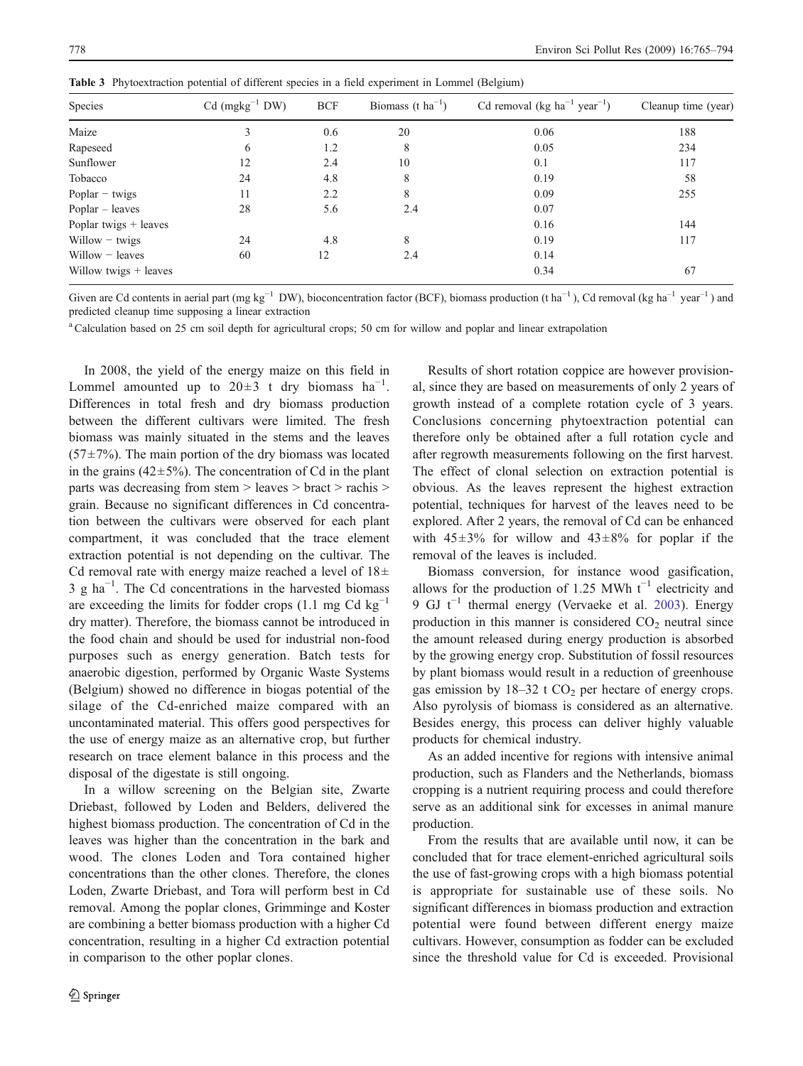**Table 3** Phytoextraction potential of different species in a field experiment in Lommel (Belgium)

| Species | Cd (mgkg$^{-1}$ DW) | BCF | Biomass (t ha$^{-1}$) | Cd removal (kg ha$^{-1}$ year$^{-1}$) | Cleanup time (year) |
|---|---|---|---|---|---|
| Maize | 3 | 0.6 | 20 | 0.06 | 188 |
| Rapeseed | 6 | 1.2 | 8 | 0.05 | 234 |
| Sunflower | 12 | 2.4 | 10 | 0.1 | 117 |
| Tobacco | 24 | 4.8 | 8 | 0.19 | 58 |
| Poplar − twigs | 11 | 2.2 | 8 | 0.09 | 255 |
| Poplar – leaves | 28 | 5.6 | 2.4 | 0.07 | |
| Poplar twigs + leaves | | | | 0.16 | 144 |
| Willow − twigs | 24 | 4.8 | 8 | 0.19 | 117 |
| Willow − leaves | 60 | 12 | 2.4 | 0.14 | |
| Willow twigs + leaves | | | | 0.34 | 67 |

Given are Cd contents in aerial part (mg kg$^{-1}$ DW), bioconcentration factor (BCF), biomass production (t ha$^{-1}$), Cd removal (kg ha$^{-1}$ year$^{-1}$) and predicted cleanup time supposing a linear extraction

[a] Calculation based on 25 cm soil depth for agricultural crops; 50 cm for willow and poplar and linear extrapolation

In 2008, the yield of the energy maize on this field in Lommel amounted up to 20±3 t dry biomass ha$^{-1}$. Differences in total fresh and dry biomass production between the different cultivars were limited. The fresh biomass was mainly situated in the stems and the leaves (57±7%). The main portion of the dry biomass was located in the grains (42±5%). The concentration of Cd in the plant parts was decreasing from stem > leaves > bract > rachis > grain. Because no significant differences in Cd concentration between the cultivars were observed for each plant compartment, it was concluded that the trace element extraction potential is not depending on the cultivar. The Cd removal rate with energy maize reached a level of 18± 3 g ha$^{-1}$. The Cd concentrations in the harvested biomass are exceeding the limits for fodder crops (1.1 mg Cd kg$^{-1}$ dry matter). Therefore, the biomass cannot be introduced in the food chain and should be used for industrial non-food purposes such as energy generation. Batch tests for anaerobic digestion, performed by Organic Waste Systems (Belgium) showed no difference in biogas potential of the silage of the Cd-enriched maize compared with an uncontaminated material. This offers good perspectives for the use of energy maize as an alternative crop, but further research on trace element balance in this process and the disposal of the digestate is still ongoing.

In a willow screening on the Belgian site, Zwarte Driebast, followed by Loden and Belders, delivered the highest biomass production. The concentration of Cd in the leaves was higher than the concentration in the bark and wood. The clones Loden and Tora contained higher concentrations than the other clones. Therefore, the clones Loden, Zwarte Driebast, and Tora will perform best in Cd removal. Among the poplar clones, Grimminge and Koster are combining a better biomass production with a higher Cd concentration, resulting in a higher Cd extraction potential in comparison to the other poplar clones.

Results of short rotation coppice are however provisional, since they are based on measurements of only 2 years of growth instead of a complete rotation cycle of 3 years. Conclusions concerning phytoextraction potential can therefore only be obtained after a full rotation cycle and after regrowth measurements following on the first harvest. The effect of clonal selection on extraction potential is obvious. As the leaves represent the highest extraction potential, techniques for harvest of the leaves need to be explored. After 2 years, the removal of Cd can be enhanced with 45±3% for willow and 43±8% for poplar if the removal of the leaves is included.

Biomass conversion, for instance wood gasification, allows for the production of 1.25 MWh t$^{-1}$ electricity and 9 GJ t$^{-1}$ thermal energy (Vervaeke et al. 2003). Energy production in this manner is considered $CO_2$ neutral since the amount released during energy production is absorbed by the growing energy crop. Substitution of fossil resources by plant biomass would result in a reduction of greenhouse gas emission by 18–32 t $CO_2$ per hectare of energy crops. Also pyrolysis of biomass is considered as an alternative. Besides energy, this process can deliver highly valuable products for chemical industry.

As an added incentive for regions with intensive animal production, such as Flanders and the Netherlands, biomass cropping is a nutrient requiring process and could therefore serve as an additional sink for excesses in animal manure production.

From the results that are available until now, it can be concluded that for trace element-enriched agricultural soils the use of fast-growing crops with a high biomass potential is appropriate for sustainable use of these soils. No significant differences in biomass production and extraction potential were found between different energy maize cultivars. However, consumption as fodder can be excluded since the threshold value for Cd is exceeded. Provisional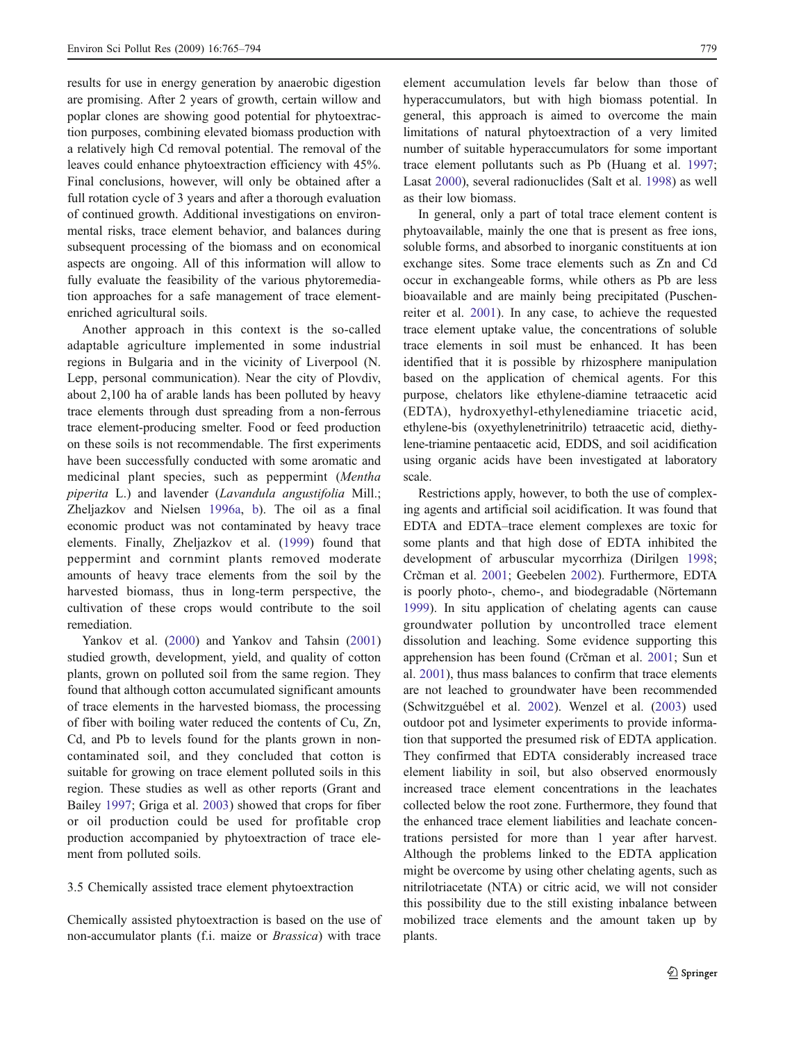results for use in energy generation by anaerobic digestion are promising. After 2 years of growth, certain willow and poplar clones are showing good potential for phytoextraction purposes, combining elevated biomass production with a relatively high Cd removal potential. The removal of the leaves could enhance phytoextraction efficiency with 45%. Final conclusions, however, will only be obtained after a full rotation cycle of 3 years and after a thorough evaluation of continued growth. Additional investigations on environmental risks, trace element behavior, and balances during subsequent processing of the biomass and on economical aspects are ongoing. All of this information will allow to fully evaluate the feasibility of the various phytoremediation approaches for a safe management of trace element-enriched agricultural soils.

Another approach in this context is the so-called adaptable agriculture implemented in some industrial regions in Bulgaria and in the vicinity of Liverpool (N. Lepp, personal communication). Near the city of Plovdiv, about 2,100 ha of arable lands has been polluted by heavy trace elements through dust spreading from a non-ferrous trace element-producing smelter. Food or feed production on these soils is not recommendable. The first experiments have been successfully conducted with some aromatic and medicinal plant species, such as peppermint (*Mentha piperita* L.) and lavender (*Lavandula angustifolia* Mill.; Zheljazkov and Nielsen 1996a, b). The oil as a final economic product was not contaminated by heavy trace elements. Finally, Zheljazkov et al. (1999) found that peppermint and cornmint plants removed moderate amounts of heavy trace elements from the soil by the harvested biomass, thus in long-term perspective, the cultivation of these crops would contribute to the soil remediation.

Yankov et al. (2000) and Yankov and Tahsin (2001) studied growth, development, yield, and quality of cotton plants, grown on polluted soil from the same region. They found that although cotton accumulated significant amounts of trace elements in the harvested biomass, the processing of fiber with boiling water reduced the contents of Cu, Zn, Cd, and Pb to levels found for the plants grown in non-contaminated soil, and they concluded that cotton is suitable for growing on trace element polluted soils in this region. These studies as well as other reports (Grant and Bailey 1997; Griga et al. 2003) showed that crops for fiber or oil production could be used for profitable crop production accompanied by phytoextraction of trace element from polluted soils.

### 3.5 Chemically assisted trace element phytoextraction

Chemically assisted phytoextraction is based on the use of non-accumulator plants (f.i. maize or *Brassica*) with trace element accumulation levels far below than those of hyperaccumulators, but with high biomass potential. In general, this approach is aimed to overcome the main limitations of natural phytoextraction of a very limited number of suitable hyperaccumulators for some important trace element pollutants such as Pb (Huang et al. 1997; Lasat 2000), several radionuclides (Salt et al. 1998) as well as their low biomass.

In general, only a part of total trace element content is phytoavailable, mainly the one that is present as free ions, soluble forms, and absorbed to inorganic constituents at ion exchange sites. Some trace elements such as Zn and Cd occur in exchangeable forms, while others as Pb are less bioavailable and are mainly being precipitated (Puschenreiter et al. 2001). In any case, to achieve the requested trace element uptake value, the concentrations of soluble trace elements in soil must be enhanced. It has been identified that it is possible by rhizosphere manipulation based on the application of chemical agents. For this purpose, chelators like ethylene-diamine tetraacetic acid (EDTA), hydroxyethyl-ethylenediamine triacetic acid, ethylene-bis (oxyethylenetrinitrilo) tetraacetic acid, diethylene-triamine pentaacetic acid, EDDS, and soil acidification using organic acids have been investigated at laboratory scale.

Restrictions apply, however, to both the use of complexing agents and artificial soil acidification. It was found that EDTA and EDTA–trace element complexes are toxic for some plants and that high dose of EDTA inhibited the development of arbuscular mycorrhiza (Dirilgen 1998; Crčman et al. 2001; Geebelen 2002). Furthermore, EDTA is poorly photo-, chemo-, and biodegradable (Nörtemann 1999). In situ application of chelating agents can cause groundwater pollution by uncontrolled trace element dissolution and leaching. Some evidence supporting this apprehension has been found (Crčman et al. 2001; Sun et al. 2001), thus mass balances to confirm that trace elements are not leached to groundwater have been recommended (Schwitzguébel et al. 2002). Wenzel et al. (2003) used outdoor pot and lysimeter experiments to provide information that supported the presumed risk of EDTA application. They confirmed that EDTA considerably increased trace element liability in soil, but also observed enormously increased trace element concentrations in the leachates collected below the root zone. Furthermore, they found that the enhanced trace element liabilities and leachate concentrations persisted for more than 1 year after harvest. Although the problems linked to the EDTA application might be overcome by using other chelating agents, such as nitrilotriacetate (NTA) or citric acid, we will not consider this possibility due to the still existing inbalance between mobilized trace elements and the amount taken up by plants.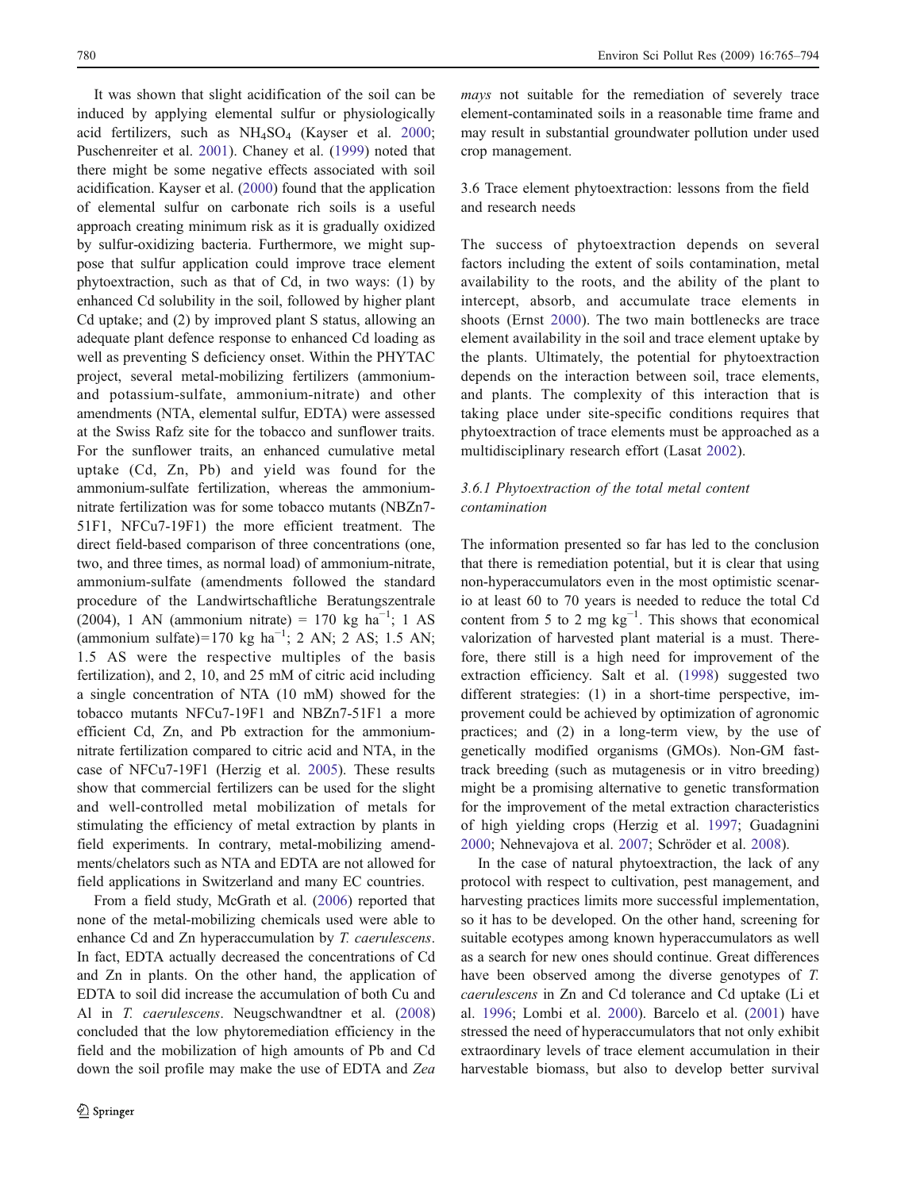It was shown that slight acidification of the soil can be induced by applying elemental sulfur or physiologically acid fertilizers, such as $NH_4SO_4$ (Kayser et al. 2000; Puschenreiter et al. 2001). Chaney et al. (1999) noted that there might be some negative effects associated with soil acidification. Kayser et al. (2000) found that the application of elemental sulfur on carbonate rich soils is a useful approach creating minimum risk as it is gradually oxidized by sulfur-oxidizing bacteria. Furthermore, we might suppose that sulfur application could improve trace element phytoextraction, such as that of Cd, in two ways: (1) by enhanced Cd solubility in the soil, followed by higher plant Cd uptake; and (2) by improved plant S status, allowing an adequate plant defence response to enhanced Cd loading as well as preventing S deficiency onset. Within the PHYTAC project, several metal-mobilizing fertilizers (ammonium- and potassium-sulfate, ammonium-nitrate) and other amendments (NTA, elemental sulfur, EDTA) were assessed at the Swiss Rafz site for the tobacco and sunflower traits. For the sunflower traits, an enhanced cumulative metal uptake (Cd, Zn, Pb) and yield was found for the ammonium-sulfate fertilization, whereas the ammonium-nitrate fertilization was for some tobacco mutants (NBZn7-51F1, NFCu7-19F1) the more efficient treatment. The direct field-based comparison of three concentrations (one, two, and three times, as normal load) of ammonium-nitrate, ammonium-sulfate (amendments followed the standard procedure of the Landwirtschaftliche Beratungszentrale (2004), 1 AN (ammonium nitrate) = 170 kg $ha^{-1}$; 1 AS (ammonium sulfate)=170 kg $ha^{-1}$; 2 AN; 2 AS; 1.5 AN; 1.5 AS were the respective multiples of the basis fertilization), and 2, 10, and 25 mM of citric acid including a single concentration of NTA (10 mM) showed for the tobacco mutants NFCu7-19F1 and NBZn7-51F1 a more efficient Cd, Zn, and Pb extraction for the ammonium-nitrate fertilization compared to citric acid and NTA, in the case of NFCu7-19F1 (Herzig et al. 2005). These results show that commercial fertilizers can be used for the slight and well-controlled metal mobilization of metals for stimulating the efficiency of metal extraction by plants in field experiments. In contrary, metal-mobilizing amendments/chelators such as NTA and EDTA are not allowed for field applications in Switzerland and many EC countries.

From a field study, McGrath et al. (2006) reported that none of the metal-mobilizing chemicals used were able to enhance Cd and Zn hyperaccumulation by *T. caerulescens*. In fact, EDTA actually decreased the concentrations of Cd and Zn in plants. On the other hand, the application of EDTA to soil did increase the accumulation of both Cu and Al in *T. caerulescens*. Neugschwandtner et al. (2008) concluded that the low phytoremediation efficiency in the field and the mobilization of high amounts of Pb and Cd down the soil profile may make the use of EDTA and *Zea mays* not suitable for the remediation of severely trace element-contaminated soils in a reasonable time frame and may result in substantial groundwater pollution under used crop management.

### 3.6 Trace element phytoextraction: lessons from the field and research needs

The success of phytoextraction depends on several factors including the extent of soils contamination, metal availability to the roots, and the ability of the plant to intercept, absorb, and accumulate trace elements in shoots (Ernst 2000). The two main bottlenecks are trace element availability in the soil and trace element uptake by the plants. Ultimately, the potential for phytoextraction depends on the interaction between soil, trace elements, and plants. The complexity of this interaction that is taking place under site-specific conditions requires that phytoextraction of trace elements must be approached as a multidisciplinary research effort (Lasat 2002).

#### *3.6.1 Phytoextraction of the total metal content contamination*

The information presented so far has led to the conclusion that there is remediation potential, but it is clear that using non-hyperaccumulators even in the most optimistic scenario at least 60 to 70 years is needed to reduce the total Cd content from 5 to 2 mg $kg^{-1}$. This shows that economical valorization of harvested plant material is a must. Therefore, there still is a high need for improvement of the extraction efficiency. Salt et al. (1998) suggested two different strategies: (1) in a short-time perspective, improvement could be achieved by optimization of agronomic practices; and (2) in a long-term view, by the use of genetically modified organisms (GMOs). Non-GM fast-track breeding (such as mutagenesis or in vitro breeding) might be a promising alternative to genetic transformation for the improvement of the metal extraction characteristics of high yielding crops (Herzig et al. 1997; Guadagnini 2000; Nehnevajova et al. 2007; Schröder et al. 2008).

In the case of natural phytoextraction, the lack of any protocol with respect to cultivation, pest management, and harvesting practices limits more successful implementation, so it has to be developed. On the other hand, screening for suitable ecotypes among known hyperaccumulators as well as a search for new ones should continue. Great differences have been observed among the diverse genotypes of *T. caerulescens* in Zn and Cd tolerance and Cd uptake (Li et al. 1996; Lombi et al. 2000). Barcelo et al. (2001) have stressed the need of hyperaccumulators that not only exhibit extraordinary levels of trace element accumulation in their harvestable biomass, but also to develop better survival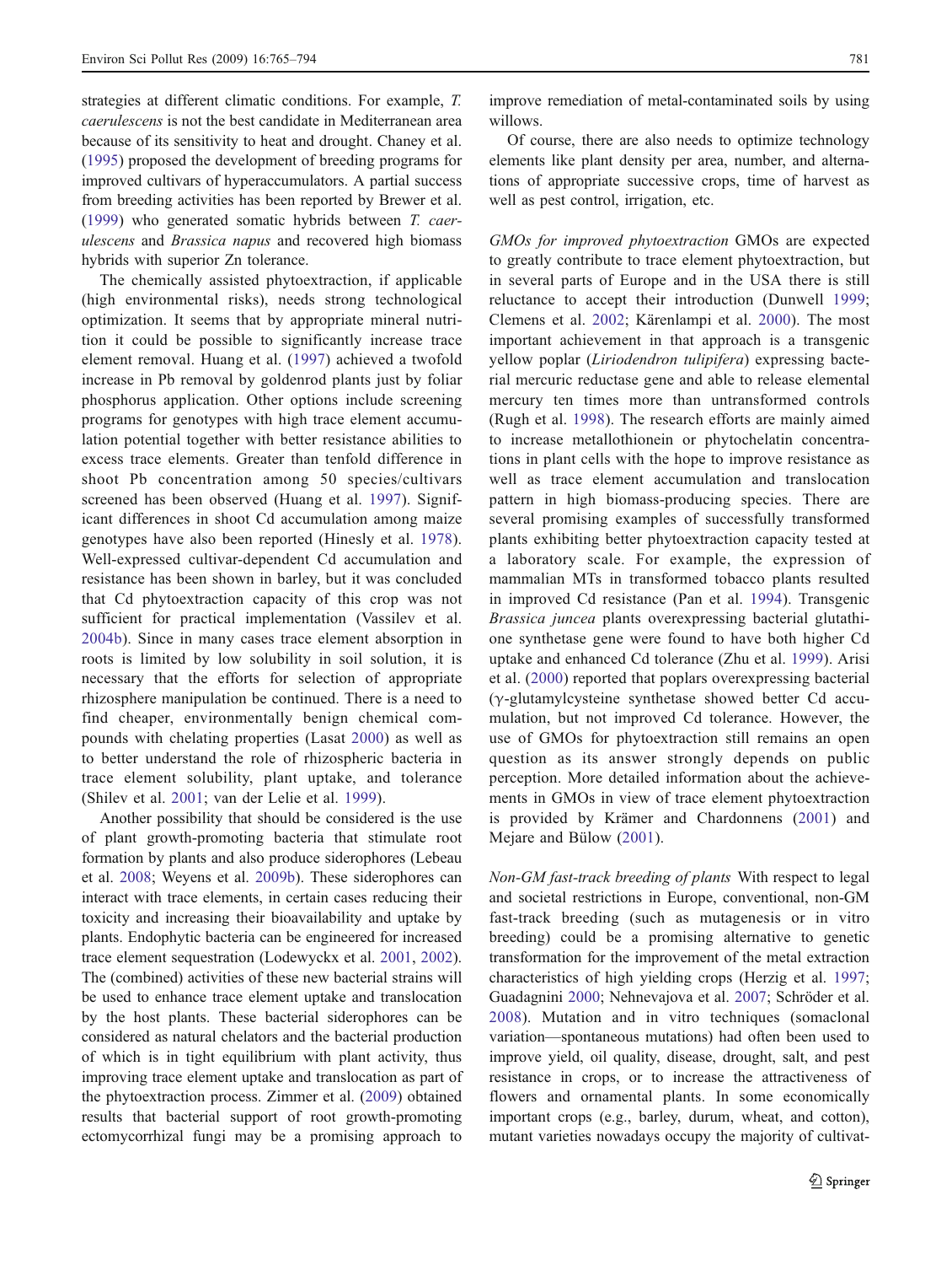strategies at different climatic conditions. For example, *T. caerulescens* is not the best candidate in Mediterranean area because of its sensitivity to heat and drought. Chaney et al. (1995) proposed the development of breeding programs for improved cultivars of hyperaccumulators. A partial success from breeding activities has been reported by Brewer et al. (1999) who generated somatic hybrids between *T. caerulescens* and *Brassica napus* and recovered high biomass hybrids with superior Zn tolerance.

The chemically assisted phytoextraction, if applicable (high environmental risks), needs strong technological optimization. It seems that by appropriate mineral nutrition it could be possible to significantly increase trace element removal. Huang et al. (1997) achieved a twofold increase in Pb removal by goldenrod plants just by foliar phosphorus application. Other options include screening programs for genotypes with high trace element accumulation potential together with better resistance abilities to excess trace elements. Greater than tenfold difference in shoot Pb concentration among 50 species/cultivars screened has been observed (Huang et al. 1997). Significant differences in shoot Cd accumulation among maize genotypes have also been reported (Hinesly et al. 1978). Well-expressed cultivar-dependent Cd accumulation and resistance has been shown in barley, but it was concluded that Cd phytoextraction capacity of this crop was not sufficient for practical implementation (Vassilev et al. 2004b). Since in many cases trace element absorption in roots is limited by low solubility in soil solution, it is necessary that the efforts for selection of appropriate rhizosphere manipulation be continued. There is a need to find cheaper, environmentally benign chemical compounds with chelating properties (Lasat 2000) as well as to better understand the role of rhizospheric bacteria in trace element solubility, plant uptake, and tolerance (Shilev et al. 2001; van der Lelie et al. 1999).

Another possibility that should be considered is the use of plant growth-promoting bacteria that stimulate root formation by plants and also produce siderophores (Lebeau et al. 2008; Weyens et al. 2009b). These siderophores can interact with trace elements, in certain cases reducing their toxicity and increasing their bioavailability and uptake by plants. Endophytic bacteria can be engineered for increased trace element sequestration (Lodewyckx et al. 2001, 2002). The (combined) activities of these new bacterial strains will be used to enhance trace element uptake and translocation by the host plants. These bacterial siderophores can be considered as natural chelators and the bacterial production of which is in tight equilibrium with plant activity, thus improving trace element uptake and translocation as part of the phytoextraction process. Zimmer et al. (2009) obtained results that bacterial support of root growth-promoting ectomycorrhizal fungi may be a promising approach to improve remediation of metal-contaminated soils by using willows.

Of course, there are also needs to optimize technology elements like plant density per area, number, and alternations of appropriate successive crops, time of harvest as well as pest control, irrigation, etc.

*GMOs for improved phytoextraction* GMOs are expected to greatly contribute to trace element phytoextraction, but in several parts of Europe and in the USA there is still reluctance to accept their introduction (Dunwell 1999; Clemens et al. 2002; Kärenlampi et al. 2000). The most important achievement in that approach is a transgenic yellow poplar (*Liriodendron tulipifera*) expressing bacterial mercuric reductase gene and able to release elemental mercury ten times more than untransformed controls (Rugh et al. 1998). The research efforts are mainly aimed to increase metallothionein or phytochelatin concentrations in plant cells with the hope to improve resistance as well as trace element accumulation and translocation pattern in high biomass-producing species. There are several promising examples of successfully transformed plants exhibiting better phytoextraction capacity tested at a laboratory scale. For example, the expression of mammalian MTs in transformed tobacco plants resulted in improved Cd resistance (Pan et al. 1994). Transgenic *Brassica juncea* plants overexpressing bacterial glutathione synthetase gene were found to have both higher Cd uptake and enhanced Cd tolerance (Zhu et al. 1999). Arisi et al. (2000) reported that poplars overexpressing bacterial (γ-glutamylcysteine synthetase showed better Cd accumulation, but not improved Cd tolerance. However, the use of GMOs for phytoextraction still remains an open question as its answer strongly depends on public perception. More detailed information about the achievements in GMOs in view of trace element phytoextraction is provided by Krämer and Chardonnens (2001) and Mejare and Bülow (2001).

*Non-GM fast-track breeding of plants* With respect to legal and societal restrictions in Europe, conventional, non-GM fast-track breeding (such as mutagenesis or in vitro breeding) could be a promising alternative to genetic transformation for the improvement of the metal extraction characteristics of high yielding crops (Herzig et al. 1997; Guadagnini 2000; Nehnevajova et al. 2007; Schröder et al. 2008). Mutation and in vitro techniques (somaclonal variation—spontaneous mutations) had often been used to improve yield, oil quality, disease, drought, salt, and pest resistance in crops, or to increase the attractiveness of flowers and ornamental plants. In some economically important crops (e.g., barley, durum, wheat, and cotton), mutant varieties nowadays occupy the majority of cultivat-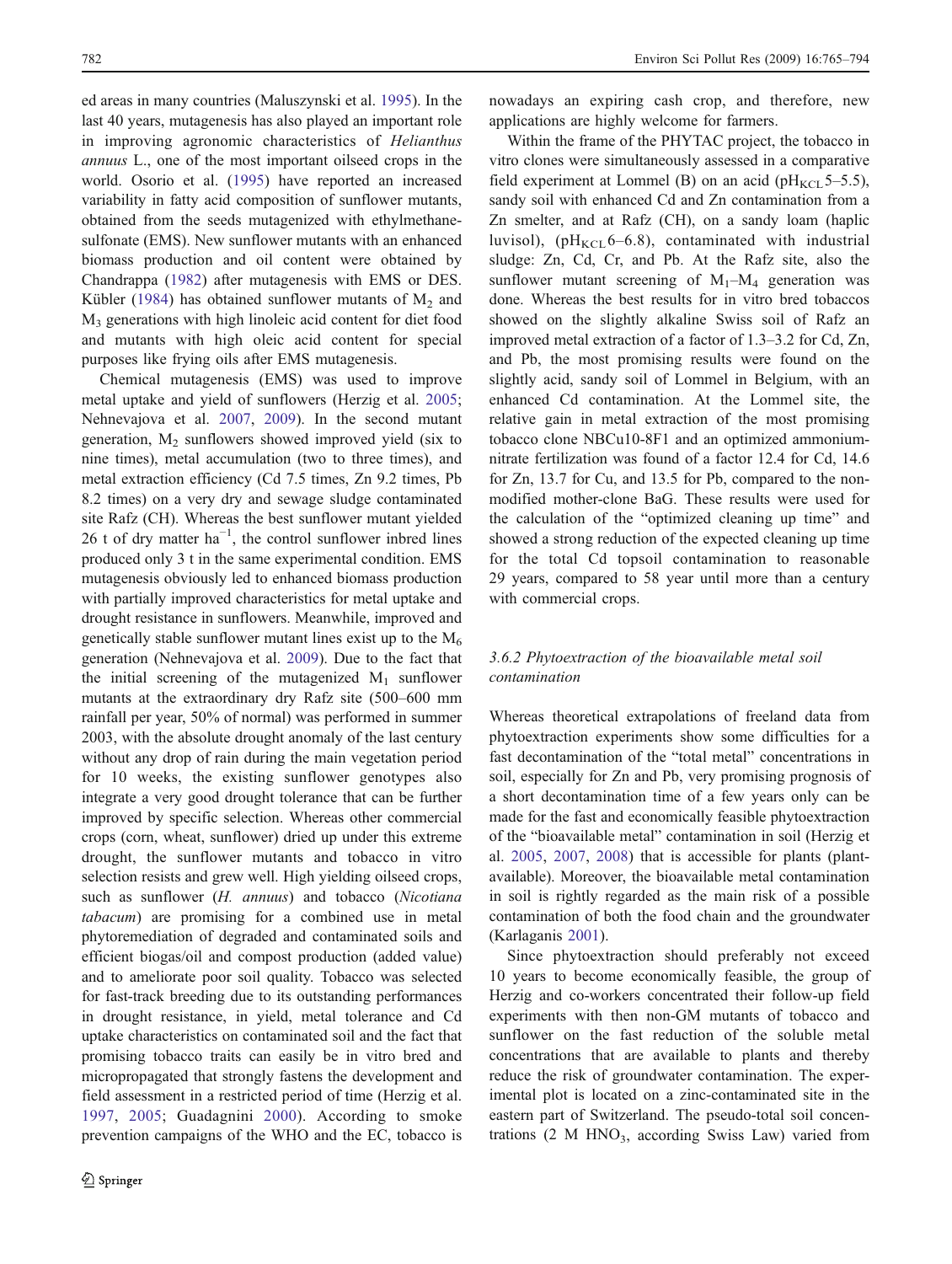ed areas in many countries (Maluszynski et al. 1995). In the last 40 years, mutagenesis has also played an important role in improving agronomic characteristics of *Helianthus annuus* L., one of the most important oilseed crops in the world. Osorio et al. (1995) have reported an increased variability in fatty acid composition of sunflower mutants, obtained from the seeds mutagenized with ethylmethanesulfonate (EMS). New sunflower mutants with an enhanced biomass production and oil content were obtained by Chandrappa (1982) after mutagenesis with EMS or DES. Kübler (1984) has obtained sunflower mutants of $M_2$ and $M_3$ generations with high linoleic acid content for diet food and mutants with high oleic acid content for special purposes like frying oils after EMS mutagenesis.

Chemical mutagenesis (EMS) was used to improve metal uptake and yield of sunflowers (Herzig et al. 2005; Nehnevajova et al. 2007, 2009). In the second mutant generation, $M_2$ sunflowers showed improved yield (six to nine times), metal accumulation (two to three times), and metal extraction efficiency (Cd 7.5 times, Zn 9.2 times, Pb 8.2 times) on a very dry and sewage sludge contaminated site Rafz (CH). Whereas the best sunflower mutant yielded 26 t of dry matter $ha^{-1}$, the control sunflower inbred lines produced only 3 t in the same experimental condition. EMS mutagenesis obviously led to enhanced biomass production with partially improved characteristics for metal uptake and drought resistance in sunflowers. Meanwhile, improved and genetically stable sunflower mutant lines exist up to the $M_6$ generation (Nehnevajova et al. 2009). Due to the fact that the initial screening of the mutagenized $M_1$ sunflower mutants at the extraordinary dry Rafz site (500–600 mm rainfall per year, 50% of normal) was performed in summer 2003, with the absolute drought anomaly of the last century without any drop of rain during the main vegetation period for 10 weeks, the existing sunflower genotypes also integrate a very good drought tolerance that can be further improved by specific selection. Whereas other commercial crops (corn, wheat, sunflower) dried up under this extreme drought, the sunflower mutants and tobacco in vitro selection resists and grew well. High yielding oilseed crops, such as sunflower (*H. annuus*) and tobacco (*Nicotiana tabacum*) are promising for a combined use in metal phytoremediation of degraded and contaminated soils and efficient biogas/oil and compost production (added value) and to ameliorate poor soil quality. Tobacco was selected for fast-track breeding due to its outstanding performances in drought resistance, in yield, metal tolerance and Cd uptake characteristics on contaminated soil and the fact that promising tobacco traits can easily be in vitro bred and micropropagated that strongly fastens the development and field assessment in a restricted period of time (Herzig et al. 1997, 2005; Guadagnini 2000). According to smoke prevention campaigns of the WHO and the EC, tobacco is nowadays an expiring cash crop, and therefore, new applications are highly welcome for farmers.

Within the frame of the PHYTAC project, the tobacco in vitro clones were simultaneously assessed in a comparative field experiment at Lommel (B) on an acid ($pH_{KCL}$ 5–5.5), sandy soil with enhanced Cd and Zn contamination from a Zn smelter, and at Rafz (CH), on a sandy loam (haplic luvisol), ($pH_{KCL}$ 6–6.8), contaminated with industrial sludge: Zn, Cd, Cr, and Pb. At the Rafz site, also the sunflower mutant screening of $M_1$–$M_4$ generation was done. Whereas the best results for in vitro bred tobaccos showed on the slightly alkaline Swiss soil of Rafz an improved metal extraction of a factor of 1.3–3.2 for Cd, Zn, and Pb, the most promising results were found on the slightly acid, sandy soil of Lommel in Belgium, with an enhanced Cd contamination. At the Lommel site, the relative gain in metal extraction of the most promising tobacco clone NBCu10-8F1 and an optimized ammonium-nitrate fertilization was found of a factor 12.4 for Cd, 14.6 for Zn, 13.7 for Cu, and 13.5 for Pb, compared to the non-modified mother-clone BaG. These results were used for the calculation of the "optimized cleaning up time" and showed a strong reduction of the expected cleaning up time for the total Cd topsoil contamination to reasonable 29 years, compared to 58 year until more than a century with commercial crops.

### 3.6.2 Phytoextraction of the bioavailable metal soil contamination

Whereas theoretical extrapolations of freeland data from phytoextraction experiments show some difficulties for a fast decontamination of the "total metal" concentrations in soil, especially for Zn and Pb, very promising prognosis of a short decontamination time of a few years only can be made for the fast and economically feasible phytoextraction of the "bioavailable metal" contamination in soil (Herzig et al. 2005, 2007, 2008) that is accessible for plants (plant-available). Moreover, the bioavailable metal contamination in soil is rightly regarded as the main risk of a possible contamination of both the food chain and the groundwater (Karlaganis 2001).

Since phytoextraction should preferably not exceed 10 years to become economically feasible, the group of Herzig and co-workers concentrated their follow-up field experiments with then non-GM mutants of tobacco and sunflower on the fast reduction of the soluble metal concentrations that are available to plants and thereby reduce the risk of groundwater contamination. The experimental plot is located on a zinc-contaminated site in the eastern part of Switzerland. The pseudo-total soil concentrations (2 M $HNO_3$, according Swiss Law) varied from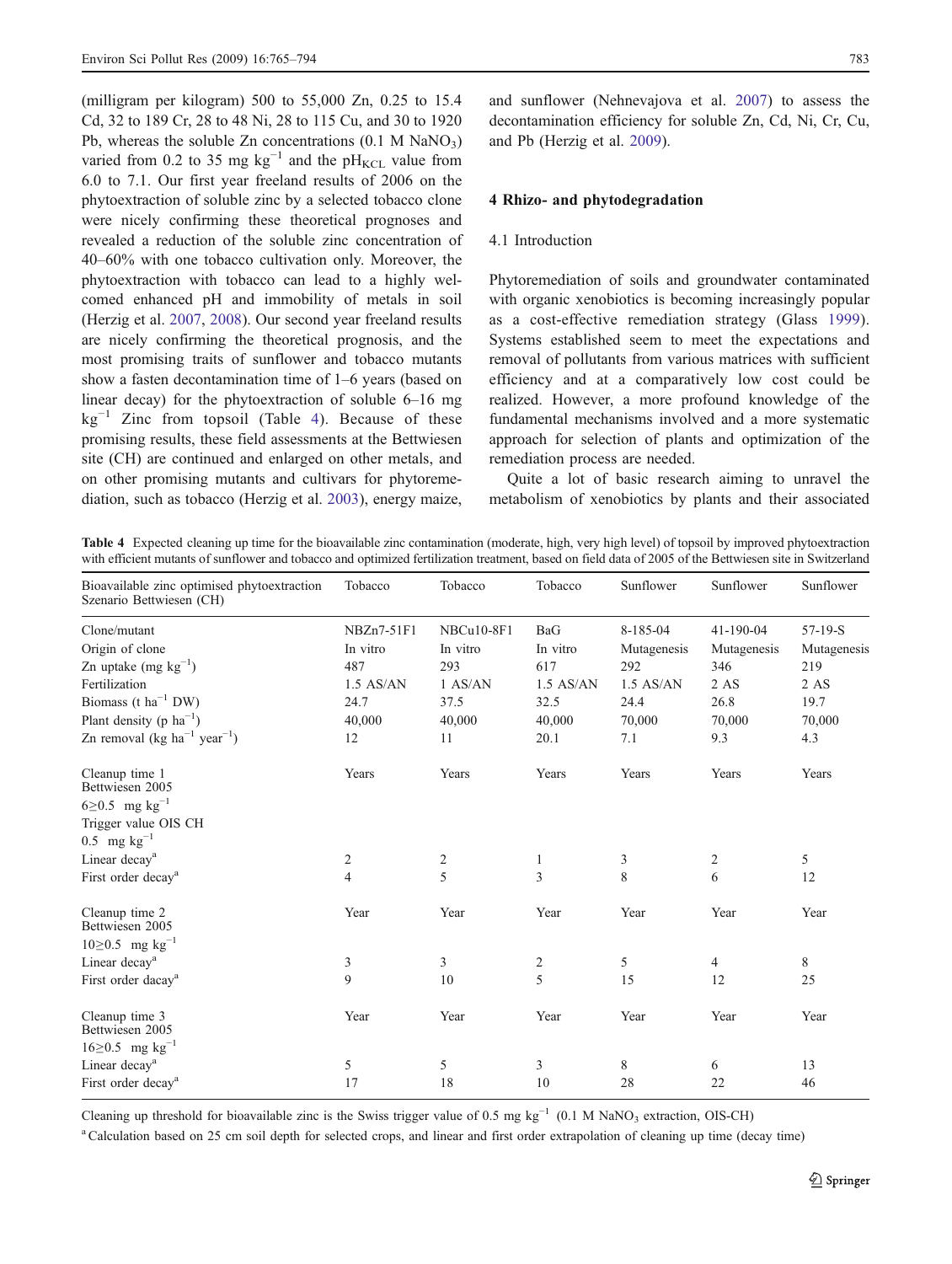(milligram per kilogram) 500 to 55,000 Zn, 0.25 to 15.4 Cd, 32 to 189 Cr, 28 to 48 Ni, 28 to 115 Cu, and 30 to 1920 Pb, whereas the soluble Zn concentrations (0.1 M $NaNO_3$) varied from 0.2 to 35 mg $kg^{-1}$ and the $pH_{KCL}$ value from 6.0 to 7.1. Our first year freeland results of 2006 on the phytoextraction of soluble zinc by a selected tobacco clone were nicely confirming these theoretical prognoses and revealed a reduction of the soluble zinc concentration of 40–60% with one tobacco cultivation only. Moreover, the phytoextraction with tobacco can lead to a highly welcomed enhanced pH and immobility of metals in soil (Herzig et al. 2007, 2008). Our second year freeland results are nicely confirming the theoretical prognosis, and the most promising traits of sunflower and tobacco mutants show a fasten decontamination time of 1–6 years (based on linear decay) for the phytoextraction of soluble 6–16 mg $kg^{-1}$ Zinc from topsoil (Table 4). Because of these promising results, these field assessments at the Bettwiesen site (CH) are continued and enlarged on other metals, and on other promising mutants and cultivars for phytoremediation, such as tobacco (Herzig et al. 2003), energy maize, and sunflower (Nehnevajova et al. 2007) to assess the decontamination efficiency for soluble Zn, Cd, Ni, Cr, Cu, and Pb (Herzig et al. 2009).

## 4 Rhizo- and phytodegradation

### 4.1 Introduction

Phytoremediation of soils and groundwater contaminated with organic xenobiotics is becoming increasingly popular as a cost-effective remediation strategy (Glass 1999). Systems established seem to meet the expectations and removal of pollutants from various matrices with sufficient efficiency and at a comparatively low cost could be realized. However, a more profound knowledge of the fundamental mechanisms involved and a more systematic approach for selection of plants and optimization of the remediation process are needed.

Quite a lot of basic research aiming to unravel the metabolism of xenobiotics by plants and their associated

**Table 4** Expected cleaning up time for the bioavailable zinc contamination (moderate, high, very high level) of topsoil by improved phytoextraction with efficient mutants of sunflower and tobacco and optimized fertilization treatment, based on field data of 2005 of the Bettwiesen site in Switzerland

| Bioavailable zinc optimised phytoextraction Szenario Bettwiesen (CH) | Tobacco | Tobacco | Tobacco | Sunflower | Sunflower | Sunflower |
|---|---|---|---|---|---|---|
| Clone/mutant | NBZn7-51F1 | NBCu10-8F1 | BaG | 8-185-04 | 41-190-04 | 57-19-S |
| Origin of clone | In vitro | In vitro | In vitro | Mutagenesis | Mutagenesis | Mutagenesis |
| Zn uptake (mg $kg^{-1}$) | 487 | 293 | 617 | 292 | 346 | 219 |
| Fertilization | 1.5 AS/AN | 1 AS/AN | 1.5 AS/AN | 1.5 AS/AN | 2 AS | 2 AS |
| Biomass (t $ha^{-1}$ DW) | 24.7 | 37.5 | 32.5 | 24.4 | 26.8 | 19.7 |
| Plant density (p $ha^{-1}$) | 40,000 | 40,000 | 40,000 | 70,000 | 70,000 | 70,000 |
| Zn removal (kg $ha^{-1}$ $year^{-1}$) | 12 | 11 | 20.1 | 7.1 | 9.3 | 4.3 |
| Cleanup time 1 Bettwiesen 2005 $6 \geq 0.5$ mg $kg^{-1}$ Trigger value OIS CH 0.5 mg $kg^{-1}$ | Years | Years | Years | Years | Years | Years |
| Linear decay[a] | 2 | 2 | 1 | 3 | 2 | 5 |
| First order decay[a] | 4 | 5 | 3 | 8 | 6 | 12 |
| Cleanup time 2 Bettwiesen 2005 $10 \geq 0.5$ mg $kg^{-1}$ | Year | Year | Year | Year | Year | Year |
| Linear decay[a] | 3 | 3 | 2 | 5 | 4 | 8 |
| First order dacay[a] | 9 | 10 | 5 | 15 | 12 | 25 |
| Cleanup time 3 Bettwiesen 2005 $16 \geq 0.5$ mg $kg^{-1}$ | Year | Year | Year | Year | Year | Year |
| Linear decay[a] | 5 | 5 | 3 | 8 | 6 | 13 |
| First order decay[a] | 17 | 18 | 10 | 28 | 22 | 46 |

Cleaning up threshold for bioavailable zinc is the Swiss trigger value of 0.5 mg $kg^{-1}$ (0.1 M $NaNO_3$ extraction, OIS-CH)

[a] Calculation based on 25 cm soil depth for selected crops, and linear and first order extrapolation of cleaning up time (decay time)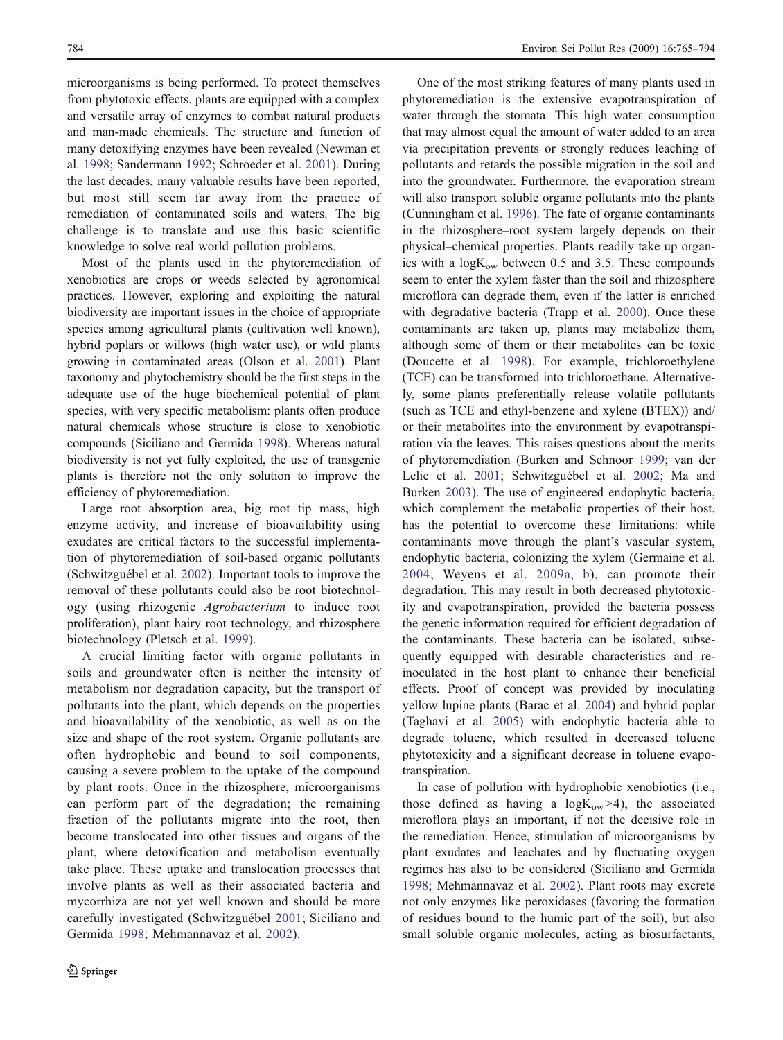microorganisms is being performed. To protect themselves from phytotoxic effects, plants are equipped with a complex and versatile array of enzymes to combat natural products and man-made chemicals. The structure and function of many detoxifying enzymes have been revealed (Newman et al. 1998; Sandermann 1992; Schroeder et al. 2001). During the last decades, many valuable results have been reported, but most still seem far away from the practice of remediation of contaminated soils and waters. The big challenge is to translate and use this basic scientific knowledge to solve real world pollution problems.

Most of the plants used in the phytoremediation of xenobiotics are crops or weeds selected by agronomical practices. However, exploring and exploiting the natural biodiversity are important issues in the choice of appropriate species among agricultural plants (cultivation well known), hybrid poplars or willows (high water use), or wild plants growing in contaminated areas (Olson et al. 2001). Plant taxonomy and phytochemistry should be the first steps in the adequate use of the huge biochemical potential of plant species, with very specific metabolism: plants often produce natural chemicals whose structure is close to xenobiotic compounds (Siciliano and Germida 1998). Whereas natural biodiversity is not yet fully exploited, the use of transgenic plants is therefore not the only solution to improve the efficiency of phytoremediation.

Large root absorption area, big root tip mass, high enzyme activity, and increase of bioavailability using exudates are critical factors to the successful implementation of phytoremediation of soil-based organic pollutants (Schwitzguébel et al. 2002). Important tools to improve the removal of these pollutants could also be root biotechnology (using rhizogenic *Agrobacterium* to induce root proliferation), plant hairy root technology, and rhizosphere biotechnology (Pletsch et al. 1999).

A crucial limiting factor with organic pollutants in soils and groundwater often is neither the intensity of metabolism nor degradation capacity, but the transport of pollutants into the plant, which depends on the properties and bioavailability of the xenobiotic, as well as on the size and shape of the root system. Organic pollutants are often hydrophobic and bound to soil components, causing a severe problem to the uptake of the compound by plant roots. Once in the rhizosphere, microorganisms can perform part of the degradation; the remaining fraction of the pollutants migrate into the root, then become translocated into other tissues and organs of the plant, where detoxification and metabolism eventually take place. These uptake and translocation processes that involve plants as well as their associated bacteria and mycorrhiza are not yet well known and should be more carefully investigated (Schwitzguébel 2001; Siciliano and Germida 1998; Mehmannavaz et al. 2002).

One of the most striking features of many plants used in phytoremediation is the extensive evapotranspiration of water through the stomata. This high water consumption that may almost equal the amount of water added to an area via precipitation prevents or strongly reduces leaching of pollutants and retards the possible migration in the soil and into the groundwater. Furthermore, the evaporation stream will also transport soluble organic pollutants into the plants (Cunningham et al. 1996). The fate of organic contaminants in the rhizosphere–root system largely depends on their physical–chemical properties. Plants readily take up organics with a $\log K_{ow}$ between 0.5 and 3.5. These compounds seem to enter the xylem faster than the soil and rhizosphere microflora can degrade them, even if the latter is enriched with degradative bacteria (Trapp et al. 2000). Once these contaminants are taken up, plants may metabolize them, although some of them or their metabolites can be toxic (Doucette et al. 1998). For example, trichloroethylene (TCE) can be transformed into trichloroethane. Alternatively, some plants preferentially release volatile pollutants (such as TCE and ethyl-benzene and xylene (BTEX)) and/or their metabolites into the environment by evapotranspiration via the leaves. This raises questions about the merits of phytoremediation (Burken and Schnoor 1999; van der Lelie et al. 2001; Schwitzguébel et al. 2002; Ma and Burken 2003). The use of engineered endophytic bacteria, which complement the metabolic properties of their host, has the potential to overcome these limitations: while contaminants move through the plant's vascular system, endophytic bacteria, colonizing the xylem (Germaine et al. 2004; Weyens et al. 2009a, b), can promote their degradation. This may result in both decreased phytotoxicity and evapotranspiration, provided the bacteria possess the genetic information required for efficient degradation of the contaminants. These bacteria can be isolated, subsequently equipped with desirable characteristics and re-inoculated in the host plant to enhance their beneficial effects. Proof of concept was provided by inoculating yellow lupine plants (Barac et al. 2004) and hybrid poplar (Taghavi et al. 2005) with endophytic bacteria able to degrade toluene, which resulted in decreased toluene phytotoxicity and a significant decrease in toluene evapotranspiration.

In case of pollution with hydrophobic xenobiotics (i.e., those defined as having a $\log K_{ow} > 4$), the associated microflora plays an important, if not the decisive role in the remediation. Hence, stimulation of microorganisms by plant exudates and leachates and by fluctuating oxygen regimes has also to be considered (Siciliano and Germida 1998; Mehmannavaz et al. 2002). Plant roots may excrete not only enzymes like peroxidases (favoring the formation of residues bound to the humic part of the soil), but also small soluble organic molecules, acting as biosurfactants,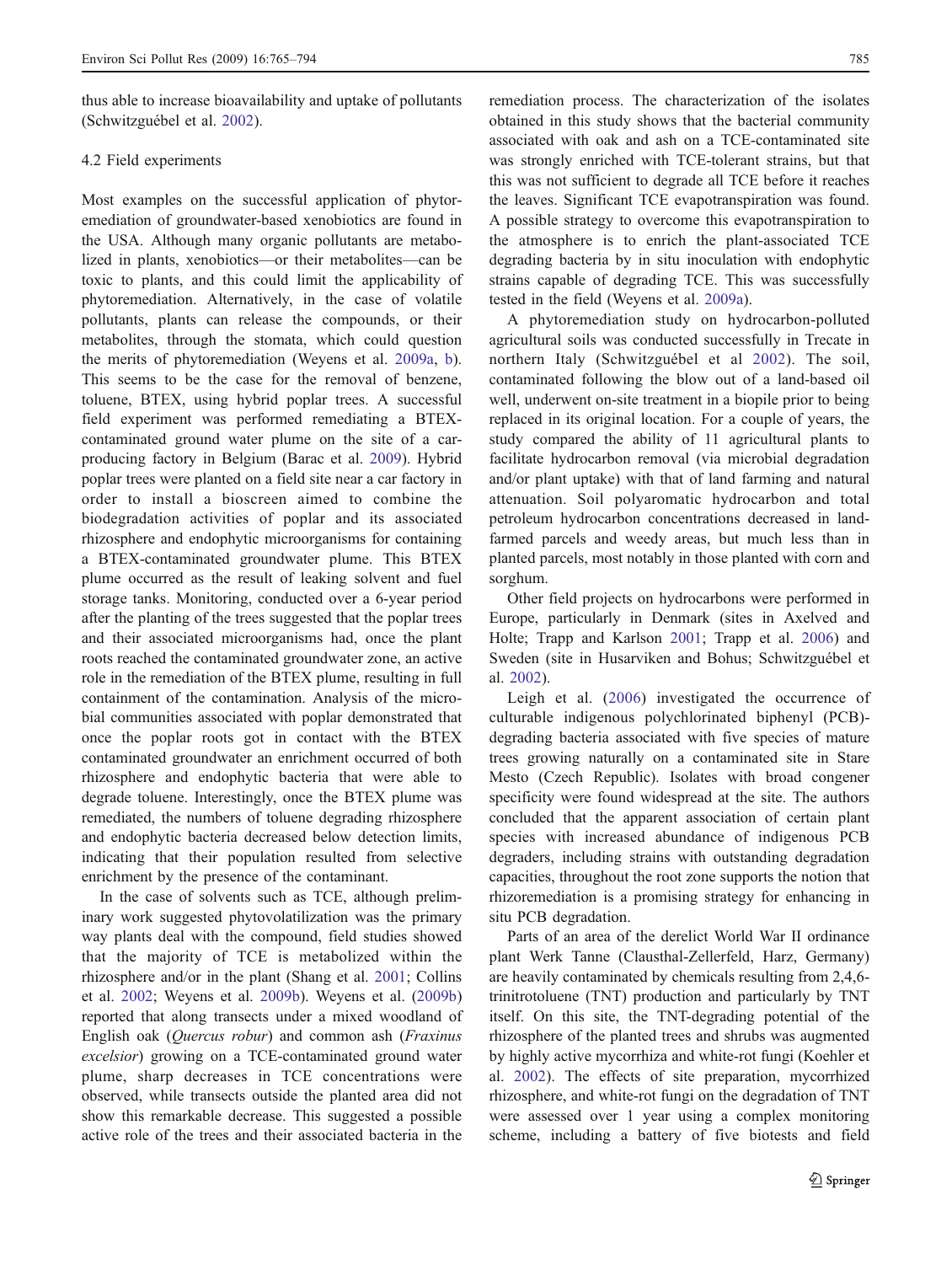thus able to increase bioavailability and uptake of pollutants (Schwitzguébel et al. 2002).

### 4.2 Field experiments

Most examples on the successful application of phytoremediation of groundwater-based xenobiotics are found in the USA. Although many organic pollutants are metabolized in plants, xenobiotics—or their metabolites—can be toxic to plants, and this could limit the applicability of phytoremediation. Alternatively, in the case of volatile pollutants, plants can release the compounds, or their metabolites, through the stomata, which could question the merits of phytoremediation (Weyens et al. 2009a, b). This seems to be the case for the removal of benzene, toluene, BTEX, using hybrid poplar trees. A successful field experiment was performed remediating a BTEX-contaminated ground water plume on the site of a car-producing factory in Belgium (Barac et al. 2009). Hybrid poplar trees were planted on a field site near a car factory in order to install a bioscreen aimed to combine the biodegradation activities of poplar and its associated rhizosphere and endophytic microorganisms for containing a BTEX-contaminated groundwater plume. This BTEX plume occurred as the result of leaking solvent and fuel storage tanks. Monitoring, conducted over a 6-year period after the planting of the trees suggested that the poplar trees and their associated microorganisms had, once the plant roots reached the contaminated groundwater zone, an active role in the remediation of the BTEX plume, resulting in full containment of the contamination. Analysis of the microbial communities associated with poplar demonstrated that once the poplar roots got in contact with the BTEX contaminated groundwater an enrichment occurred of both rhizosphere and endophytic bacteria that were able to degrade toluene. Interestingly, once the BTEX plume was remediated, the numbers of toluene degrading rhizosphere and endophytic bacteria decreased below detection limits, indicating that their population resulted from selective enrichment by the presence of the contaminant.

In the case of solvents such as TCE, although preliminary work suggested phytovolatilization was the primary way plants deal with the compound, field studies showed that the majority of TCE is metabolized within the rhizosphere and/or in the plant (Shang et al. 2001; Collins et al. 2002; Weyens et al. 2009b). Weyens et al. (2009b) reported that along transects under a mixed woodland of English oak (*Quercus robur*) and common ash (*Fraxinus excelsior*) growing on a TCE-contaminated ground water plume, sharp decreases in TCE concentrations were observed, while transects outside the planted area did not show this remarkable decrease. This suggested a possible active role of the trees and their associated bacteria in the remediation process. The characterization of the isolates obtained in this study shows that the bacterial community associated with oak and ash on a TCE-contaminated site was strongly enriched with TCE-tolerant strains, but that this was not sufficient to degrade all TCE before it reaches the leaves. Significant TCE evapotranspiration was found. A possible strategy to overcome this evapotranspiration to the atmosphere is to enrich the plant-associated TCE degrading bacteria by in situ inoculation with endophytic strains capable of degrading TCE. This was successfully tested in the field (Weyens et al. 2009a).

A phytoremediation study on hydrocarbon-polluted agricultural soils was conducted successfully in Trecate in northern Italy (Schwitzguébel et al 2002). The soil, contaminated following the blow out of a land-based oil well, underwent on-site treatment in a biopile prior to being replaced in its original location. For a couple of years, the study compared the ability of 11 agricultural plants to facilitate hydrocarbon removal (via microbial degradation and/or plant uptake) with that of land farming and natural attenuation. Soil polyaromatic hydrocarbon and total petroleum hydrocarbon concentrations decreased in land-farmed parcels and weedy areas, but much less than in planted parcels, most notably in those planted with corn and sorghum.

Other field projects on hydrocarbons were performed in Europe, particularly in Denmark (sites in Axelved and Holte; Trapp and Karlson 2001; Trapp et al. 2006) and Sweden (site in Husarviken and Bohus; Schwitzguébel et al. 2002).

Leigh et al. (2006) investigated the occurrence of culturable indigenous polychlorinated biphenyl (PCB)-degrading bacteria associated with five species of mature trees growing naturally on a contaminated site in Stare Mesto (Czech Republic). Isolates with broad congener specificity were found widespread at the site. The authors concluded that the apparent association of certain plant species with increased abundance of indigenous PCB degraders, including strains with outstanding degradation capacities, throughout the root zone supports the notion that rhizoremediation is a promising strategy for enhancing in situ PCB degradation.

Parts of an area of the derelict World War II ordinance plant Werk Tanne (Clausthal-Zellerfeld, Harz, Germany) are heavily contaminated by chemicals resulting from 2,4,6-trinitrotoluene (TNT) production and particularly by TNT itself. On this site, the TNT-degrading potential of the rhizosphere of the planted trees and shrubs was augmented by highly active mycorrhiza and white-rot fungi (Koehler et al. 2002). The effects of site preparation, mycorrhized rhizosphere, and white-rot fungi on the degradation of TNT were assessed over 1 year using a complex monitoring scheme, including a battery of five biotests and field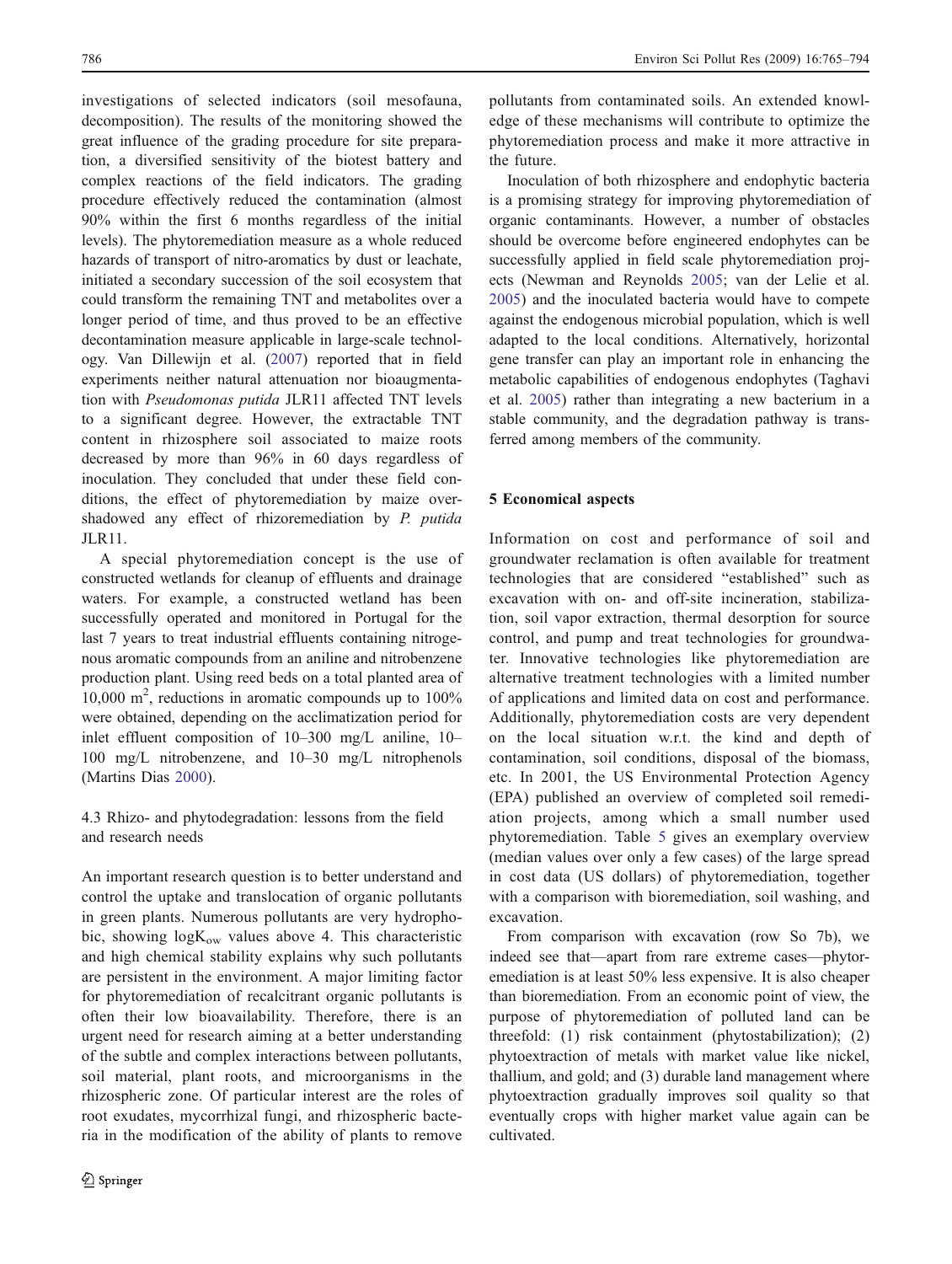investigations of selected indicators (soil mesofauna, decomposition). The results of the monitoring showed the great influence of the grading procedure for site preparation, a diversified sensitivity of the biotest battery and complex reactions of the field indicators. The grading procedure effectively reduced the contamination (almost 90% within the first 6 months regardless of the initial levels). The phytoremediation measure as a whole reduced hazards of transport of nitro-aromatics by dust or leachate, initiated a secondary succession of the soil ecosystem that could transform the remaining TNT and metabolites over a longer period of time, and thus proved to be an effective decontamination measure applicable in large-scale technology. Van Dillewijn et al. (2007) reported that in field experiments neither natural attenuation nor bioaugmentation with *Pseudomonas putida* JLR11 affected TNT levels to a significant degree. However, the extractable TNT content in rhizosphere soil associated to maize roots decreased by more than 96% in 60 days regardless of inoculation. They concluded that under these field conditions, the effect of phytoremediation by maize overshadowed any effect of rhizoremediation by *P. putida* JLR11.

A special phytoremediation concept is the use of constructed wetlands for cleanup of effluents and drainage waters. For example, a constructed wetland has been successfully operated and monitored in Portugal for the last 7 years to treat industrial effluents containing nitrogenous aromatic compounds from an aniline and nitrobenzene production plant. Using reed beds on a total planted area of 10,000 $m^2$, reductions in aromatic compounds up to 100% were obtained, depending on the acclimatization period for inlet effluent composition of 10–300 mg/L aniline, 10–100 mg/L nitrobenzene, and 10–30 mg/L nitrophenols (Martins Dias 2000).

### 4.3 Rhizo- and phytodegradation: lessons from the field and research needs

An important research question is to better understand and control the uptake and translocation of organic pollutants in green plants. Numerous pollutants are very hydrophobic, showing $\log K_{ow}$ values above 4. This characteristic and high chemical stability explains why such pollutants are persistent in the environment. A major limiting factor for phytoremediation of recalcitrant organic pollutants is often their low bioavailability. Therefore, there is an urgent need for research aiming at a better understanding of the subtle and complex interactions between pollutants, soil material, plant roots, and microorganisms in the rhizospheric zone. Of particular interest are the roles of root exudates, mycorrhizal fungi, and rhizospheric bacteria in the modification of the ability of plants to remove pollutants from contaminated soils. An extended knowledge of these mechanisms will contribute to optimize the phytoremediation process and make it more attractive in the future.

Inoculation of both rhizosphere and endophytic bacteria is a promising strategy for improving phytoremediation of organic contaminants. However, a number of obstacles should be overcome before engineered endophytes can be successfully applied in field scale phytoremediation projects (Newman and Reynolds 2005; van der Lelie et al. 2005) and the inoculated bacteria would have to compete against the endogenous microbial population, which is well adapted to the local conditions. Alternatively, horizontal gene transfer can play an important role in enhancing the metabolic capabilities of endogenous endophytes (Taghavi et al. 2005) rather than integrating a new bacterium in a stable community, and the degradation pathway is transferred among members of the community.

## 5 Economical aspects

Information on cost and performance of soil and groundwater reclamation is often available for treatment technologies that are considered "established" such as excavation with on- and off-site incineration, stabilization, soil vapor extraction, thermal desorption for source control, and pump and treat technologies for groundwater. Innovative technologies like phytoremediation are alternative treatment technologies with a limited number of applications and limited data on cost and performance. Additionally, phytoremediation costs are very dependent on the local situation w.r.t. the kind and depth of contamination, soil conditions, disposal of the biomass, etc. In 2001, the US Environmental Protection Agency (EPA) published an overview of completed soil remediation projects, among which a small number used phytoremediation. Table 5 gives an exemplary overview (median values over only a few cases) of the large spread in cost data (US dollars) of phytoremediation, together with a comparison with bioremediation, soil washing, and excavation.

From comparison with excavation (row So 7b), we indeed see that—apart from rare extreme cases—phytoremediation is at least 50% less expensive. It is also cheaper than bioremediation. From an economic point of view, the purpose of phytoremediation of polluted land can be threefold: (1) risk containment (phytostabilization); (2) phytoextraction of metals with market value like nickel, thallium, and gold; and (3) durable land management where phytoextraction gradually improves soil quality so that eventually crops with higher market value again can be cultivated.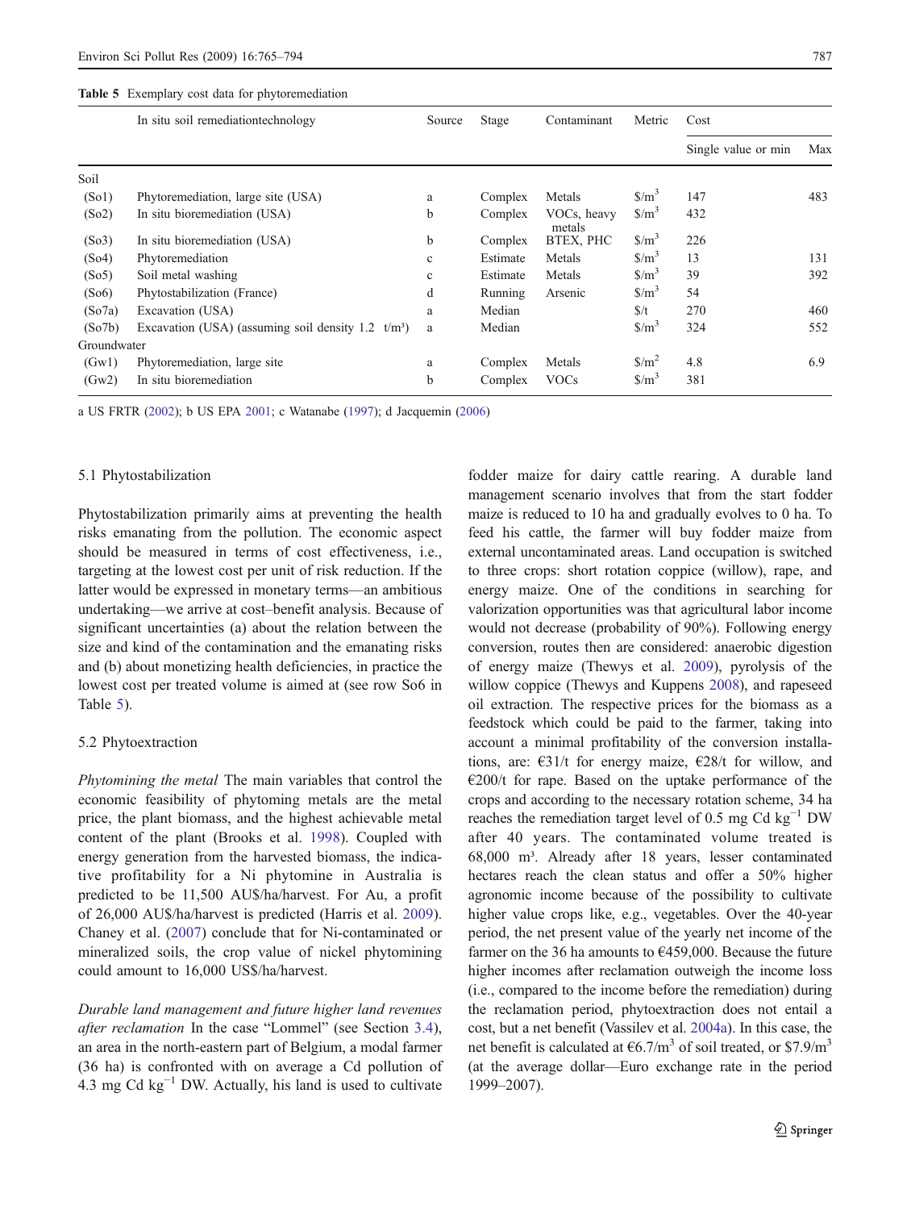Table 5 Exemplary cost data for phytoremediation

| | In situ soil remediationtechnology | Source | Stage | Contaminant | Metric | Cost | |
|---|---|---|---|---|---|---|---|
| | | | | | | Single value or min | Max |
| Soil | | | | | | | |
| (So1) | Phytoremediation, large site (USA) | a | Complex | Metals | $\$/m^3$ | 147 | 483 |
| (So2) | In situ bioremediation (USA) | b | Complex | VOCs, heavy metals | $\$/m^3$ | 432 | |
| (So3) | In situ bioremediation (USA) | b | Complex | BTEX, PHC | $\$/m^3$ | 226 | |
| (So4) | Phytoremediation | c | Estimate | Metals | $\$/m^3$ | 13 | 131 |
| (So5) | Soil metal washing | c | Estimate | Metals | $\$/m^3$ | 39 | 392 |
| (So6) | Phytostabilization (France) | d | Running | Arsenic | $\$/m^3$ | 54 | |
| (So7a) | Excavation (USA) | a | Median | | \$/t | 270 | 460 |
| (So7b) | Excavation (USA) (assuming soil density 1.2 t/m³) | a | Median | | $\$/m^3$ | 324 | 552 |
| Groundwater | | | | | | | |
| (Gw1) | Phytoremediation, large site | a | Complex | Metals | $\$/m^2$ | 4.8 | 6.9 |
| (Gw2) | In situ bioremediation | b | Complex | VOCs | $\$/m^3$ | 381 | |

a US FRTR (2002); b US EPA 2001; c Watanabe (1997); d Jacquemin (2006)

### 5.1 Phytostabilization

Phytostabilization primarily aims at preventing the health risks emanating from the pollution. The economic aspect should be measured in terms of cost effectiveness, i.e., targeting at the lowest cost per unit of risk reduction. If the latter would be expressed in monetary terms—an ambitious undertaking—we arrive at cost–benefit analysis. Because of significant uncertainties (a) about the relation between the size and kind of the contamination and the emanating risks and (b) about monetizing health deficiencies, in practice the lowest cost per treated volume is aimed at (see row So6 in Table 5).

### 5.2 Phytoextraction

*Phytomining the metal* The main variables that control the economic feasibility of phytoming metals are the metal price, the plant biomass, and the highest achievable metal content of the plant (Brooks et al. 1998). Coupled with energy generation from the harvested biomass, the indicative profitability for a Ni phytomine in Australia is predicted to be 11,500 AU\$/ha/harvest. For Au, a profit of 26,000 AU\$/ha/harvest is predicted (Harris et al. 2009). Chaney et al. (2007) conclude that for Ni-contaminated or mineralized soils, the crop value of nickel phytomining could amount to 16,000 US\$/ha/harvest.

*Durable land management and future higher land revenues after reclamation* In the case "Lommel" (see Section 3.4), an area in the north-eastern part of Belgium, a modal farmer (36 ha) is confronted with on average a Cd pollution of 4.3 mg Cd $kg^{-1}$ DW. Actually, his land is used to cultivate fodder maize for dairy cattle rearing. A durable land management scenario involves that from the start fodder maize is reduced to 10 ha and gradually evolves to 0 ha. To feed his cattle, the farmer will buy fodder maize from external uncontaminated areas. Land occupation is switched to three crops: short rotation coppice (willow), rape, and energy maize. One of the conditions in searching for valorization opportunities was that agricultural labor income would not decrease (probability of 90%). Following energy conversion, routes then are considered: anaerobic digestion of energy maize (Thewys et al. 2009), pyrolysis of the willow coppice (Thewys and Kuppens 2008), and rapeseed oil extraction. The respective prices for the biomass as a feedstock which could be paid to the farmer, taking into account a minimal profitability of the conversion installations, are: €31/t for energy maize, €28/t for willow, and €200/t for rape. Based on the uptake performance of the crops and according to the necessary rotation scheme, 34 ha reaches the remediation target level of 0.5 mg Cd $kg^{-1}$ DW after 40 years. The contaminated volume treated is 68,000 m³. Already after 18 years, lesser contaminated hectares reach the clean status and offer a 50% higher agronomic income because of the possibility to cultivate higher value crops like, e.g., vegetables. Over the 40-year period, the net present value of the yearly net income of the farmer on the 36 ha amounts to €459,000. Because the future higher incomes after reclamation outweigh the income loss (i.e., compared to the income before the remediation) during the reclamation period, phytoextraction does not entail a cost, but a net benefit (Vassilev et al. 2004a). In this case, the net benefit is calculated at €6.7/$m^3$ of soil treated, or \$7.9/$m^3$ (at the average dollar—Euro exchange rate in the period 1999–2007).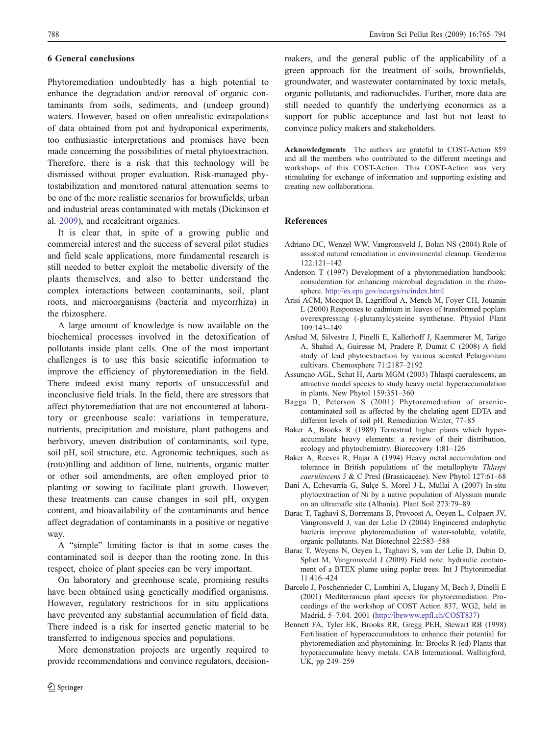## 6 General conclusions

Phytoremediation undoubtedly has a high potential to enhance the degradation and/or removal of organic contaminants from soils, sediments, and (undeep ground) waters. However, based on often unrealistic extrapolations of data obtained from pot and hydroponical experiments, too enthusiastic interpretations and promises have been made concerning the possibilities of metal phytoextraction. Therefore, there is a risk that this technology will be dismissed without proper evaluation. Risk-managed phytostabilization and monitored natural attenuation seems to be one of the more realistic scenarios for brownfields, urban and industrial areas contaminated with metals (Dickinson et al. 2009), and recalcitrant organics.

It is clear that, in spite of a growing public and commercial interest and the success of several pilot studies and field scale applications, more fundamental research is still needed to better exploit the metabolic diversity of the plants themselves, and also to better understand the complex interactions between contaminants, soil, plant roots, and microorganisms (bacteria and mycorrhiza) in the rhizosphere.

A large amount of knowledge is now available on the biochemical processes involved in the detoxification of pollutants inside plant cells. One of the most important challenges is to use this basic scientific information to improve the efficiency of phytoremediation in the field. There indeed exist many reports of unsuccessful and inconclusive field trials. In the field, there are stressors that affect phytoremediation that are not encountered at laboratory or greenhouse scale: variations in temperature, nutrients, precipitation and moisture, plant pathogens and herbivory, uneven distribution of contaminants, soil type, soil pH, soil structure, etc. Agronomic techniques, such as (roto)tilling and addition of lime, nutrients, organic matter or other soil amendments, are often employed prior to planting or sowing to facilitate plant growth. However, these treatments can cause changes in soil pH, oxygen content, and bioavailability of the contaminants and hence affect degradation of contaminants in a positive or negative way.

A "simple" limiting factor is that in some cases the contaminated soil is deeper than the rooting zone. In this respect, choice of plant species can be very important.

On laboratory and greenhouse scale, promising results have been obtained using genetically modified organisms. However, regulatory restrictions for in situ applications have prevented any substantial accumulation of field data. There indeed is a risk for inserted genetic material to be transferred to indigenous species and populations.

More demonstration projects are urgently required to provide recommendations and convince regulators, decision-makers, and the general public of the applicability of a green approach for the treatment of soils, brownfields, groundwater, and wastewater contaminated by toxic metals, organic pollutants, and radionuclides. Further, more data are still needed to quantify the underlying economics as a support for public acceptance and last but not least to convince policy makers and stakeholders.

**Acknowledgments** The authors are grateful to COST-Action 859 and all the members who contributed to the different meetings and workshops of this COST-Action. This COST-Action was very stimulating for exchange of information and supporting existing and creating new collaborations.

## References

Adriano DC, Wenzel WW, Vangronsveld J, Bolan NS (2004) Role of assisted natural remediation in environmental cleanup. Geoderma 122:121–142

Anderson T (1997) Development of a phytoremediation handbook: consideration for enhancing microbial degradation in the rhizosphere. http://es.epa.gov/ncerga/ru/index.html

Arisi ACM, Mocquot B, Lagriffoul A, Mench M, Foyer CH, Jouanin L (2000) Responses to cadmium in leaves of transformed poplars overexpressing (-glutamylcysteine synthetase. Physiol Plant 109:143–149

Arshad M, Silvestre J, Pinelli E, Kallerhoff J, Kaemmerer M, Tarigo A, Shahid A, Guiresse M, Pradere P, Dumat C (2008) A field study of lead phytoextraction by various scented Pelargonium cultivars. Chemosphere 71:2187–2192

Assunçao AGL, Schat H, Aarts MGM (2003) Thlaspi caerulescens, an attractive model species to study heavy metal hyperaccumulation in plants. New Phytol 159:351–360

Bagga D, Peterson S (2001) Phytoremediation of arsenic-contaminated soil as affected by the chelating agent EDTA and different levels of soil pH. Remediation Winter, 77–85

Baker A, Brooks R (1989) Terrestrial higher plants which hyperaccumulate heavy elements: a review of their distribution, ecology and phytochemistry. Biorecovery 1:81–126

Baker A, Reeves R, Hajar A (1994) Heavy metal accumulation and tolerance in British populations of the metallophyte *Thlaspi caerulescens* J & C Presl (Brassicaceae). New Phytol 127:61–68

Bani A, Echevarria G, Sulçe S, Morel J-L, Mullai A (2007) In-situ phytoextraction of Ni by a native population of Alyssum murale on an ultramafic site (Albania). Plant Soil 273:79–89

Barac T, Taghavi S, Borremans B, Provoost A, Oeyen L, Colpaert JV, Vangronsveld J, van der Lelie D (2004) Engineered endophytic bacteria improve phytoremediation of water-soluble, volatile, organic pollutants. Nat Biotechnol 22:583–588

Barac T, Weyens N, Oeyen L, Taghavi S, van der Lelie D, Dubin D, Spliet M, Vangronsveld J (2009) Field note: hydraulic containment of a BTEX plume using poplar trees. Int J Phytoremediat 11:416–424

Barcelo J, Poschenrieder C, Lombini A, Llugany M, Bech J, Dinelli E (2001) Mediterranean plant species for phytoremediation. Proceedings of the workshop of COST Action 837, WG2, held in Madrid, 5–7.04. 2001 (http://lbewww.epfl.ch/COST837)

Bennett FA, Tyler EK, Brooks RR, Gregg PEH, Stewart RB (1998) Fertilisation of hyperaccumulators to enhance their potential for phytoremediation and phytomining. In: Brooks R (ed) Plants that hyperaccumulate heavy metals. CAB International, Wallingford, UK, pp 249–259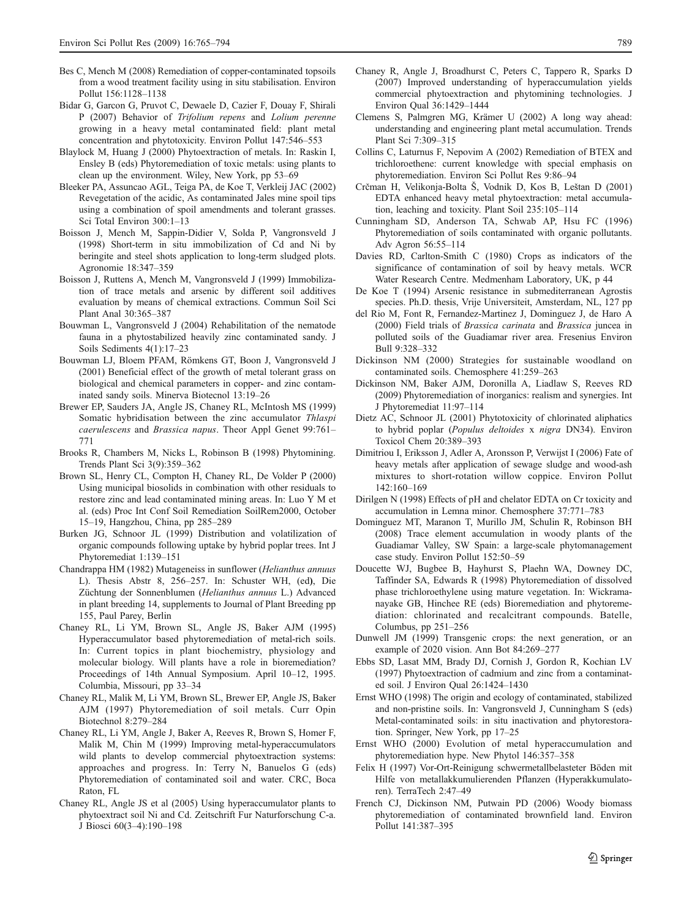Bes C, Mench M (2008) Remediation of copper-contaminated topsoils from a wood treatment facility using in situ stabilisation. Environ Pollut 156:1128–1138

Bidar G, Garcon G, Pruvot C, Dewaele D, Cazier F, Douay F, Shirali P (2007) Behavior of *Trifolium repens* and *Lolium perenne* growing in a heavy metal contaminated field: plant metal concentration and phytotoxicity. Environ Pollut 147:546–553

Blaylock M, Huang J (2000) Phytoextraction of metals. In: Raskin I, Ensley B (eds) Phytoremediation of toxic metals: using plants to clean up the environment. Wiley, New York, pp 53–69

Bleeker PA, Assuncao AGL, Teiga PA, de Koe T, Verkleij JAC (2002) Revegetation of the acidic, As contaminated Jales mine spoil tips using a combination of spoil amendments and tolerant grasses. Sci Total Environ 300:1–13

Boisson J, Mench M, Sappin-Didier V, Solda P, Vangronsveld J (1998) Short-term in situ immobilization of Cd and Ni by beringite and steel shots application to long-term sludged plots. Agronomie 18:347–359

Boisson J, Ruttens A, Mench M, Vangronsveld J (1999) Immobilization of trace metals and arsenic by different soil additives evaluation by means of chemical extractions. Commun Soil Sci Plant Anal 30:365–387

Bouwman L, Vangronsveld J (2004) Rehabilitation of the nematode fauna in a phytostabilized heavily zinc contaminated sandy. J Soils Sediments 4(1):17–23

Bouwman LJ, Bloem PFAM, Römkens GT, Boon J, Vangronsveld J (2001) Beneficial effect of the growth of metal tolerant grass on biological and chemical parameters in copper- and zinc contaminated sandy soils. Minerva Biotecnol 13:19–26

Brewer EP, Sauders JA, Angle JS, Chaney RL, McIntosh MS (1999) Somatic hybridisation between the zinc accumulator *Thlaspi caerulescens* and *Brassica napus*. Theor Appl Genet 99:761–771

Brooks R, Chambers M, Nicks L, Robinson B (1998) Phytomining. Trends Plant Sci 3(9):359–362

Brown SL, Henry CL, Compton H, Chaney RL, De Volder P (2000) Using municipal biosolids in combination with other residuals to restore zinc and lead contaminated mining areas. In: Luo Y M et al. (eds) Proc Int Conf Soil Remediation SoilRem2000, October 15–19, Hangzhou, China, pp 285–289

Burken JG, Schnoor JL (1999) Distribution and volatilization of organic compounds following uptake by hybrid poplar trees. Int J Phytoremediat 1:139–151

Chandrappa HM (1982) Mutageneiss in sunflower (*Helianthus annuus* L). Thesis Abstr 8, 256–257. In: Schuster WH, (ed), Die Züchtung der Sonnenblumen (*Helianthus annuus* L.) Advanced in plant breeding 14, supplements to Journal of Plant Breeding pp 155, Paul Parey, Berlin

Chaney RL, Li YM, Brown SL, Angle JS, Baker AJM (1995) Hyperaccumulator based phytoremediation of metal-rich soils. In: Current topics in plant biochemistry, physiology and molecular biology. Will plants have a role in bioremediation? Proceedings of 14th Annual Symposium. April 10–12, 1995. Columbia, Missouri, pp 33–34

Chaney RL, Malik M, Li YM, Brown SL, Brewer EP, Angle JS, Baker AJM (1997) Phytoremediation of soil metals. Curr Opin Biotechnol 8:279–284

Chaney RL, Li YM, Angle J, Baker A, Reeves R, Brown S, Homer F, Malik M, Chin M (1999) Improving metal-hyperaccumulators wild plants to develop commercial phytoextraction systems: approaches and progress. In: Terry N, Banuelos G (eds) Phytoremediation of contaminated soil and water. CRC, Boca Raton, FL

Chaney RL, Angle JS et al (2005) Using hyperaccumulator plants to phytoextract soil Ni and Cd. Zeitschrift Fur Naturforschung C-a. J Biosci 60(3–4):190–198

Chaney R, Angle J, Broadhurst C, Peters C, Tappero R, Sparks D (2007) Improved understanding of hyperaccumulation yields commercial phytoextraction and phytomining technologies. J Environ Qual 36:1429–1444

Clemens S, Palmgren MG, Krämer U (2002) A long way ahead: understanding and engineering plant metal accumulation. Trends Plant Sci 7:309–315

Collins C, Laturnus F, Nepovim A (2002) Remediation of BTEX and trichloroethene: current knowledge with special emphasis on phytoremediation. Environ Sci Pollut Res 9:86–94

Crčman H, Velikonja-Bolta Š, Vodnik D, Kos B, Leštan D (2001) EDTA enhanced heavy metal phytoextraction: metal accumulation, leaching and toxicity. Plant Soil 235:105–114

Cunningham SD, Anderson TA, Schwab AP, Hsu FC (1996) Phytoremediation of soils contaminated with organic pollutants. Adv Agron 56:55–114

Davies RD, Carlton-Smith C (1980) Crops as indicators of the significance of contamination of soil by heavy metals. WCR Water Research Centre. Medmenham Laboratory, UK, p 44

De Koe T (1994) Arsenic resistance in submediterranean Agrostis species. Ph.D. thesis, Vrije Universiteit, Amsterdam, NL, 127 pp

del Rio M, Font R, Fernandez-Martinez J, Dominguez J, de Haro A (2000) Field trials of *Brassica carinata* and *Brassica* juncea in polluted soils of the Guadiamar river area. Fresenius Environ Bull 9:328–332

Dickinson NM (2000) Strategies for sustainable woodland on contaminated soils. Chemosphere 41:259–263

Dickinson NM, Baker AJM, Doronilla A, Liadlaw S, Reeves RD (2009) Phytoremediation of inorganics: realism and synergies. Int J Phytoremediat 11:97–114

Dietz AC, Schnoor JL (2001) Phytotoxicity of chlorinated aliphatics to hybrid poplar (*Populus deltoides* x *nigra* DN34). Environ Toxicol Chem 20:389–393

Dimitriou I, Eriksson J, Adler A, Aronsson P, Verwijst I (2006) Fate of heavy metals after application of sewage sludge and wood-ash mixtures to short-rotation willow coppice. Environ Pollut 142:160–169

Dirilgen N (1998) Effects of pH and chelator EDTA on Cr toxicity and accumulation in Lemna minor. Chemosphere 37:771–783

Dominguez MT, Maranon T, Murillo JM, Schulin R, Robinson BH (2008) Trace element accumulation in woody plants of the Guadiamar Valley, SW Spain: a large-scale phytomanagement case study. Environ Pollut 152:50–59

Doucette WJ, Bugbee B, Hayhurst S, Plaehn WA, Downey DC, Taffinder SA, Edwards R (1998) Phytoremediation of dissolved phase trichloroethylene using mature vegetation. In: Wickramanayake GB, Hinchee RE (eds) Bioremediation and phytoremediation: chlorinated and recalcitrant compounds. Batelle, Columbus, pp 251–256

Dunwell JM (1999) Transgenic crops: the next generation, or an example of 2020 vision. Ann Bot 84:269–277

Ebbs SD, Lasat MM, Brady DJ, Cornish J, Gordon R, Kochian LV (1997) Phytoextraction of cadmium and zinc from a contaminated soil. J Environ Qual 26:1424–1430

Ernst WHO (1998) The origin and ecology of contaminated, stabilized and non-pristine soils. In: Vangronsveld J, Cunningham S (eds) Metal-contaminated soils: in situ inactivation and phytorestoration. Springer, New York, pp 17–25

Ernst WHO (2000) Evolution of metal hyperaccumulation and phytoremediation hype. New Phytol 146:357–358

Felix H (1997) Vor-Ort-Reinigung schwermetallbelasteter Böden mit Hilfe von metallakkumulierenden Pflanzen (Hyperakkumulatoren). TerraTech 2:47–49

French CJ, Dickinson NM, Putwain PD (2006) Woody biomass phytoremediation of contaminated brownfield land. Environ Pollut 141:387–395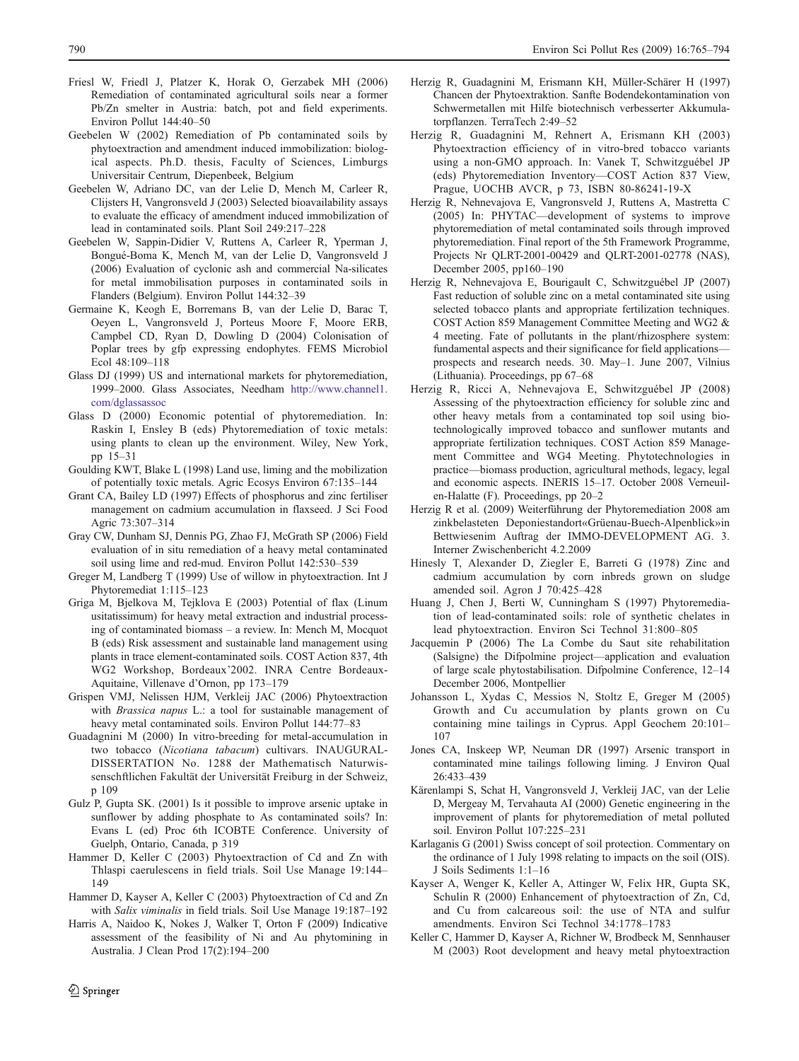Friesl W, Friedl J, Platzer K, Horak O, Gerzabek MH (2006) Remediation of contaminated agricultural soils near a former Pb/Zn smelter in Austria: batch, pot and field experiments. Environ Pollut 144:40–50

Geebelen W (2002) Remediation of Pb contaminated soils by phytoextraction and amendment induced immobilization: biological aspects. Ph.D. thesis, Faculty of Sciences, Limburgs Universitair Centrum, Diepenbeek, Belgium

Geebelen W, Adriano DC, van der Lelie D, Mench M, Carleer R, Clijsters H, Vangronsveld J (2003) Selected bioavailability assays to evaluate the efficacy of amendment induced immobilization of lead in contaminated soils. Plant Soil 249:217–228

Geebelen W, Sappin-Didier V, Ruttens A, Carleer R, Yperman J, Bongué-Boma K, Mench M, van der Lelie D, Vangronsveld J (2006) Evaluation of cyclonic ash and commercial Na-silicates for metal immobilisation purposes in contaminated soils in Flanders (Belgium). Environ Pollut 144:32–39

Germaine K, Keogh E, Borremans B, van der Lelie D, Barac T, Oeyen L, Vangronsveld J, Porteus Moore F, Moore ERB, Campbel CD, Ryan D, Dowling D (2004) Colonisation of Poplar trees by gfp expressing endophytes. FEMS Microbiol Ecol 48:109–118

Glass DJ (1999) US and international markets for phytoremediation, 1999–2000. Glass Associates, Needham http://www.channel1.com/dglassassoc

Glass D (2000) Economic potential of phytoremediation. In: Raskin I, Ensley B (eds) Phytoremediation of toxic metals: using plants to clean up the environment. Wiley, New York, pp 15–31

Goulding KWT, Blake L (1998) Land use, liming and the mobilization of potentially toxic metals. Agric Ecosys Environ 67:135–144

Grant CA, Bailey LD (1997) Effects of phosphorus and zinc fertiliser management on cadmium accumulation in flaxseed. J Sci Food Agric 73:307–314

Gray CW, Dunham SJ, Dennis PG, Zhao FJ, McGrath SP (2006) Field evaluation of in situ remediation of a heavy metal contaminated soil using lime and red-mud. Environ Pollut 142:530–539

Greger M, Landberg T (1999) Use of willow in phytoextraction. Int J Phytoremediat 1:115–123

Griga M, Bjelkova M, Tejklova E (2003) Potential of flax (Linum usitatissimum) for heavy metal extraction and industrial processing of contaminated biomass – a review. In: Mench M, Mocquot B (eds) Risk assessment and sustainable land management using plants in trace element-contaminated soils. COST Action 837, 4th WG2 Workshop, Bordeaux'2002. INRA Centre Bordeaux-Aquitaine, Villenave d'Ornon, pp 173–179

Grispen VMJ, Nelissen HJM, Verkleij JAC (2006) Phytoextraction with *Brassica napus* L.: a tool for sustainable management of heavy metal contaminated soils. Environ Pollut 144:77–83

Guadagnini M (2000) In vitro-breeding for metal-accumulation in two tobacco (*Nicotiana tabacum*) cultivars. INAUGURAL-DISSERTATION No. 1288 der Mathematisch Naturwissenschftlichen Fakultät der Universität Freiburg in der Schweiz, p 109

Gulz P, Gupta SK. (2001) Is it possible to improve arsenic uptake in sunflower by adding phosphate to As contaminated soils? In: Evans L (ed) Proc 6th ICOBTE Conference. University of Guelph, Ontario, Canada, p 319

Hammer D, Keller C (2003) Phytoextraction of Cd and Zn with Thlaspi caerulescens in field trials. Soil Use Manage 19:144–149

Hammer D, Kayser A, Keller C (2003) Phytoextraction of Cd and Zn with *Salix viminalis* in field trials. Soil Use Manage 19:187–192

Harris A, Naidoo K, Nokes J, Walker T, Orton F (2009) Indicative assessment of the feasibility of Ni and Au phytomining in Australia. J Clean Prod 17(2):194–200

Herzig R, Guadagnini M, Erismann KH, Müller-Schärer H (1997) Chancen der Phytoextraktion. Sanfte Bodendekontamination von Schwermetallen mit Hilfe biotechnisch verbesserter Akkumulatorpflanzen. TerraTech 2:49–52

Herzig R, Guadagnini M, Rehnert A, Erismann KH (2003) Phytoextraction efficiency of in vitro-bred tobacco variants using a non-GMO approach. In: Vanek T, Schwitzguébel JP (eds) Phytoremediation Inventory—COST Action 837 View, Prague, UOCHB AVCR, p 73, ISBN 80-86241-19-X

Herzig R, Nehnevajova E, Vangronsveld J, Ruttens A, Mastretta C (2005) In: PHYTAC—development of systems to improve phytoremediation of metal contaminated soils through improved phytoremediation. Final report of the 5th Framework Programme, Projects Nr QLRT-2001-00429 and QLRT-2001-02778 (NAS), December 2005, pp160–190

Herzig R, Nehnevajova E, Bourigault C, Schwitzguébel JP (2007) Fast reduction of soluble zinc on a metal contaminated site using selected tobacco plants and appropriate fertilization techniques. COST Action 859 Management Committee Meeting and WG2 & 4 meeting. Fate of pollutants in the plant/rhizosphere system: fundamental aspects and their significance for field applications—prospects and research needs. 30. May–1. June 2007, Vilnius (Lithuania). Proceedings, pp 67–68

Herzig R, Ricci A, Nehnevajova E, Schwitzguébel JP (2008) Assessing of the phytoextraction efficiency for soluble zinc and other heavy metals from a contaminated top soil using biotechnologically improved tobacco and sunflower mutants and appropriate fertilization techniques. COST Action 859 Management Committee and WG4 Meeting. Phytotechnologies in practice—biomass production, agricultural methods, legacy, legal and economic aspects. INERIS 15–17. October 2008 Verneuil-en-Halatte (F). Proceedings, pp 20–2

Herzig R et al. (2009) Weiterführung der Phytoremediation 2008 am zinkbelasteten Deponiestandort«Grüenau-Buech-Alpenblick»in Bettwiesenim Auftrag der IMMO-DEVELOPMENT AG. 3. Interner Zwischenbericht 4.2.2009

Hinesly T, Alexander D, Ziegler E, Barreti G (1978) Zinc and cadmium accumulation by corn inbreds grown on sludge amended soil. Agron J 70:425–428

Huang J, Chen J, Berti W, Cunningham S (1997) Phytoremediation of lead-contaminated soils: role of synthetic chelates in lead phytoextraction. Environ Sci Technol 31:800–805

Jacquemin P (2006) The La Combe du Saut site rehabilitation (Salsigne) the Difpolmine project—application and evaluation of large scale phytostabilisation. Difpolmine Conference, 12–14 December 2006, Montpellier

Johansson L, Xydas C, Messios N, Stoltz E, Greger M (2005) Growth and Cu accumulation by plants grown on Cu containing mine tailings in Cyprus. Appl Geochem 20:101–107

Jones CA, Inskeep WP, Neuman DR (1997) Arsenic transport in contaminated mine tailings following liming. J Environ Qual 26:433–439

Kärenlampi S, Schat H, Vangronsveld J, Verkleij JAC, van der Lelie D, Mergeay M, Tervahauta AI (2000) Genetic engineering in the improvement of plants for phytoremediation of metal polluted soil. Environ Pollut 107:225–231

Karlaganis G (2001) Swiss concept of soil protection. Commentary on the ordinance of 1 July 1998 relating to impacts on the soil (OIS). J Soils Sediments 1:1–16

Kayser A, Wenger K, Keller A, Attinger W, Felix HR, Gupta SK, Schulin R (2000) Enhancement of phytoextraction of Zn, Cd, and Cu from calcareous soil: the use of NTA and sulfur amendments. Environ Sci Technol 34:1778–1783

Keller C, Hammer D, Kayser A, Richner W, Brodbeck M, Sennhauser M (2003) Root development and heavy metal phytoextraction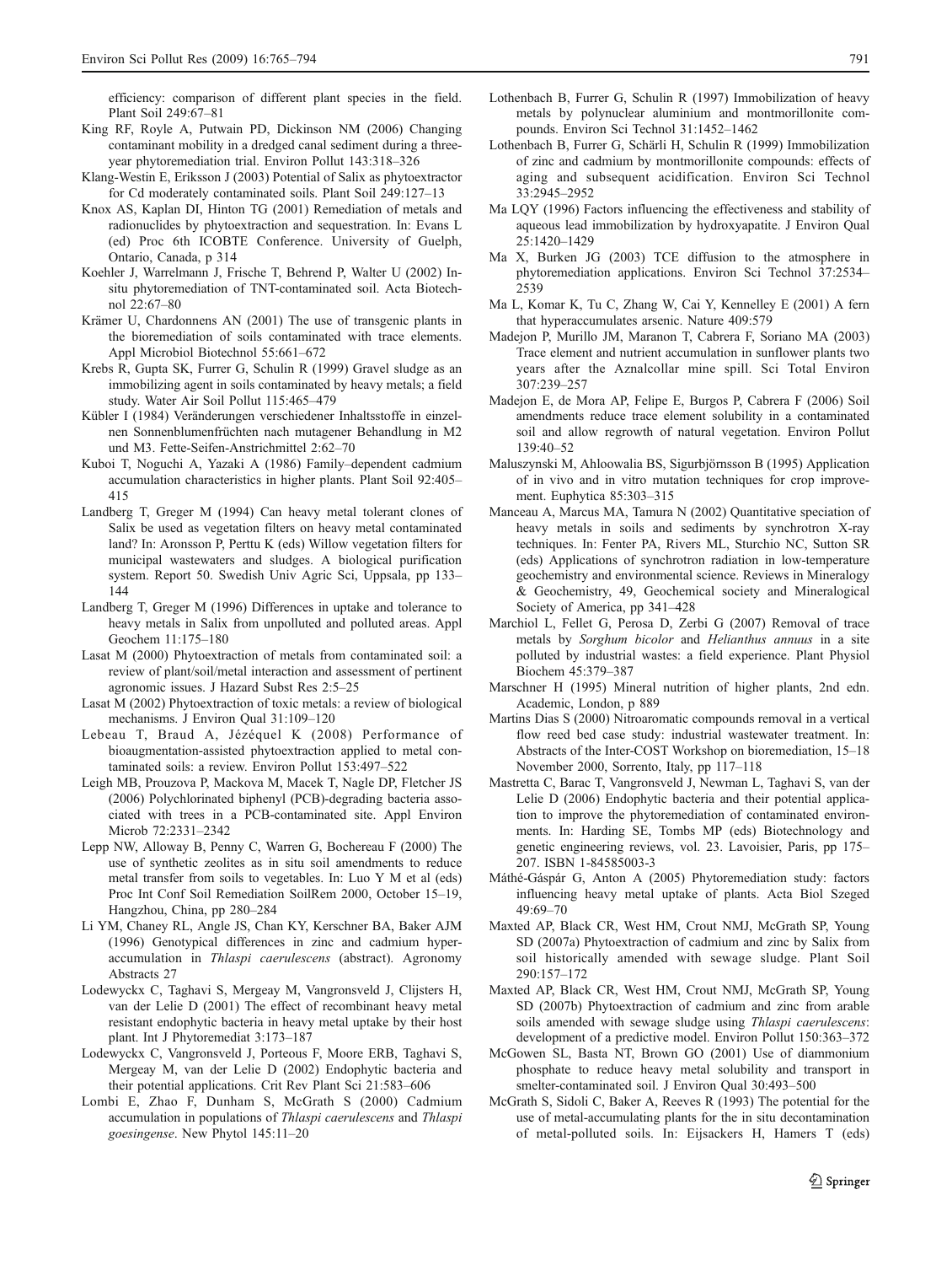efficiency: comparison of different plant species in the field. Plant Soil 249:67–81

King RF, Royle A, Putwain PD, Dickinson NM (2006) Changing contaminant mobility in a dredged canal sediment during a three-year phytoremediation trial. Environ Pollut 143:318–326

Klang-Westin E, Eriksson J (2003) Potential of Salix as phytoextractor for Cd moderately contaminated soils. Plant Soil 249:127–13

Knox AS, Kaplan DI, Hinton TG (2001) Remediation of metals and radionuclides by phytoextraction and sequestration. In: Evans L (ed) Proc 6th ICOBTE Conference. University of Guelph, Ontario, Canada, p 314

Koehler J, Warrelmann J, Frische T, Behrend P, Walter U (2002) In-situ phytoremediation of TNT-contaminated soil. Acta Biotechnol 22:67–80

Krämer U, Chardonnens AN (2001) The use of transgenic plants in the bioremediation of soils contaminated with trace elements. Appl Microbiol Biotechnol 55:661–672

Krebs R, Gupta SK, Furrer G, Schulin R (1999) Gravel sludge as an immobilizing agent in soils contaminated by heavy metals; a field study. Water Air Soil Pollut 115:465–479

Kübler I (1984) Veränderungen verschiedener Inhaltsstoffe in einzelnen Sonnenblumenfrüchten nach mutagener Behandlung in M2 und M3. Fette-Seifen-Anstrichmittel 2:62–70

Kuboi T, Noguchi A, Yazaki A (1986) Family–dependent cadmium accumulation characteristics in higher plants. Plant Soil 92:405–415

Landberg T, Greger M (1994) Can heavy metal tolerant clones of Salix be used as vegetation filters on heavy metal contaminated land? In: Aronsson P, Perttu K (eds) Willow vegetation filters for municipal wastewaters and sludges. A biological purification system. Report 50. Swedish Univ Agric Sci, Uppsala, pp 133–144

Landberg T, Greger M (1996) Differences in uptake and tolerance to heavy metals in Salix from unpolluted and polluted areas. Appl Geochem 11:175–180

Lasat M (2000) Phytoextraction of metals from contaminated soil: a review of plant/soil/metal interaction and assessment of pertinent agronomic issues. J Hazard Subst Res 2:5–25

Lasat M (2002) Phytoextraction of toxic metals: a review of biological mechanisms. J Environ Qual 31:109–120

Lebeau T, Braud A, Jézéquel K (2008) Performance of bioaugmentation-assisted phytoextraction applied to metal contaminated soils: a review. Environ Pollut 153:497–522

Leigh MB, Prouzova P, Mackova M, Macek T, Nagle DP, Fletcher JS (2006) Polychlorinated biphenyl (PCB)-degrading bacteria associated with trees in a PCB-contaminated site. Appl Environ Microb 72:2331–2342

Lepp NW, Alloway B, Penny C, Warren G, Bochereau F (2000) The use of synthetic zeolites as in situ soil amendments to reduce metal transfer from soils to vegetables. In: Luo Y M et al (eds) Proc Int Conf Soil Remediation SoilRem 2000, October 15–19, Hangzhou, China, pp 280–284

Li YM, Chaney RL, Angle JS, Chan KY, Kerschner BA, Baker AJM (1996) Genotypical differences in zinc and cadmium hyperaccumulation in *Thlaspi caerulescens* (abstract). Agronomy Abstracts 27

Lodewyckx C, Taghavi S, Mergeay M, Vangronsveld J, Clijsters H, van der Lelie D (2001) The effect of recombinant heavy metal resistant endophytic bacteria in heavy metal uptake by their host plant. Int J Phytoremediat 3:173–187

Lodewyckx C, Vangronsveld J, Porteous F, Moore ERB, Taghavi S, Mergeay M, van der Lelie D (2002) Endophytic bacteria and their potential applications. Crit Rev Plant Sci 21:583–606

Lombi E, Zhao F, Dunham S, McGrath S (2000) Cadmium accumulation in populations of *Thlaspi caerulescens* and *Thlaspi goesingense*. New Phytol 145:11–20

Lothenbach B, Furrer G, Schulin R (1997) Immobilization of heavy metals by polynuclear aluminium and montmorillonite compounds. Environ Sci Technol 31:1452–1462

Lothenbach B, Furrer G, Schärli H, Schulin R (1999) Immobilization of zinc and cadmium by montmorillonite compounds: effects of aging and subsequent acidification. Environ Sci Technol 33:2945–2952

Ma LQY (1996) Factors influencing the effectiveness and stability of aqueous lead immobilization by hydroxyapatite. J Environ Qual 25:1420–1429

Ma X, Burken JG (2003) TCE diffusion to the atmosphere in phytoremediation applications. Environ Sci Technol 37:2534–2539

Ma L, Komar K, Tu C, Zhang W, Cai Y, Kennelley E (2001) A fern that hyperaccumulates arsenic. Nature 409:579

Madejon P, Murillo JM, Maranon T, Cabrera F, Soriano MA (2003) Trace element and nutrient accumulation in sunflower plants two years after the Aznalcollar mine spill. Sci Total Environ 307:239–257

Madejon E, de Mora AP, Felipe E, Burgos P, Cabrera F (2006) Soil amendments reduce trace element solubility in a contaminated soil and allow regrowth of natural vegetation. Environ Pollut 139:40–52

Maluszynski M, Ahloowalia BS, Sigurbjörnsson B (1995) Application of in vivo and in vitro mutation techniques for crop improvement. Euphytica 85:303–315

Manceau A, Marcus MA, Tamura N (2002) Quantitative speciation of heavy metals in soils and sediments by synchrotron X-ray techniques. In: Fenter PA, Rivers ML, Sturchio NC, Sutton SR (eds) Applications of synchrotron radiation in low-temperature geochemistry and environmental science. Reviews in Mineralogy & Geochemistry, 49, Geochemical society and Mineralogical Society of America, pp 341–428

Marchiol L, Fellet G, Perosa D, Zerbi G (2007) Removal of trace metals by *Sorghum bicolor* and *Helianthus annuus* in a site polluted by industrial wastes: a field experience. Plant Physiol Biochem 45:379–387

Marschner H (1995) Mineral nutrition of higher plants, 2nd edn. Academic, London, p 889

Martins Dias S (2000) Nitroaromatic compounds removal in a vertical flow reed bed case study: industrial wastewater treatment. In: Abstracts of the Inter-COST Workshop on bioremediation, 15–18 November 2000, Sorrento, Italy, pp 117–118

Mastretta C, Barac T, Vangronsveld J, Newman L, Taghavi S, van der Lelie D (2006) Endophytic bacteria and their potential application to improve the phytoremediation of contaminated environments. In: Harding SE, Tombs MP (eds) Biotechnology and genetic engineering reviews, vol. 23. Lavoisier, Paris, pp 175–207. ISBN 1-84585003-3

Máthé-Gáspár G, Anton A (2005) Phytoremediation study: factors influencing heavy metal uptake of plants. Acta Biol Szeged 49:69–70

Maxted AP, Black CR, West HM, Crout NMJ, McGrath SP, Young SD (2007a) Phytoextraction of cadmium and zinc by Salix from soil historically amended with sewage sludge. Plant Soil 290:157–172

Maxted AP, Black CR, West HM, Crout NMJ, McGrath SP, Young SD (2007b) Phytoextraction of cadmium and zinc from arable soils amended with sewage sludge using *Thlaspi caerulescens*: development of a predictive model. Environ Pollut 150:363–372

McGowen SL, Basta NT, Brown GO (2001) Use of diammonium phosphate to reduce heavy metal solubility and transport in smelter-contaminated soil. J Environ Qual 30:493–500

McGrath S, Sidoli C, Baker A, Reeves R (1993) The potential for the use of metal-accumulating plants for the in situ decontamination of metal-polluted soils. In: Eijsackers H, Hamers T (eds)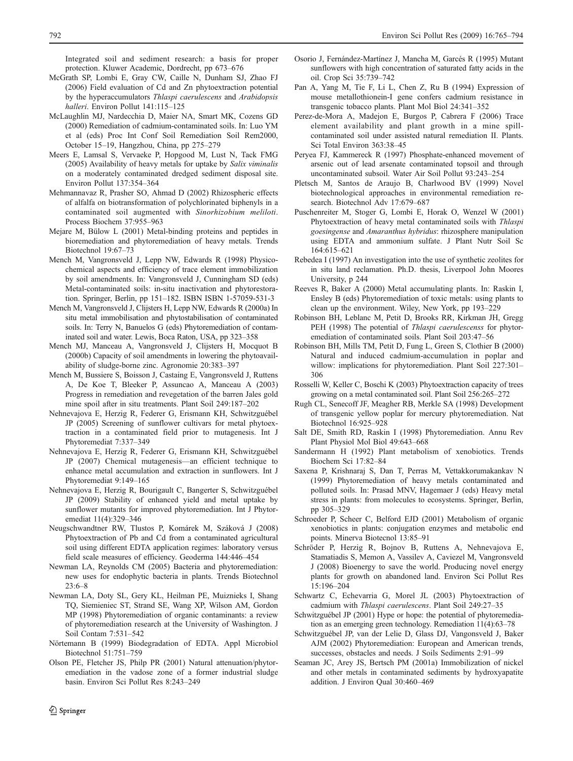Integrated soil and sediment research: a basis for proper protection. Kluwer Academic, Dordrecht, pp 673–676

McGrath SP, Lombi E, Gray CW, Caille N, Dunham SJ, Zhao FJ (2006) Field evaluation of Cd and Zn phytoextraction potential by the hyperaccumulators *Thlaspi caerulescens* and *Arabidopsis halleri*. Environ Pollut 141:115–125

McLaughlin MJ, Nardecchia D, Maier NA, Smart MK, Cozens GD (2000) Remediation of cadmium-contaminated soils. In: Luo YM et al (eds) Proc Int Conf Soil Remediation Soil Rem2000, October 15–19, Hangzhou, China, pp 275–279

Meers E, Lamsal S, Vervaeke P, Hopgood M, Lust N, Tack FMG (2005) Availability of heavy metals for uptake by *Salix viminalis* on a moderately contaminated dredged sediment disposal site. Environ Pollut 137:354–364

Mehmannavaz R, Prasher SO, Ahmad D (2002) Rhizospheric effects of alfalfa on biotransformation of polychlorinated biphenyls in a contaminated soil augmented with *Sinorhizobium meliloti*. Process Biochem 37:955–963

Mejare M, Bülow L (2001) Metal-binding proteins and peptides in bioremediation and phytoremediation of heavy metals. Trends Biotechnol 19:67–73

Mench M, Vangronsveld J, Lepp NW, Edwards R (1998) Physico-chemical aspects and efficiency of trace element immobilization by soil amendments. In: Vangronsveld J, Cunningham SD (eds) Metal-contaminated soils: in-situ inactivation and phytorestoration. Springer, Berlin, pp 151–182. ISBN ISBN 1-57059-531-3

Mench M, Vangronsveld J, Clijsters H, Lepp NW, Edwards R (2000a) In situ metal immobilisation and phytostabilisation of contaminated soils. In: Terry N, Banuelos G (eds) Phytoremediation of contaminated soil and water. Lewis, Boca Raton, USA, pp 323–358

Mench MJ, Manceau A, Vangronsveld J, Clijsters H, Mocquot B (2000b) Capacity of soil amendments in lowering the phytoavailability of sludge-borne zinc. Agronomie 20:383–397

Mench M, Bussiere S, Boisson J, Castaing E, Vangronsveld J, Ruttens A, De Koe T, Bleeker P, Assuncao A, Manceau A (2003) Progress in remediation and revegetation of the barren Jales gold mine spoil after in situ treatments. Plant Soil 249:187–202

Nehnevajova E, Herzig R, Federer G, Erismann KH, Schwitzguébel JP (2005) Screening of sunflower cultivars for metal phytoextraction in a contaminated field prior to mutagenesis. Int J Phytoremediat 7:337–349

Nehnevajova E, Herzig R, Federer G, Erismann KH, Schwitzguébel JP (2007) Chemical mutagenesis—an efficient technique to enhance metal accumulation and extraction in sunflowers. Int J Phytoremediat 9:149–165

Nehnevajova E, Herzig R, Bourigault C, Bangerter S, Schwitzguébel JP (2009) Stability of enhanced yield and metal uptake by sunflower mutants for improved phytoremediation. Int J Phytoremediat 11(4):329–346

Neugschwandtner RW, Tlustos P, Komárek M, Száková J (2008) Phytoextraction of Pb and Cd from a contaminated agricultural soil using different EDTA application regimes: laboratory versus field scale measures of efficiency. Geoderma 144:446–454

Newman LA, Reynolds CM (2005) Bacteria and phytoremediation: new uses for endophytic bacteria in plants. Trends Biotechnol 23:6–8

Newman LA, Doty SL, Gery KL, Heilman PE, Muiznieks I, Shang TQ, Siemieniec ST, Strand SE, Wang XP, Wilson AM, Gordon MP (1998) Phytoremediation of organic contaminants: a review of phytoremediation research at the University of Washington. J Soil Contam 7:531–542

Nörtemann B (1999) Biodegradation of EDTA. Appl Microbiol Biotechnol 51:751–759

Olson PE, Fletcher JS, Philp PR (2001) Natural attenuation/phytoremediation in the vadose zone of a former industrial sludge basin. Environ Sci Pollut Res 8:243–249

Osorio J, Fernández-Martínez J, Mancha M, Garcés R (1995) Mutant sunflowers with high concentration of saturated fatty acids in the oil. Crop Sci 35:739–742

Pan A, Yang M, Tie F, Li L, Chen Z, Ru B (1994) Expression of mouse metallothionein-I gene confers cadmium resistance in transgenic tobacco plants. Plant Mol Biol 24:341–352

Perez-de-Mora A, Madejon E, Burgos P, Cabrera F (2006) Trace element availability and plant growth in a mine spill-contaminated soil under assisted natural remediation II. Plants. Sci Total Environ 363:38–45

Peryea FJ, Kammereck R (1997) Phosphate-enhanced movement of arsenic out of lead arsenate contaminated topsoil and through uncontaminated subsoil. Water Air Soil Pollut 93:243–254

Pletsch M, Santos de Araujo B, Charlwood BV (1999) Novel biotechnological approaches in environmental remediation research. Biotechnol Adv 17:679–687

Puschenreiter M, Stoger G, Lombi E, Horak O, Wenzel W (2001) Phytoextraction of heavy metal contaminated soils with *Thlaspi goesingense* and *Amaranthus hybridus*: rhizosphere manipulation using EDTA and ammonium sulfate. J Plant Nutr Soil Sc 164:615–621

Rebedea I (1997) An investigation into the use of synthetic zeolites for in situ land reclamation. Ph.D. thesis, Liverpool John Moores University, p 244

Reeves R, Baker A (2000) Metal accumulating plants. In: Raskin I, Ensley B (eds) Phytoremediation of toxic metals: using plants to clean up the environment. Wiley, New York, pp 193–229

Robinson BH, Leblanc M, Petit D, Brooks RR, Kirkman JH, Gregg PEH (1998) The potential of *Thlaspi caerulescenss* for phytoremediation of contaminated soils. Plant Soil 203:47–56

Robinson BH, Mills TM, Petit D, Fung L, Green S, Clothier B (2000) Natural and induced cadmium-accumulation in poplar and willow: implications for phytoremediation. Plant Soil 227:301–306

Rosselli W, Keller C, Boschi K (2003) Phytoextraction capacity of trees growing on a metal contaminated soil. Plant Soil 256:265–272

Rugh CL, Senecoff JF, Meagher RB, Merkle SA (1998) Development of transgenic yellow poplar for mercury phytoremediation. Nat Biotechnol 16:925–928

Salt DE, Smith RD, Raskin I (1998) Phytoremediation. Annu Rev Plant Physiol Mol Biol 49:643–668

Sandermann H (1992) Plant metabolism of xenobiotics. Trends Biochem Sci 17:82–84

Saxena P, Krishnaraj S, Dan T, Perras M, Vettakkorumakankav N (1999) Phytoremediation of heavy metals contaminated and polluted soils. In: Prasad MNV, Hagemaer J (eds) Heavy metal stress in plants: from molecules to ecosystems. Springer, Berlin, pp 305–329

Schroeder P, Scheer C, Belford EJD (2001) Metabolism of organic xenobiotics in plants: conjugation enzymes and metabolic end points. Minerva Biotecnol 13:85–91

Schröder P, Herzig R, Bojnov B, Ruttens A, Nehnevajova E, Stamatiadis S, Memon A, Vassilev A, Caviezel M, Vangronsveld J (2008) Bioenergy to save the world. Producing novel energy plants for growth on abandoned land. Environ Sci Pollut Res 15:196–204

Schwartz C, Echevarria G, Morel JL (2003) Phytoextraction of cadmium with *Thlaspi caerulescens*. Plant Soil 249:27–35

Schwitzguébel JP (2001) Hype or hope: the potential of phytoremediation as an emerging green technology. Remediation 11(4):63–78

Schwitzguébel JP, van der Lelie D, Glass DJ, Vangonsveld J, Baker AJM (2002) Phytoremediation: European and American trends, successes, obstacles and needs. J Soils Sediments 2:91–99

Seaman JC, Arey JS, Bertsch PM (2001a) Immobilization of nickel and other metals in contaminated sediments by hydroxyapatite addition. J Environ Qual 30:460–469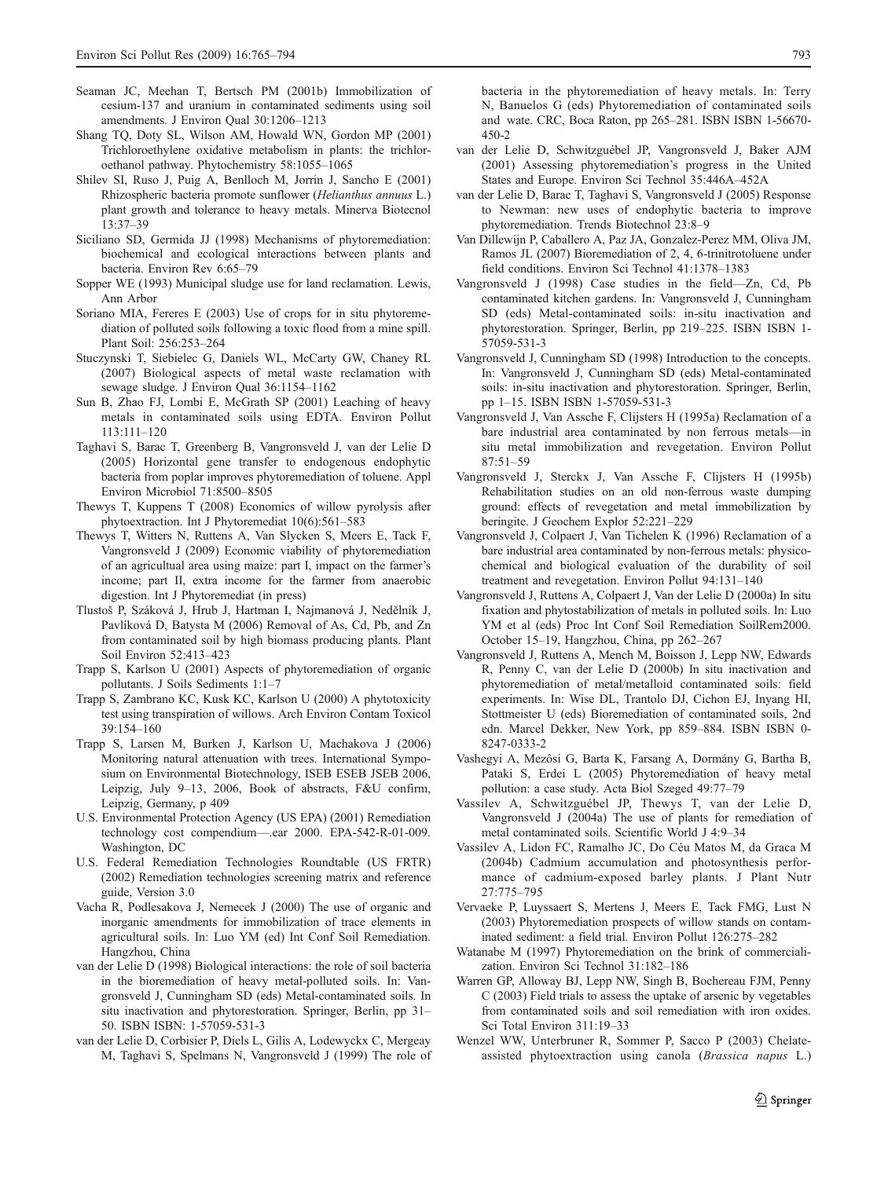Seaman JC, Meehan T, Bertsch PM (2001b) Immobilization of cesium-137 and uranium in contaminated sediments using soil amendments. J Environ Qual 30:1206–1213

Shang TQ, Doty SL, Wilson AM, Howald WN, Gordon MP (2001) Trichloroethylene oxidative metabolism in plants: the trichloroethanol pathway. Phytochemistry 58:1055–1065

Shilev SI, Ruso J, Puig A, Benlloch M, Jorrin J, Sancho E (2001) Rhizospheric bacteria promote sunflower (*Helianthus annuus* L.) plant growth and tolerance to heavy metals. Minerva Biotecnol 13:37–39

Siciliano SD, Germida JJ (1998) Mechanisms of phytoremediation: biochemical and ecological interactions between plants and bacteria. Environ Rev 6:65–79

Sopper WE (1993) Municipal sludge use for land reclamation. Lewis, Ann Arbor

Soriano MIA, Fereres E (2003) Use of crops for in situ phytoremediation of polluted soils following a toxic flood from a mine spill. Plant Soil: 256:253–264

Stuczynski T, Siebielec G, Daniels WL, McCarty GW, Chaney RL (2007) Biological aspects of metal waste reclamation with sewage sludge. J Environ Qual 36:1154–1162

Sun B, Zhao FJ, Lombi E, McGrath SP (2001) Leaching of heavy metals in contaminated soils using EDTA. Environ Pollut 113:111–120

Taghavi S, Barac T, Greenberg B, Vangronsveld J, van der Lelie D (2005) Horizontal gene transfer to endogenous endophytic bacteria from poplar improves phytoremediation of toluene. Appl Environ Microbiol 71:8500–8505

Thewys T, Kuppens T (2008) Economics of willow pyrolysis after phytoextraction. Int J Phytoremediat 10(6):561–583

Thewys T, Witters N, Ruttens A, Van Slycken S, Meers E, Tack F, Vangronsveld J (2009) Economic viability of phytoremediation of an agricultual area using maize: part I, impact on the farmer's income; part II, extra income for the farmer from anaerobic digestion. Int J Phytoremediat (in press)

Tlustoš P, Száková J, Hrub J, Hartman I, Najmanová J, Nedělník J, Pavlíková D, Batysta M (2006) Removal of As, Cd, Pb, and Zn from contaminated soil by high biomass producing plants. Plant Soil Environ 52:413–423

Trapp S, Karlson U (2001) Aspects of phytoremediation of organic pollutants. J Soils Sediments 1:1–7

Trapp S, Zambrano KC, Kusk KC, Karlson U (2000) A phytotoxicity test using transpiration of willows. Arch Environ Contam Toxicol 39:154–160

Trapp S, Larsen M, Burken J, Karlson U, Machakova J (2006) Monitoring natural attenuation with trees. International Symposium on Environmental Biotechnology, ISEB ESEB JSEB 2006, Leipzig, July 9–13, 2006, Book of abstracts, F&U confirm, Leipzig, Germany, p 409

U.S. Environmental Protection Agency (US EPA) (2001) Remediation technology cost compendium—.ear 2000. EPA-542-R-01-009. Washington, DC

U.S. Federal Remediation Technologies Roundtable (US FRTR) (2002) Remediation technologies screening matrix and reference guide, Version 3.0

Vacha R, Podlesakova J, Nemecek J (2000) The use of organic and inorganic amendments for immobilization of trace elements in agricultural soils. In: Luo YM (ed) Int Conf Soil Remediation. Hangzhou, China

van der Lelie D (1998) Biological interactions: the role of soil bacteria in the bioremediation of heavy metal-polluted soils. In: Vangronsveld J, Cunningham SD (eds) Metal-contaminated soils. In situ inactivation and phytorestoration. Springer, Berlin, pp 31–50. ISBN ISBN: 1-57059-531-3

van der Lelie D, Corbisier P, Diels L, Gilis A, Lodewyckx C, Mergeay M, Taghavi S, Spelmans N, Vangronsveld J (1999) The role of bacteria in the phytoremediation of heavy metals. In: Terry N, Banuelos G (eds) Phytoremediation of contaminated soils and wate. CRC, Boca Raton, pp 265–281. ISBN ISBN 1-56670-450-2

van der Lelie D, Schwitzguébel JP, Vangronsveld J, Baker AJM (2001) Assessing phytoremediation's progress in the United States and Europe. Environ Sci Technol 35:446A–452A

van der Lelie D, Barac T, Taghavi S, Vangronsveld J (2005) Response to Newman: new uses of endophytic bacteria to improve phytoremediation. Trends Biotechnol 23:8–9

Van Dillewijn P, Caballero A, Paz JA, Gonzalez-Perez MM, Oliva JM, Ramos JL (2007) Bioremediation of 2, 4, 6-trinitrotoluene under field conditions. Environ Sci Technol 41:1378–1383

Vangronsveld J (1998) Case studies in the field—Zn, Cd, Pb contaminated kitchen gardens. In: Vangronsveld J, Cunningham SD (eds) Metal-contaminated soils: in-situ inactivation and phytorestoration. Springer, Berlin, pp 219–225. ISBN ISBN 1-57059-531-3

Vangronsveld J, Cunningham SD (1998) Introduction to the concepts. In: Vangronsveld J, Cunningham SD (eds) Metal-contaminated soils: in-situ inactivation and phytorestoration. Springer, Berlin, pp 1–15. ISBN ISBN 1-57059-531-3

Vangronsveld J, Van Assche F, Clijsters H (1995a) Reclamation of a bare industrial area contaminated by non ferrous metals—in situ metal immobilization and revegetation. Environ Pollut 87:51–59

Vangronsveld J, Sterckx J, Van Assche F, Clijsters H (1995b) Rehabilitation studies on an old non-ferrous waste dumping ground: effects of revegetation and metal immobilization by beringite. J Geochem Explor 52:221–229

Vangronsveld J, Colpaert J, Van Tichelen K (1996) Reclamation of a bare industrial area contaminated by non-ferrous metals: physico-chemical and biological evaluation of the durability of soil treatment and revegetation. Environ Pollut 94:131–140

Vangronsveld J, Ruttens A, Colpaert J, Van der Lelie D (2000a) In situ fixation and phytostabilization of metals in polluted soils. In: Luo YM et al (eds) Proc Int Conf Soil Remediation SoilRem2000. October 15–19, Hangzhou, China, pp 262–267

Vangronsveld J, Ruttens A, Mench M, Boisson J, Lepp NW, Edwards R, Penny C, van der Lelie D (2000b) In situ inactivation and phytoremediation of metal/metalloid contaminated soils: field experiments. In: Wise DL, Trantolo DJ, Cichon EJ, Inyang HI, Stottmeister U (eds) Bioremediation of contaminated soils, 2nd edn. Marcel Dekker, New York, pp 859–884. ISBN ISBN 0-8247-0333-2

Vashegyi A, Mezôsi G, Barta K, Farsang A, Dormány G, Bartha B, Pataki S, Erdei L (2005) Phytoremediation of heavy metal pollution: a case study. Acta Biol Szeged 49:77–79

Vassilev A, Schwitzguébel JP, Thewys T, van der Lelie D, Vangronsveld J (2004a) The use of plants for remediation of metal contaminated soils. Scientific World J 4:9–34

Vassilev A, Lidon FC, Ramalho JC, Do Céu Matos M, da Graca M (2004b) Cadmium accumulation and photosynthesis performance of cadmium-exposed barley plants. J Plant Nutr 27:775–795

Vervaeke P, Luyssaert S, Mertens J, Meers E, Tack FMG, Lust N (2003) Phytoremediation prospects of willow stands on contaminated sediment: a field trial. Environ Pollut 126:275–282

Watanabe M (1997) Phytoremediation on the brink of commercialization. Environ Sci Technol 31:182–186

Warren GP, Alloway BJ, Lepp NW, Singh B, Bochereau FJM, Penny C (2003) Field trials to assess the uptake of arsenic by vegetables from contaminated soils and soil remediation with iron oxides. Sci Total Environ 311:19–33

Wenzel WW, Unterbruner R, Sommer P, Sacco P (2003) Chelate-assisted phytoextraction using canola (*Brassica napus* L.)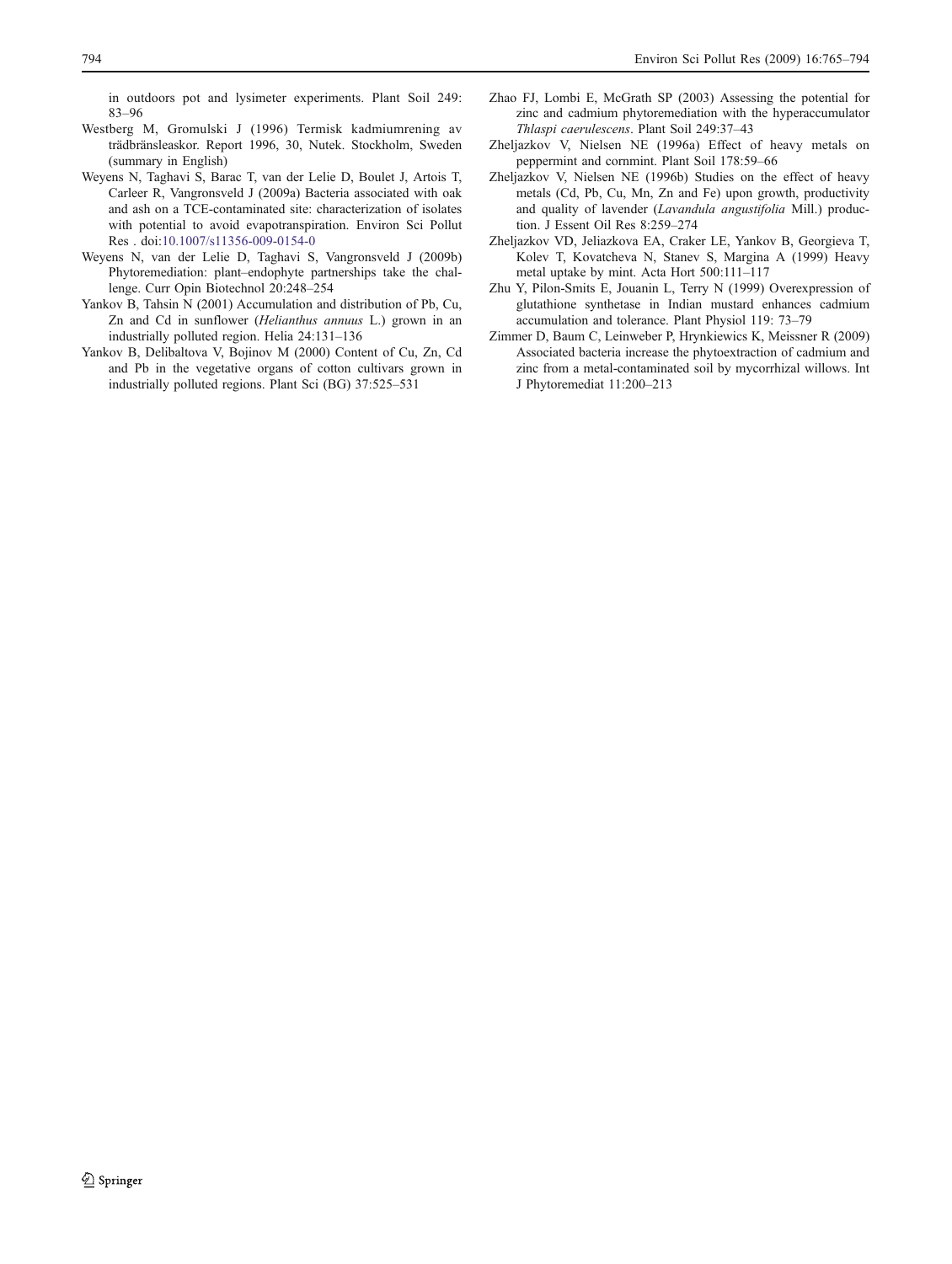in outdoors pot and lysimeter experiments. Plant Soil 249: 83–96

Westberg M, Gromulski J (1996) Termisk kadmiumrening av trädbränsleaskor. Report 1996, 30, Nutek. Stockholm, Sweden (summary in English)

Weyens N, Taghavi S, Barac T, van der Lelie D, Boulet J, Artois T, Carleer R, Vangronsveld J (2009a) Bacteria associated with oak and ash on a TCE-contaminated site: characterization of isolates with potential to avoid evapotranspiration. Environ Sci Pollut Res . doi:10.1007/s11356-009-0154-0

Weyens N, van der Lelie D, Taghavi S, Vangronsveld J (2009b) Phytoremediation: plant–endophyte partnerships take the challenge. Curr Opin Biotechnol 20:248–254

Yankov B, Tahsin N (2001) Accumulation and distribution of Pb, Cu, Zn and Cd in sunflower (*Helianthus annuus* L.) grown in an industrially polluted region. Helia 24:131–136

Yankov B, Delibaltova V, Bojinov M (2000) Content of Cu, Zn, Cd and Pb in the vegetative organs of cotton cultivars grown in industrially polluted regions. Plant Sci (BG) 37:525–531

Zhao FJ, Lombi E, McGrath SP (2003) Assessing the potential for zinc and cadmium phytoremediation with the hyperaccumulator *Thlaspi caerulescens*. Plant Soil 249:37–43

Zheljazkov V, Nielsen NE (1996a) Effect of heavy metals on peppermint and cornmint. Plant Soil 178:59–66

Zheljazkov V, Nielsen NE (1996b) Studies on the effect of heavy metals (Cd, Pb, Cu, Mn, Zn and Fe) upon growth, productivity and quality of lavender (*Lavandula angustifolia* Mill.) production. J Essent Oil Res 8:259–274

Zheljazkov VD, Jeliazkova EA, Craker LE, Yankov B, Georgieva T, Kolev T, Kovatcheva N, Stanev S, Margina A (1999) Heavy metal uptake by mint. Acta Hort 500:111–117

Zhu Y, Pilon-Smits E, Jouanin L, Terry N (1999) Overexpression of glutathione synthetase in Indian mustard enhances cadmium accumulation and tolerance. Plant Physiol 119: 73–79

Zimmer D, Baum C, Leinweber P, Hrynkiewics K, Meissner R (2009) Associated bacteria increase the phytoextraction of cadmium and zinc from a metal-contaminated soil by mycorrhizal willows. Int J Phytoremediat 11:200–213